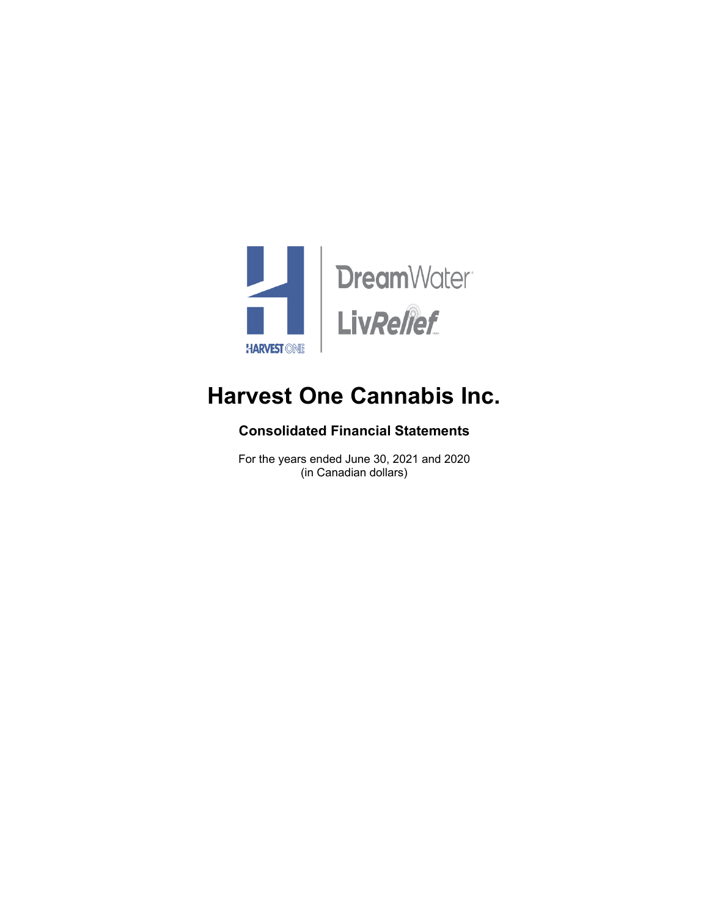# Harvest One Cannabis Inc.

## Consolidated Financial Statements

For the years ended June 30, 2021 and 2020
(in Canadian dollars)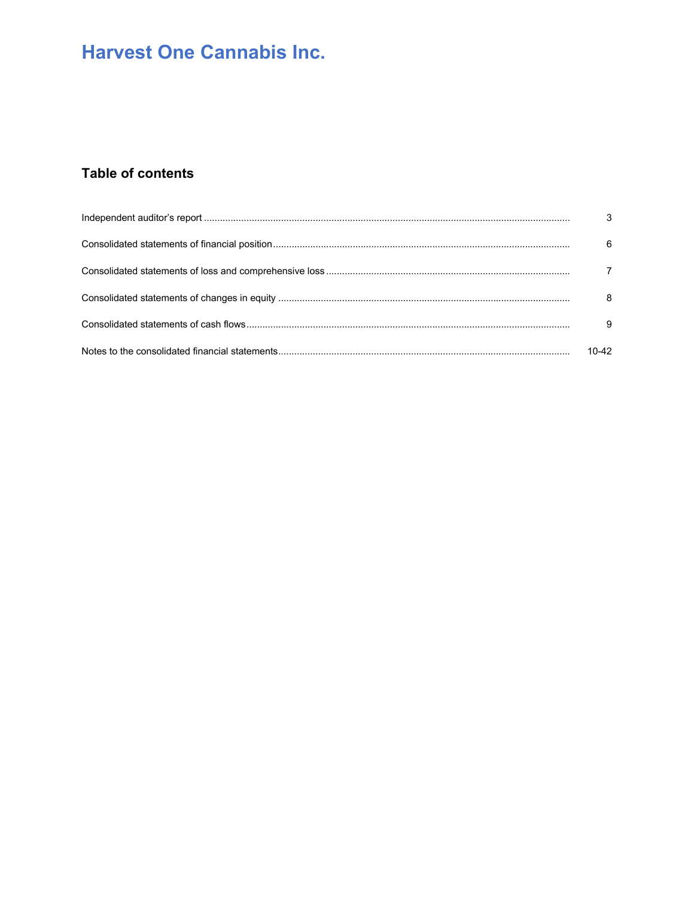# Harvest One Cannabis Inc.

## Table of contents

| | |
|---|---|
| Independent auditor's report | 3 |
| Consolidated statements of financial position | 6 |
| Consolidated statements of loss and comprehensive loss | 7 |
| Consolidated statements of changes in equity | 8 |
| Consolidated statements of cash flows | 9 |
| Notes to the consolidated financial statements | 10-42 |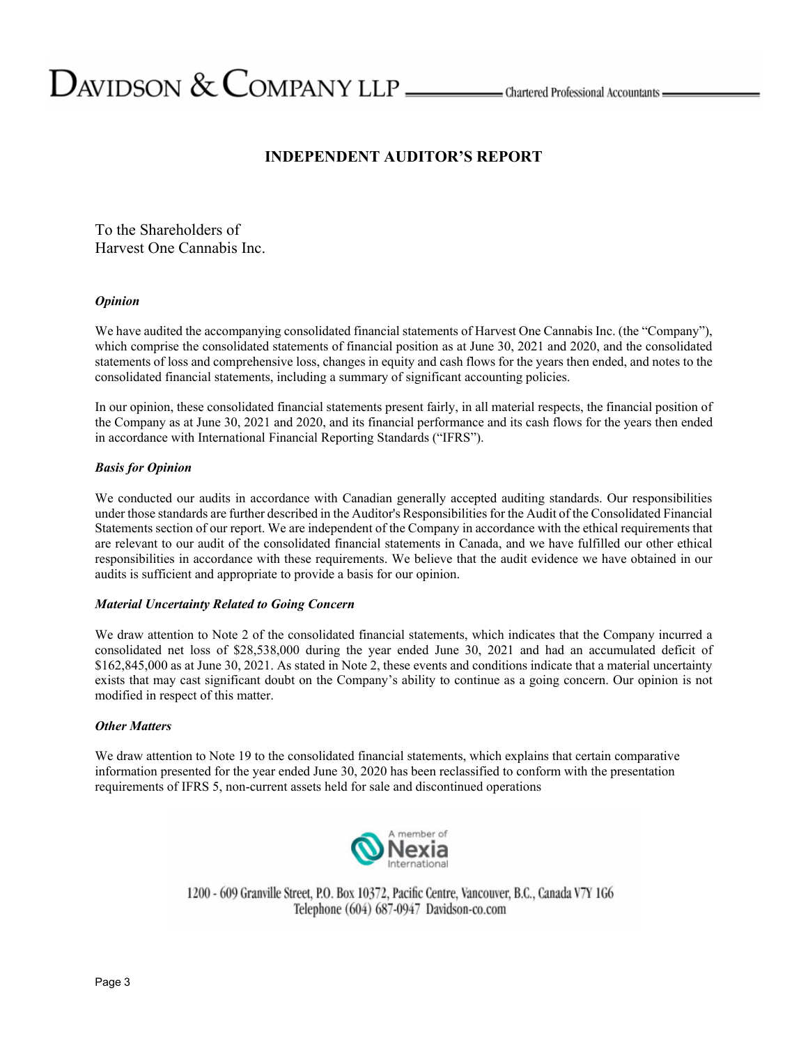DAVIDSON & COMPANY LLP — Chartered Professional Accountants

# INDEPENDENT AUDITOR'S REPORT

To the Shareholders of
Harvest One Cannabis Inc.

### *Opinion*

We have audited the accompanying consolidated financial statements of Harvest One Cannabis Inc. (the "Company"), which comprise the consolidated statements of financial position as at June 30, 2021 and 2020, and the consolidated statements of loss and comprehensive loss, changes in equity and cash flows for the years then ended, and notes to the consolidated financial statements, including a summary of significant accounting policies.

In our opinion, these consolidated financial statements present fairly, in all material respects, the financial position of the Company as at June 30, 2021 and 2020, and its financial performance and its cash flows for the years then ended in accordance with International Financial Reporting Standards ("IFRS").

### *Basis for Opinion*

We conducted our audits in accordance with Canadian generally accepted auditing standards. Our responsibilities under those standards are further described in the Auditor's Responsibilities for the Audit of the Consolidated Financial Statements section of our report. We are independent of the Company in accordance with the ethical requirements that are relevant to our audit of the consolidated financial statements in Canada, and we have fulfilled our other ethical responsibilities in accordance with these requirements. We believe that the audit evidence we have obtained in our audits is sufficient and appropriate to provide a basis for our opinion.

### *Material Uncertainty Related to Going Concern*

We draw attention to Note 2 of the consolidated financial statements, which indicates that the Company incurred a consolidated net loss of $28,538,000 during the year ended June 30, 2021 and had an accumulated deficit of $162,845,000 as at June 30, 2021. As stated in Note 2, these events and conditions indicate that a material uncertainty exists that may cast significant doubt on the Company's ability to continue as a going concern. Our opinion is not modified in respect of this matter.

### *Other Matters*

We draw attention to Note 19 to the consolidated financial statements, which explains that certain comparative information presented for the year ended June 30, 2020 has been reclassified to conform with the presentation requirements of IFRS 5, non-current assets held for sale and discontinued operations

A member of Nexia International

1200 - 609 Granville Street, P.O. Box 10372, Pacific Centre, Vancouver, B.C., Canada V7Y 1G6
Telephone (604) 687-0947 Davidson-co.com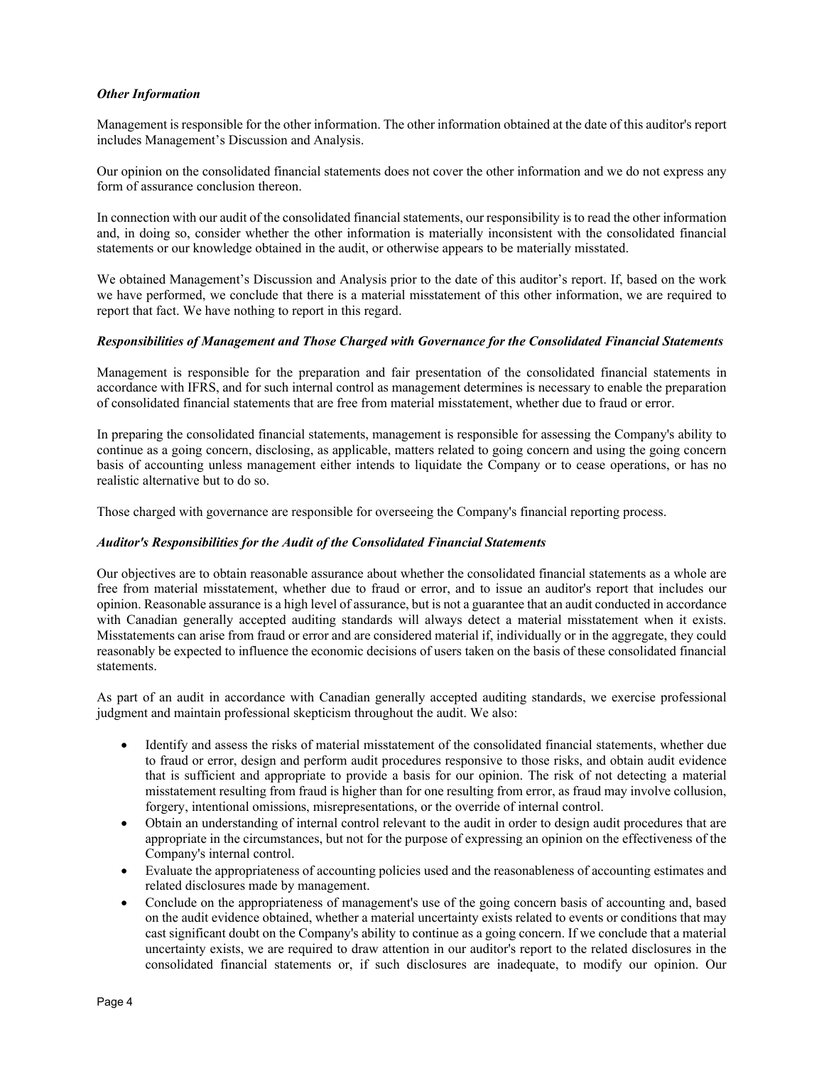***Other Information***

Management is responsible for the other information. The other information obtained at the date of this auditor's report includes Management's Discussion and Analysis.

Our opinion on the consolidated financial statements does not cover the other information and we do not express any form of assurance conclusion thereon.

In connection with our audit of the consolidated financial statements, our responsibility is to read the other information and, in doing so, consider whether the other information is materially inconsistent with the consolidated financial statements or our knowledge obtained in the audit, or otherwise appears to be materially misstated.

We obtained Management's Discussion and Analysis prior to the date of this auditor's report. If, based on the work we have performed, we conclude that there is a material misstatement of this other information, we are required to report that fact. We have nothing to report in this regard.

***Responsibilities of Management and Those Charged with Governance for the Consolidated Financial Statements***

Management is responsible for the preparation and fair presentation of the consolidated financial statements in accordance with IFRS, and for such internal control as management determines is necessary to enable the preparation of consolidated financial statements that are free from material misstatement, whether due to fraud or error.

In preparing the consolidated financial statements, management is responsible for assessing the Company's ability to continue as a going concern, disclosing, as applicable, matters related to going concern and using the going concern basis of accounting unless management either intends to liquidate the Company or to cease operations, or has no realistic alternative but to do so.

Those charged with governance are responsible for overseeing the Company's financial reporting process.

***Auditor's Responsibilities for the Audit of the Consolidated Financial Statements***

Our objectives are to obtain reasonable assurance about whether the consolidated financial statements as a whole are free from material misstatement, whether due to fraud or error, and to issue an auditor's report that includes our opinion. Reasonable assurance is a high level of assurance, but is not a guarantee that an audit conducted in accordance with Canadian generally accepted auditing standards will always detect a material misstatement when it exists. Misstatements can arise from fraud or error and are considered material if, individually or in the aggregate, they could reasonably be expected to influence the economic decisions of users taken on the basis of these consolidated financial statements.

As part of an audit in accordance with Canadian generally accepted auditing standards, we exercise professional judgment and maintain professional skepticism throughout the audit. We also:

- Identify and assess the risks of material misstatement of the consolidated financial statements, whether due to fraud or error, design and perform audit procedures responsive to those risks, and obtain audit evidence that is sufficient and appropriate to provide a basis for our opinion. The risk of not detecting a material misstatement resulting from fraud is higher than for one resulting from error, as fraud may involve collusion, forgery, intentional omissions, misrepresentations, or the override of internal control.
- Obtain an understanding of internal control relevant to the audit in order to design audit procedures that are appropriate in the circumstances, but not for the purpose of expressing an opinion on the effectiveness of the Company's internal control.
- Evaluate the appropriateness of accounting policies used and the reasonableness of accounting estimates and related disclosures made by management.
- Conclude on the appropriateness of management's use of the going concern basis of accounting and, based on the audit evidence obtained, whether a material uncertainty exists related to events or conditions that may cast significant doubt on the Company's ability to continue as a going concern. If we conclude that a material uncertainty exists, we are required to draw attention in our auditor's report to the related disclosures in the consolidated financial statements or, if such disclosures are inadequate, to modify our opinion. Our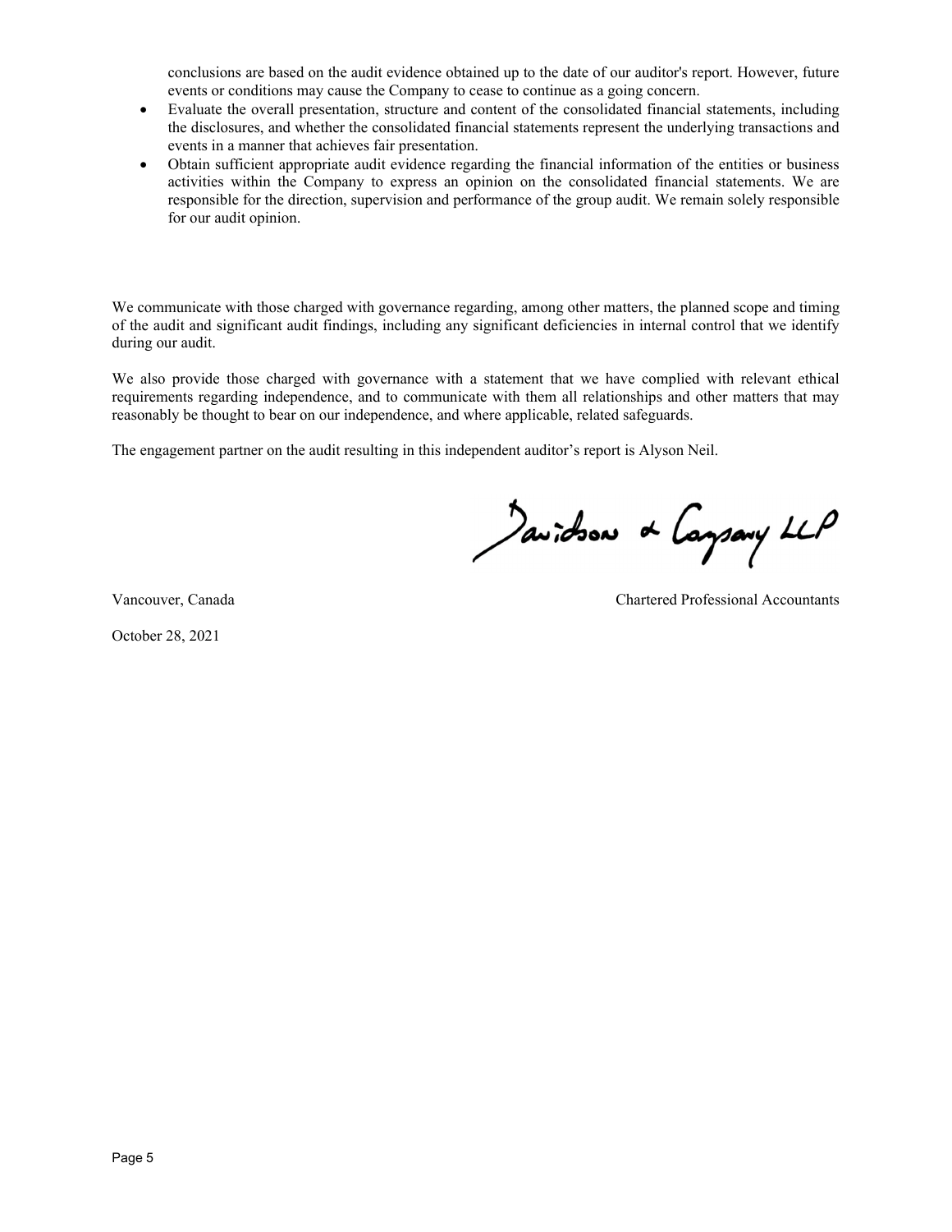conclusions are based on the audit evidence obtained up to the date of our auditor's report. However, future events or conditions may cause the Company to cease to continue as a going concern.

- Evaluate the overall presentation, structure and content of the consolidated financial statements, including the disclosures, and whether the consolidated financial statements represent the underlying transactions and events in a manner that achieves fair presentation.
- Obtain sufficient appropriate audit evidence regarding the financial information of the entities or business activities within the Company to express an opinion on the consolidated financial statements. We are responsible for the direction, supervision and performance of the group audit. We remain solely responsible for our audit opinion.

We communicate with those charged with governance regarding, among other matters, the planned scope and timing of the audit and significant audit findings, including any significant deficiencies in internal control that we identify during our audit.

We also provide those charged with governance with a statement that we have complied with relevant ethical requirements regarding independence, and to communicate with them all relationships and other matters that may reasonably be thought to bear on our independence, and where applicable, related safeguards.

The engagement partner on the audit resulting in this independent auditor's report is Alyson Neil.

Davidson & Company LLP

Vancouver, Canada

Chartered Professional Accountants

October 28, 2021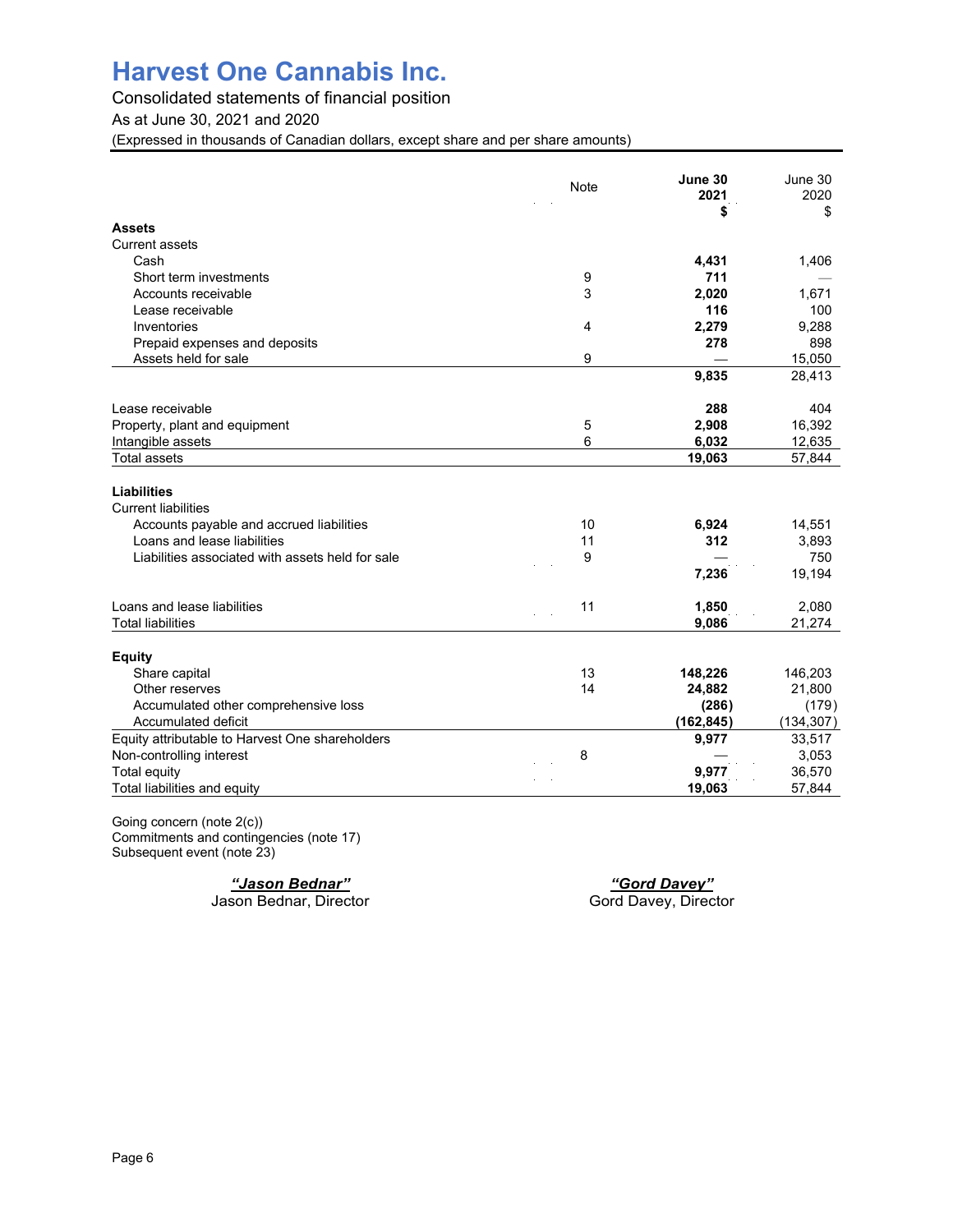# Harvest One Cannabis Inc.

Consolidated statements of financial position

As at June 30, 2021 and 2020

(Expressed in thousands of Canadian dollars, except share and per share amounts)

| | Note | **June 30 2021 $** | June 30 2020 $ |
|---|---|---|---|
| **Assets** | | | |
| Current assets | | | |
| Cash | | **4,431** | 1,406 |
| Short term investments | 9 | **711** | — |
| Accounts receivable | 3 | **2,020** | 1,671 |
| Lease receivable | | **116** | 100 |
| Inventories | 4 | **2,279** | 9,288 |
| Prepaid expenses and deposits | | **278** | 898 |
| Assets held for sale | 9 | **—** | 15,050 |
| | | **9,835** | 28,413 |
| Lease receivable | | **288** | 404 |
| Property, plant and equipment | 5 | **2,908** | 16,392 |
| Intangible assets | 6 | **6,032** | 12,635 |
| Total assets | | **19,063** | 57,844 |
| **Liabilities** | | | |
| Current liabilities | | | |
| Accounts payable and accrued liabilities | 10 | **6,924** | 14,551 |
| Loans and lease liabilities | 11 | **312** | 3,893 |
| Liabilities associated with assets held for sale | 9 | **—** | 750 |
| | | **7,236** | 19,194 |
| Loans and lease liabilities | 11 | **1,850** | 2,080 |
| Total liabilities | | **9,086** | 21,274 |
| **Equity** | | | |
| Share capital | 13 | **148,226** | 146,203 |
| Other reserves | 14 | **24,882** | 21,800 |
| Accumulated other comprehensive loss | | **(286)** | (179) |
| Accumulated deficit | | **(162,845)** | (134,307) |
| Equity attributable to Harvest One shareholders | | **9,977** | 33,517 |
| Non-controlling interest | 8 | **—** | 3,053 |
| Total equity | | **9,977** | 36,570 |
| Total liabilities and equity | | **19,063** | 57,844 |

Going concern (note 2(c))
Commitments and contingencies (note 17)
Subsequent event (note 23)

***"Jason Bednar"***
Jason Bednar, Director

***"Gord Davey"***
Gord Davey, Director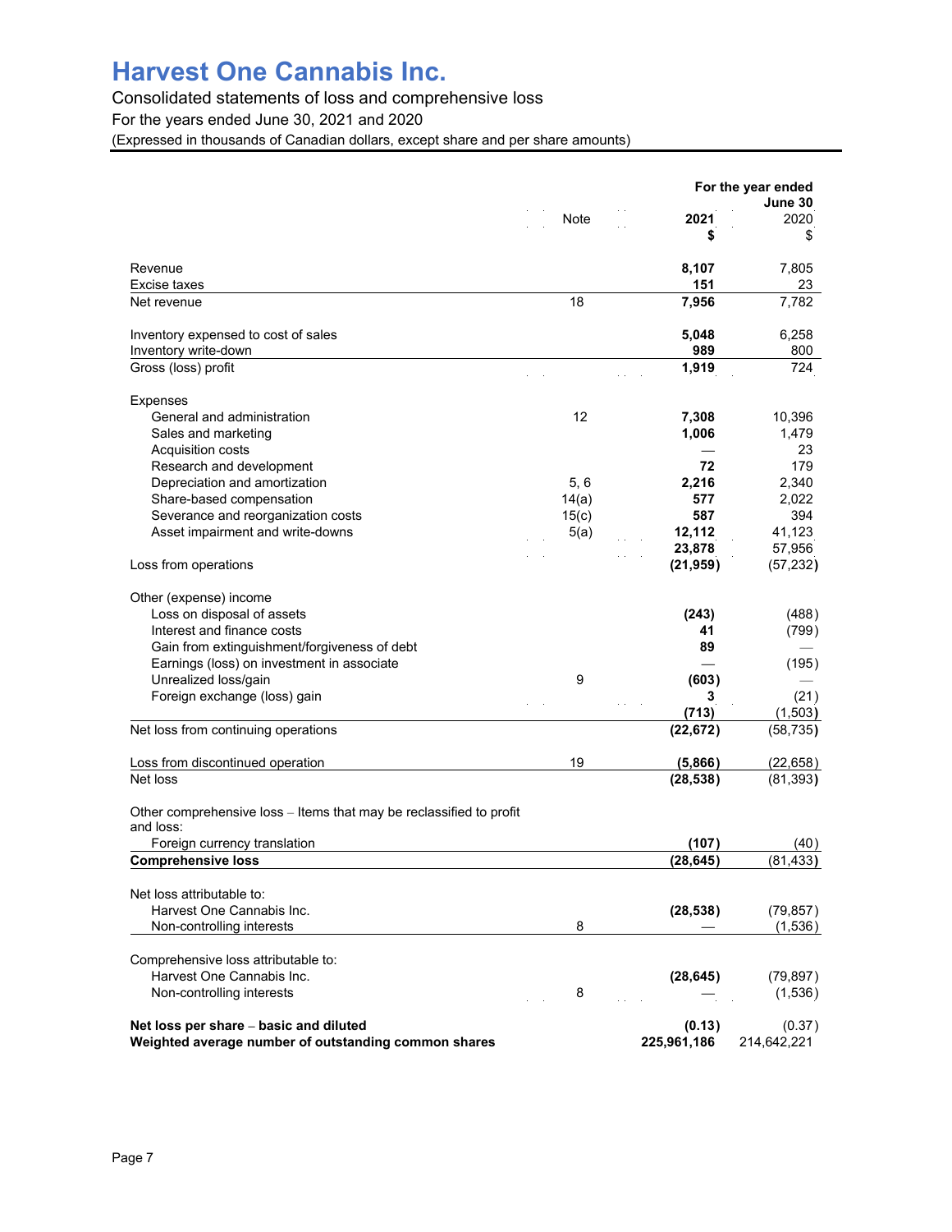# Harvest One Cannabis Inc.

Consolidated statements of loss and comprehensive loss

For the years ended June 30, 2021 and 2020

(Expressed in thousands of Canadian dollars, except share and per share amounts)

| | Note | For the year ended June 30 2021 $ | 2020 $ |
|---|---|---|---|
| Revenue | | **8,107** | 7,805 |
| Excise taxes | | **151** | 23 |
| Net revenue | 18 | **7,956** | 7,782 |
| | | | |
| Inventory expensed to cost of sales | | **5,048** | 6,258 |
| Inventory write-down | | **989** | 800 |
| Gross (loss) profit | | **1,919** | 724 |
| | | | |
| Expenses | | | |
| General and administration | 12 | **7,308** | 10,396 |
| Sales and marketing | | **1,006** | 1,479 |
| Acquisition costs | | **—** | 23 |
| Research and development | | **72** | 179 |
| Depreciation and amortization | 5, 6 | **2,216** | 2,340 |
| Share-based compensation | 14(a) | **577** | 2,022 |
| Severance and reorganization costs | 15(c) | **587** | 394 |
| Asset impairment and write-downs | 5(a) | **12,112** | 41,123 |
| | | **23,878** | 57,956 |
| Loss from operations | | **(21,959)** | (57,232) |
| | | | |
| Other (expense) income | | | |
| Loss on disposal of assets | | **(243)** | (488) |
| Interest and finance costs | | **41** | (799) |
| Gain from extinguishment/forgiveness of debt | | **89** | — |
| Earnings (loss) on investment in associate | | **—** | (195) |
| Unrealized loss/gain | 9 | **(603)** | — |
| Foreign exchange (loss) gain | | **3** | (21) |
| | | **(713)** | (1,503) |
| Net loss from continuing operations | | **(22,672)** | (58,735) |
| | | | |
| Loss from discontinued operation | 19 | **(5,866)** | (22,658) |
| Net loss | | **(28,538)** | (81,393) |
| | | | |
| Other comprehensive loss – Items that may be reclassified to profit and loss: | | | |
| Foreign currency translation | | **(107)** | (40) |
| **Comprehensive loss** | | **(28,645)** | (81,433) |
| | | | |
| Net loss attributable to: | | | |
| Harvest One Cannabis Inc. | | **(28,538)** | (79,857) |
| Non-controlling interests | 8 | **—** | (1,536) |
| | | | |
| Comprehensive loss attributable to: | | | |
| Harvest One Cannabis Inc. | | **(28,645)** | (79,897) |
| Non-controlling interests | 8 | **—** | (1,536) |
| | | | |
| **Net loss per share – basic and diluted** | | **(0.13)** | (0.37) |
| **Weighted average number of outstanding common shares** | | **225,961,186** | 214,642,221 |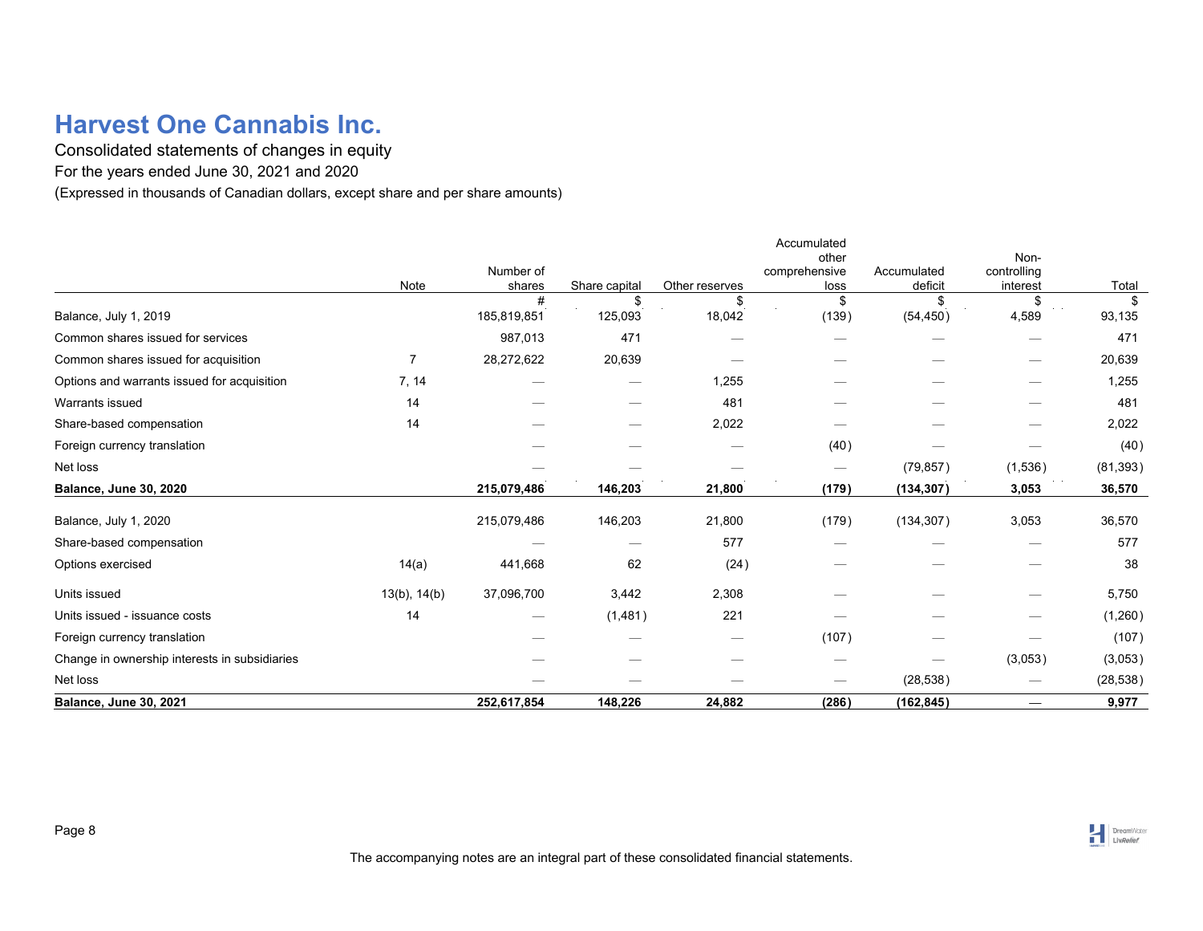# Harvest One Cannabis Inc.

Consolidated statements of changes in equity

For the years ended June 30, 2021 and 2020

(Expressed in thousands of Canadian dollars, except share and per share amounts)

| | Note | Number of shares | Share capital | Other reserves | Accumulated other comprehensive loss | Accumulated deficit | Non-controlling interest | Total |
|---|---|---|---|---|---|---|---|---|
| | | # | $ | $ | $ | $ | $ | $ |
| Balance, July 1, 2019 | | 185,819,851 | 125,093 | 18,042 | (139) | (54,450) | 4,589 | 93,135 |
| Common shares issued for services | | 987,013 | 471 | — | — | — | — | 471 |
| Common shares issued for acquisition | 7 | 28,272,622 | 20,639 | — | — | — | — | 20,639 |
| Options and warrants issued for acquisition | 7, 14 | — | — | 1,255 | — | — | — | 1,255 |
| Warrants issued | 14 | — | — | 481 | — | — | — | 481 |
| Share-based compensation | 14 | — | — | 2,022 | — | — | — | 2,022 |
| Foreign currency translation | | — | — | — | (40) | — | — | (40) |
| Net loss | | — | — | — | — | (79,857) | (1,536) | (81,393) |
| **Balance, June 30, 2020** | | **215,079,486** | **146,203** | **21,800** | **(179)** | **(134,307)** | **3,053** | **36,570** |
| Balance, July 1, 2020 | | 215,079,486 | 146,203 | 21,800 | (179) | (134,307) | 3,053 | 36,570 |
| Share-based compensation | | — | — | 577 | — | — | — | 577 |
| Options exercised | 14(a) | 441,668 | 62 | (24) | — | — | — | 38 |
| Units issued | 13(b), 14(b) | 37,096,700 | 3,442 | 2,308 | — | — | — | 5,750 |
| Units issued - issuance costs | 14 | — | (1,481) | 221 | — | — | — | (1,260) |
| Foreign currency translation | | — | — | — | (107) | — | — | (107) |
| Change in ownership interests in subsidiaries | | — | — | — | — | — | (3,053) | (3,053) |
| Net loss | | — | — | — | — | (28,538) | — | (28,538) |
| **Balance, June 30, 2021** | | **252,617,854** | **148,226** | **24,882** | **(286)** | **(162,845)** | **—** | **9,977** |

The accompanying notes are an integral part of these consolidated financial statements.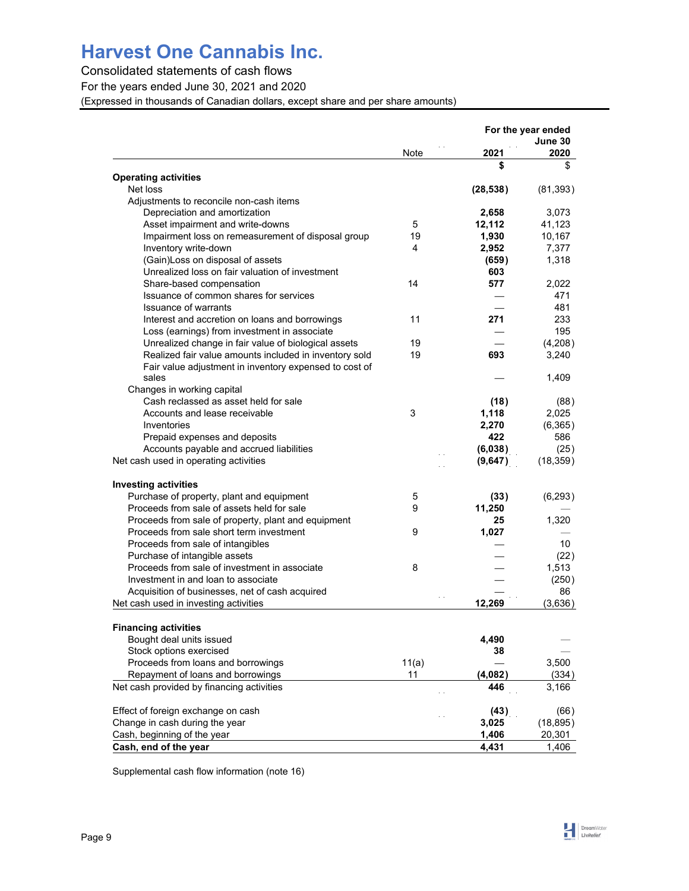# Harvest One Cannabis Inc.

Consolidated statements of cash flows

For the years ended June 30, 2021 and 2020

(Expressed in thousands of Canadian dollars, except share and per share amounts)

| | Note | 2021 | 2020 |
|---|---|---|---|
| | | **For the year ended June 30** | |
| | | **$** | $ |
| **Operating activities** | | | |
| Net loss | | **(28,538)** | (81,393) |
| Adjustments to reconcile non-cash items | | | |
| Depreciation and amortization | | **2,658** | 3,073 |
| Asset impairment and write-downs | 5 | **12,112** | 41,123 |
| Impairment loss on remeasurement of disposal group | 19 | **1,930** | 10,167 |
| Inventory write-down | 4 | **2,952** | 7,377 |
| (Gain)Loss on disposal of assets | | **(659)** | 1,318 |
| Unrealized loss on fair valuation of investment | | **603** | |
| Share-based compensation | 14 | **577** | 2,022 |
| Issuance of common shares for services | | — | 471 |
| Issuance of warrants | | — | 481 |
| Interest and accretion on loans and borrowings | 11 | **271** | 233 |
| Loss (earnings) from investment in associate | | — | 195 |
| Unrealized change in fair value of biological assets | 19 | — | (4,208) |
| Realized fair value amounts included in inventory sold | 19 | **693** | 3,240 |
| Fair value adjustment in inventory expensed to cost of sales | | — | 1,409 |
| Changes in working capital | | | |
| Cash reclassed as asset held for sale | | **(18)** | (88) |
| Accounts and lease receivable | 3 | **1,118** | 2,025 |
| Inventories | | **2,270** | (6,365) |
| Prepaid expenses and deposits | | **422** | 586 |
| Accounts payable and accrued liabilities | | **(6,038)** | (25) |
| Net cash used in operating activities | | **(9,647)** | (18,359) |
| **Investing activities** | | | |
| Purchase of property, plant and equipment | 5 | **(33)** | (6,293) |
| Proceeds from sale of assets held for sale | 9 | **11,250** | — |
| Proceeds from sale of property, plant and equipment | | **25** | 1,320 |
| Proceeds from sale short term investment | 9 | **1,027** | — |
| Proceeds from sale of intangibles | | — | 10 |
| Purchase of intangible assets | | — | (22) |
| Proceeds from sale of investment in associate | 8 | — | 1,513 |
| Investment in and loan to associate | | — | (250) |
| Acquisition of businesses, net of cash acquired | | — | 86 |
| Net cash used in investing activities | | **12,269** | (3,636) |
| **Financing activities** | | | |
| Bought deal units issued | | **4,490** | — |
| Stock options exercised | | **38** | — |
| Proceeds from loans and borrowings | 11(a) | — | 3,500 |
| Repayment of loans and borrowings | 11 | **(4,082)** | (334) |
| Net cash provided by financing activities | | **446** | 3,166 |
| Effect of foreign exchange on cash | | **(43)** | (66) |
| Change in cash during the year | | **3,025** | (18,895) |
| Cash, beginning of the year | | **1,406** | 20,301 |
| **Cash, end of the year** | | **4,431** | 1,406 |

Supplemental cash flow information (note 16)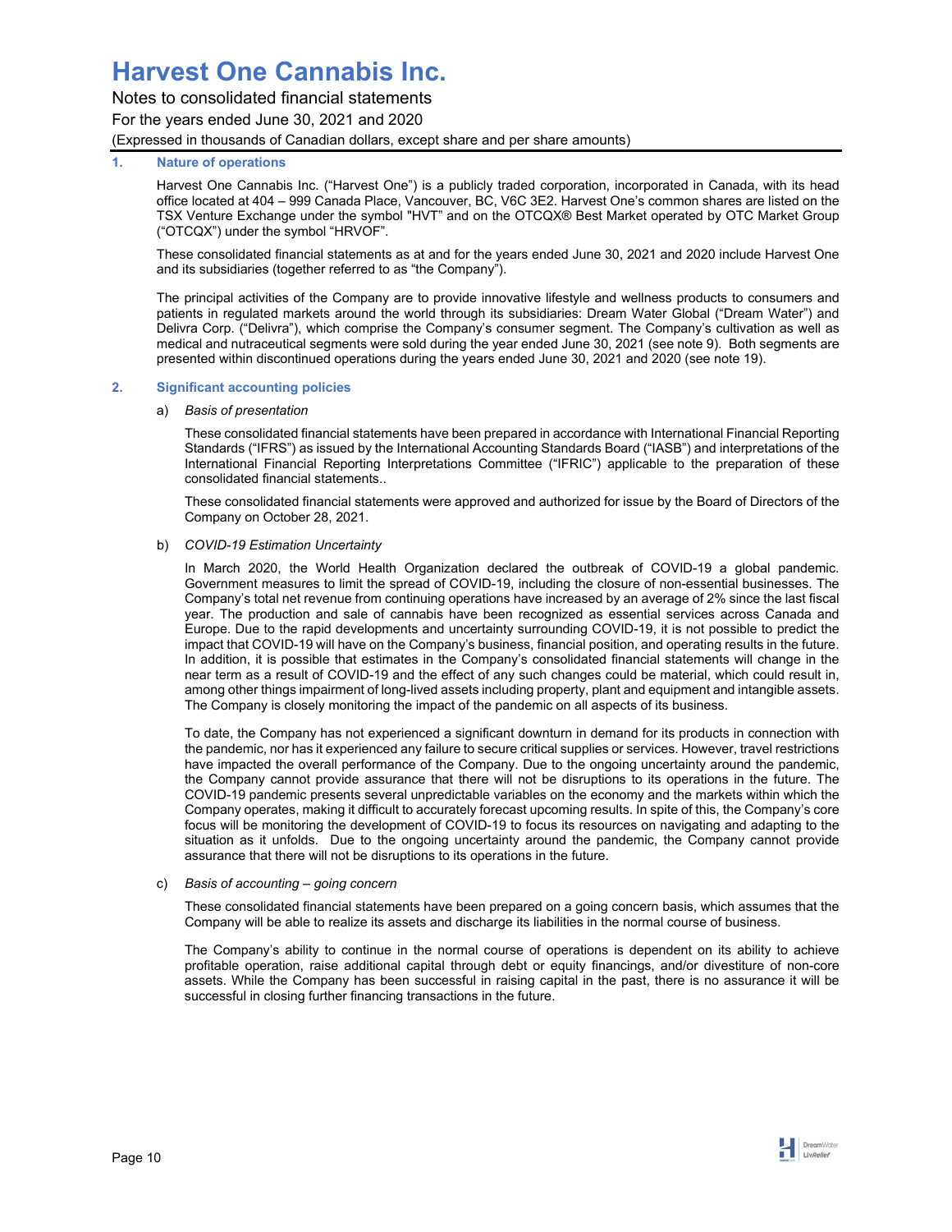## 1. Nature of operations

Harvest One Cannabis Inc. ("Harvest One") is a publicly traded corporation, incorporated in Canada, with its head office located at 404 – 999 Canada Place, Vancouver, BC, V6C 3E2. Harvest One's common shares are listed on the TSX Venture Exchange under the symbol "HVT" and on the OTCQX® Best Market operated by OTC Market Group ("OTCQX") under the symbol "HRVOF".

These consolidated financial statements as at and for the years ended June 30, 2021 and 2020 include Harvest One and its subsidiaries (together referred to as "the Company").

The principal activities of the Company are to provide innovative lifestyle and wellness products to consumers and patients in regulated markets around the world through its subsidiaries: Dream Water Global ("Dream Water") and Delivra Corp. ("Delivra"), which comprise the Company's consumer segment. The Company's cultivation as well as medical and nutraceutical segments were sold during the year ended June 30, 2021 (see note 9). Both segments are presented within discontinued operations during the years ended June 30, 2021 and 2020 (see note 19).

## 2. Significant accounting policies

a) *Basis of presentation*

These consolidated financial statements have been prepared in accordance with International Financial Reporting Standards ("IFRS") as issued by the International Accounting Standards Board ("IASB") and interpretations of the International Financial Reporting Interpretations Committee ("IFRIC") applicable to the preparation of these consolidated financial statements..

These consolidated financial statements were approved and authorized for issue by the Board of Directors of the Company on October 28, 2021.

b) *COVID-19 Estimation Uncertainty*

In March 2020, the World Health Organization declared the outbreak of COVID-19 a global pandemic. Government measures to limit the spread of COVID-19, including the closure of non-essential businesses. The Company's total net revenue from continuing operations have increased by an average of 2% since the last fiscal year. The production and sale of cannabis have been recognized as essential services across Canada and Europe. Due to the rapid developments and uncertainty surrounding COVID-19, it is not possible to predict the impact that COVID-19 will have on the Company's business, financial position, and operating results in the future. In addition, it is possible that estimates in the Company's consolidated financial statements will change in the near term as a result of COVID-19 and the effect of any such changes could be material, which could result in, among other things impairment of long-lived assets including property, plant and equipment and intangible assets. The Company is closely monitoring the impact of the pandemic on all aspects of its business.

To date, the Company has not experienced a significant downturn in demand for its products in connection with the pandemic, nor has it experienced any failure to secure critical supplies or services. However, travel restrictions have impacted the overall performance of the Company. Due to the ongoing uncertainty around the pandemic, the Company cannot provide assurance that there will not be disruptions to its operations in the future. The COVID-19 pandemic presents several unpredictable variables on the economy and the markets within which the Company operates, making it difficult to accurately forecast upcoming results. In spite of this, the Company's core focus will be monitoring the development of COVID-19 to focus its resources on navigating and adapting to the situation as it unfolds. Due to the ongoing uncertainty around the pandemic, the Company cannot provide assurance that there will not be disruptions to its operations in the future.

c) *Basis of accounting – going concern*

These consolidated financial statements have been prepared on a going concern basis, which assumes that the Company will be able to realize its assets and discharge its liabilities in the normal course of business.

The Company's ability to continue in the normal course of operations is dependent on its ability to achieve profitable operation, raise additional capital through debt or equity financings, and/or divestiture of non-core assets. While the Company has been successful in raising capital in the past, there is no assurance it will be successful in closing further financing transactions in the future.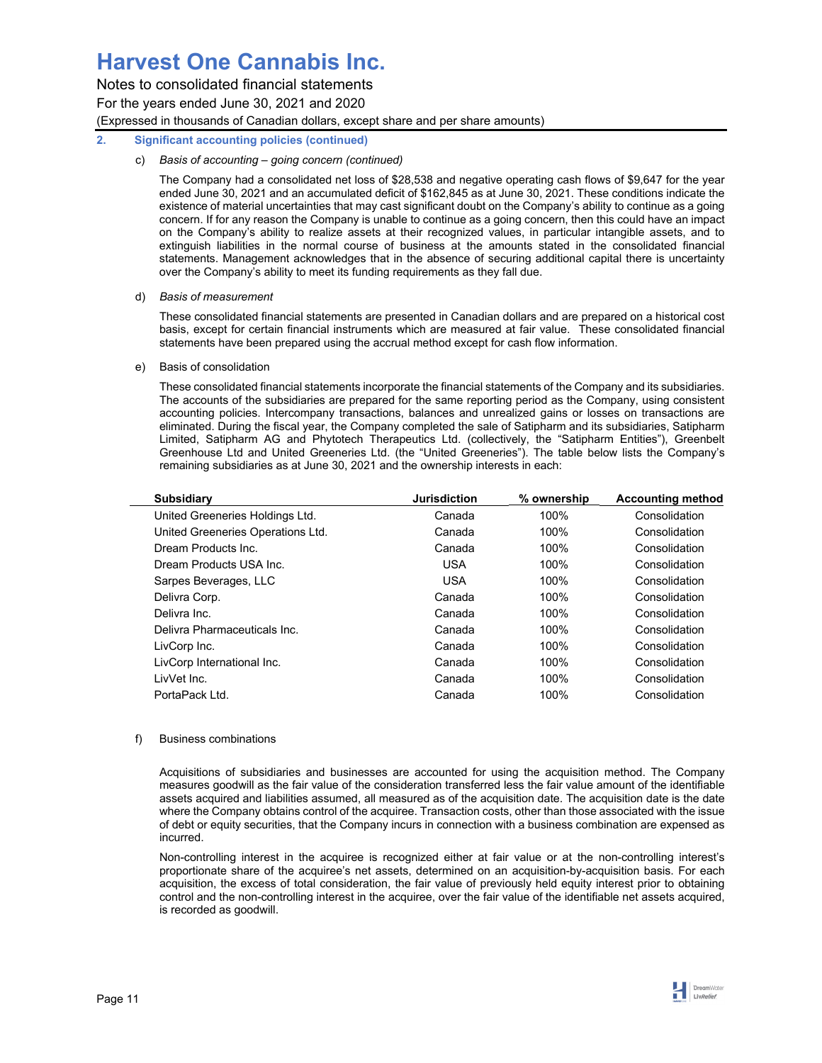## 2. Significant accounting policies (continued)

c) *Basis of accounting – going concern (continued)*

The Company had a consolidated net loss of $28,538 and negative operating cash flows of $9,647 for the year ended June 30, 2021 and an accumulated deficit of $162,845 as at June 30, 2021. These conditions indicate the existence of material uncertainties that may cast significant doubt on the Company's ability to continue as a going concern. If for any reason the Company is unable to continue as a going concern, then this could have an impact on the Company's ability to realize assets at their recognized values, in particular intangible assets, and to extinguish liabilities in the normal course of business at the amounts stated in the consolidated financial statements. Management acknowledges that in the absence of securing additional capital there is uncertainty over the Company's ability to meet its funding requirements as they fall due.

d) *Basis of measurement*

These consolidated financial statements are presented in Canadian dollars and are prepared on a historical cost basis, except for certain financial instruments which are measured at fair value. These consolidated financial statements have been prepared using the accrual method except for cash flow information.

e) Basis of consolidation

These consolidated financial statements incorporate the financial statements of the Company and its subsidiaries. The accounts of the subsidiaries are prepared for the same reporting period as the Company, using consistent accounting policies. Intercompany transactions, balances and unrealized gains or losses on transactions are eliminated. During the fiscal year, the Company completed the sale of Satipharm and its subsidiaries, Satipharm Limited, Satipharm AG and Phytotech Therapeutics Ltd. (collectively, the "Satipharm Entities"), Greenbelt Greenhouse Ltd and United Greeneries Ltd. (the "United Greeneries"). The table below lists the Company's remaining subsidiaries as at June 30, 2021 and the ownership interests in each:

| Subsidiary | Jurisdiction | % ownership | Accounting method |
|---|---|---|---|
| United Greeneries Holdings Ltd. | Canada | 100% | Consolidation |
| United Greeneries Operations Ltd. | Canada | 100% | Consolidation |
| Dream Products Inc. | Canada | 100% | Consolidation |
| Dream Products USA Inc. | USA | 100% | Consolidation |
| Sarpes Beverages, LLC | USA | 100% | Consolidation |
| Delivra Corp. | Canada | 100% | Consolidation |
| Delivra Inc. | Canada | 100% | Consolidation |
| Delivra Pharmaceuticals Inc. | Canada | 100% | Consolidation |
| LivCorp Inc. | Canada | 100% | Consolidation |
| LivCorp International Inc. | Canada | 100% | Consolidation |
| LivVet Inc. | Canada | 100% | Consolidation |
| PortaPack Ltd. | Canada | 100% | Consolidation |

f) Business combinations

Acquisitions of subsidiaries and businesses are accounted for using the acquisition method. The Company measures goodwill as the fair value of the consideration transferred less the fair value amount of the identifiable assets acquired and liabilities assumed, all measured as of the acquisition date. The acquisition date is the date where the Company obtains control of the acquiree. Transaction costs, other than those associated with the issue of debt or equity securities, that the Company incurs in connection with a business combination are expensed as incurred.

Non-controlling interest in the acquiree is recognized either at fair value or at the non-controlling interest's proportionate share of the acquiree's net assets, determined on an acquisition-by-acquisition basis. For each acquisition, the excess of total consideration, the fair value of previously held equity interest prior to obtaining control and the non-controlling interest in the acquiree, over the fair value of the identifiable net assets acquired, is recorded as goodwill.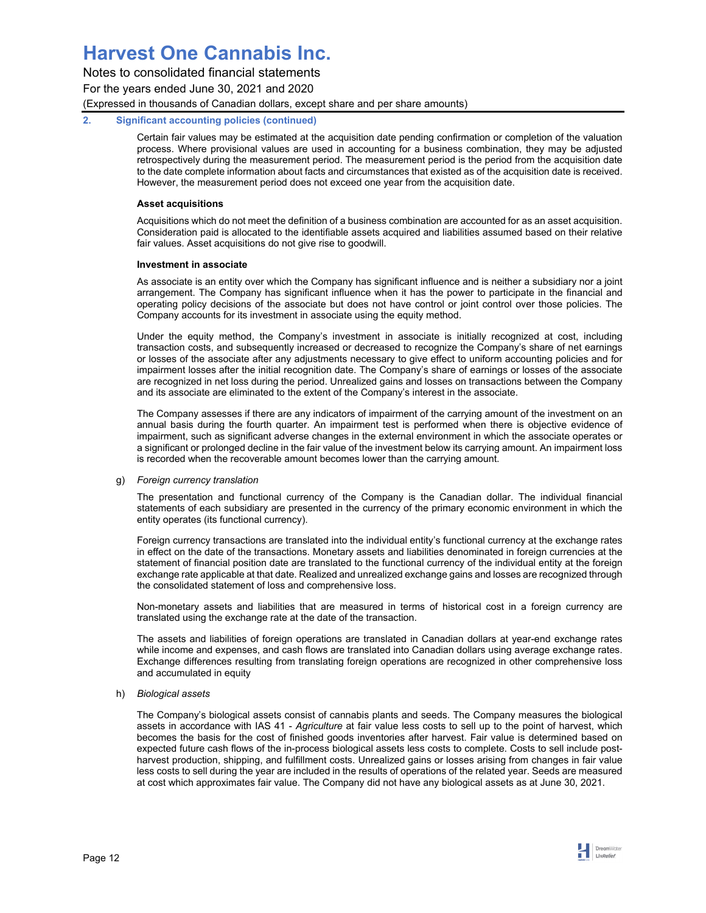### 2. Significant accounting policies (continued)

Certain fair values may be estimated at the acquisition date pending confirmation or completion of the valuation process. Where provisional values are used in accounting for a business combination, they may be adjusted retrospectively during the measurement period. The measurement period is the period from the acquisition date to the date complete information about facts and circumstances that existed as of the acquisition date is received. However, the measurement period does not exceed one year from the acquisition date.

**Asset acquisitions**

Acquisitions which do not meet the definition of a business combination are accounted for as an asset acquisition. Consideration paid is allocated to the identifiable assets acquired and liabilities assumed based on their relative fair values. Asset acquisitions do not give rise to goodwill.

**Investment in associate**

As associate is an entity over which the Company has significant influence and is neither a subsidiary nor a joint arrangement. The Company has significant influence when it has the power to participate in the financial and operating policy decisions of the associate but does not have control or joint control over those policies. The Company accounts for its investment in associate using the equity method.

Under the equity method, the Company's investment in associate is initially recognized at cost, including transaction costs, and subsequently increased or decreased to recognize the Company's share of net earnings or losses of the associate after any adjustments necessary to give effect to uniform accounting policies and for impairment losses after the initial recognition date. The Company's share of earnings or losses of the associate are recognized in net loss during the period. Unrealized gains and losses on transactions between the Company and its associate are eliminated to the extent of the Company's interest in the associate.

The Company assesses if there are any indicators of impairment of the carrying amount of the investment on an annual basis during the fourth quarter. An impairment test is performed when there is objective evidence of impairment, such as significant adverse changes in the external environment in which the associate operates or a significant or prolonged decline in the fair value of the investment below its carrying amount. An impairment loss is recorded when the recoverable amount becomes lower than the carrying amount.

g) *Foreign currency translation*

The presentation and functional currency of the Company is the Canadian dollar. The individual financial statements of each subsidiary are presented in the currency of the primary economic environment in which the entity operates (its functional currency).

Foreign currency transactions are translated into the individual entity's functional currency at the exchange rates in effect on the date of the transactions. Monetary assets and liabilities denominated in foreign currencies at the statement of financial position date are translated to the functional currency of the individual entity at the foreign exchange rate applicable at that date. Realized and unrealized exchange gains and losses are recognized through the consolidated statement of loss and comprehensive loss.

Non-monetary assets and liabilities that are measured in terms of historical cost in a foreign currency are translated using the exchange rate at the date of the transaction.

The assets and liabilities of foreign operations are translated in Canadian dollars at year-end exchange rates while income and expenses, and cash flows are translated into Canadian dollars using average exchange rates. Exchange differences resulting from translating foreign operations are recognized in other comprehensive loss and accumulated in equity

h) *Biological assets*

The Company's biological assets consist of cannabis plants and seeds. The Company measures the biological assets in accordance with IAS 41 - *Agriculture* at fair value less costs to sell up to the point of harvest, which becomes the basis for the cost of finished goods inventories after harvest. Fair value is determined based on expected future cash flows of the in-process biological assets less costs to complete. Costs to sell include post-harvest production, shipping, and fulfillment costs. Unrealized gains or losses arising from changes in fair value less costs to sell during the year are included in the results of operations of the related year. Seeds are measured at cost which approximates fair value. The Company did not have any biological assets as at June 30, 2021.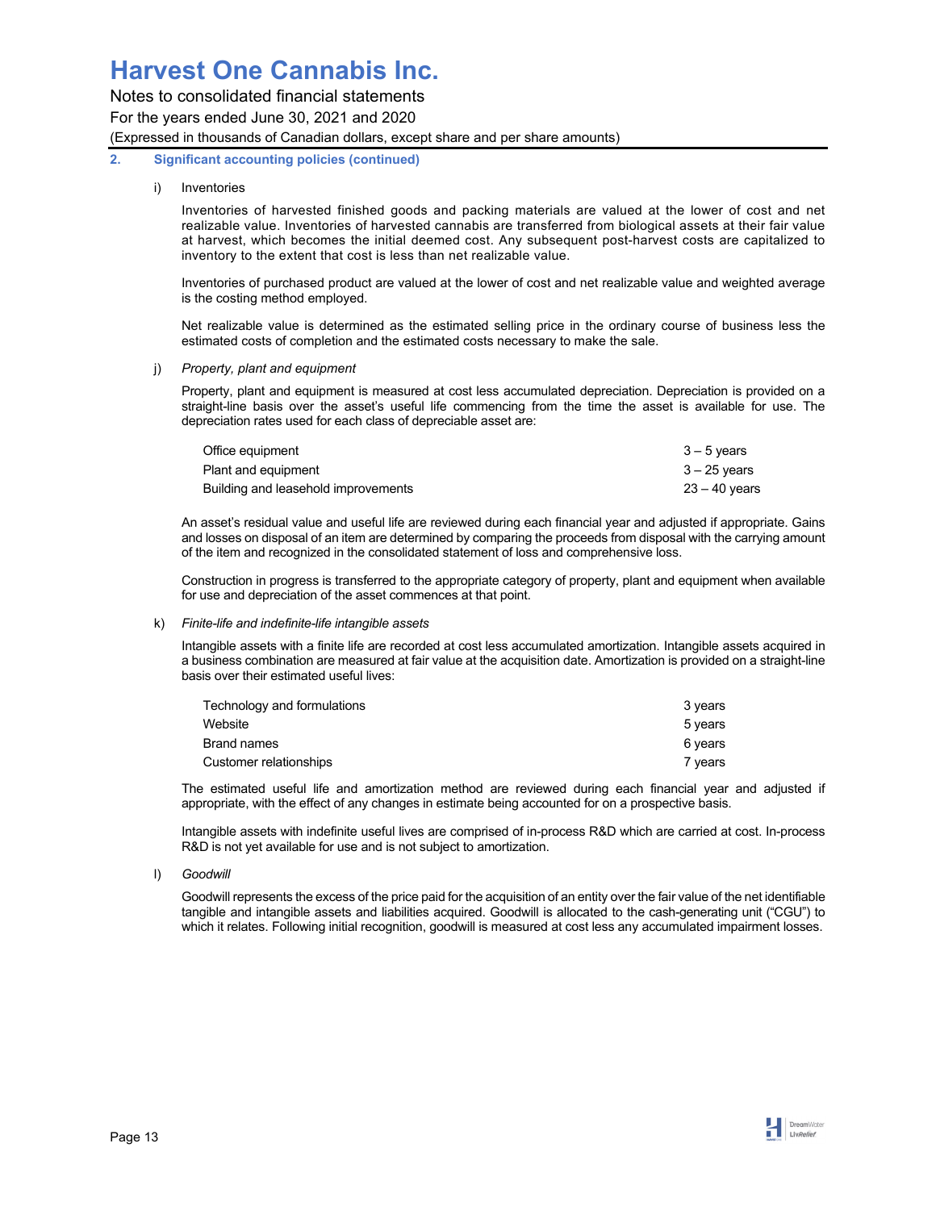## 2. Significant accounting policies (continued)

i) Inventories

Inventories of harvested finished goods and packing materials are valued at the lower of cost and net realizable value. Inventories of harvested cannabis are transferred from biological assets at their fair value at harvest, which becomes the initial deemed cost. Any subsequent post-harvest costs are capitalized to inventory to the extent that cost is less than net realizable value.

Inventories of purchased product are valued at the lower of cost and net realizable value and weighted average is the costing method employed.

Net realizable value is determined as the estimated selling price in the ordinary course of business less the estimated costs of completion and the estimated costs necessary to make the sale.

j) *Property, plant and equipment*

Property, plant and equipment is measured at cost less accumulated depreciation. Depreciation is provided on a straight-line basis over the asset's useful life commencing from the time the asset is available for use. The depreciation rates used for each class of depreciable asset are:

| | |
|---|---|
| Office equipment | 3 – 5 years |
| Plant and equipment | 3 – 25 years |
| Building and leasehold improvements | 23 – 40 years |

An asset's residual value and useful life are reviewed during each financial year and adjusted if appropriate. Gains and losses on disposal of an item are determined by comparing the proceeds from disposal with the carrying amount of the item and recognized in the consolidated statement of loss and comprehensive loss.

Construction in progress is transferred to the appropriate category of property, plant and equipment when available for use and depreciation of the asset commences at that point.

k) *Finite-life and indefinite-life intangible assets*

Intangible assets with a finite life are recorded at cost less accumulated amortization. Intangible assets acquired in a business combination are measured at fair value at the acquisition date. Amortization is provided on a straight-line basis over their estimated useful lives:

| | |
|---|---|
| Technology and formulations | 3 years |
| Website | 5 years |
| Brand names | 6 years |
| Customer relationships | 7 years |

The estimated useful life and amortization method are reviewed during each financial year and adjusted if appropriate, with the effect of any changes in estimate being accounted for on a prospective basis.

Intangible assets with indefinite useful lives are comprised of in-process R&D which are carried at cost. In-process R&D is not yet available for use and is not subject to amortization.

l) *Goodwill*

Goodwill represents the excess of the price paid for the acquisition of an entity over the fair value of the net identifiable tangible and intangible assets and liabilities acquired. Goodwill is allocated to the cash-generating unit ("CGU") to which it relates. Following initial recognition, goodwill is measured at cost less any accumulated impairment losses.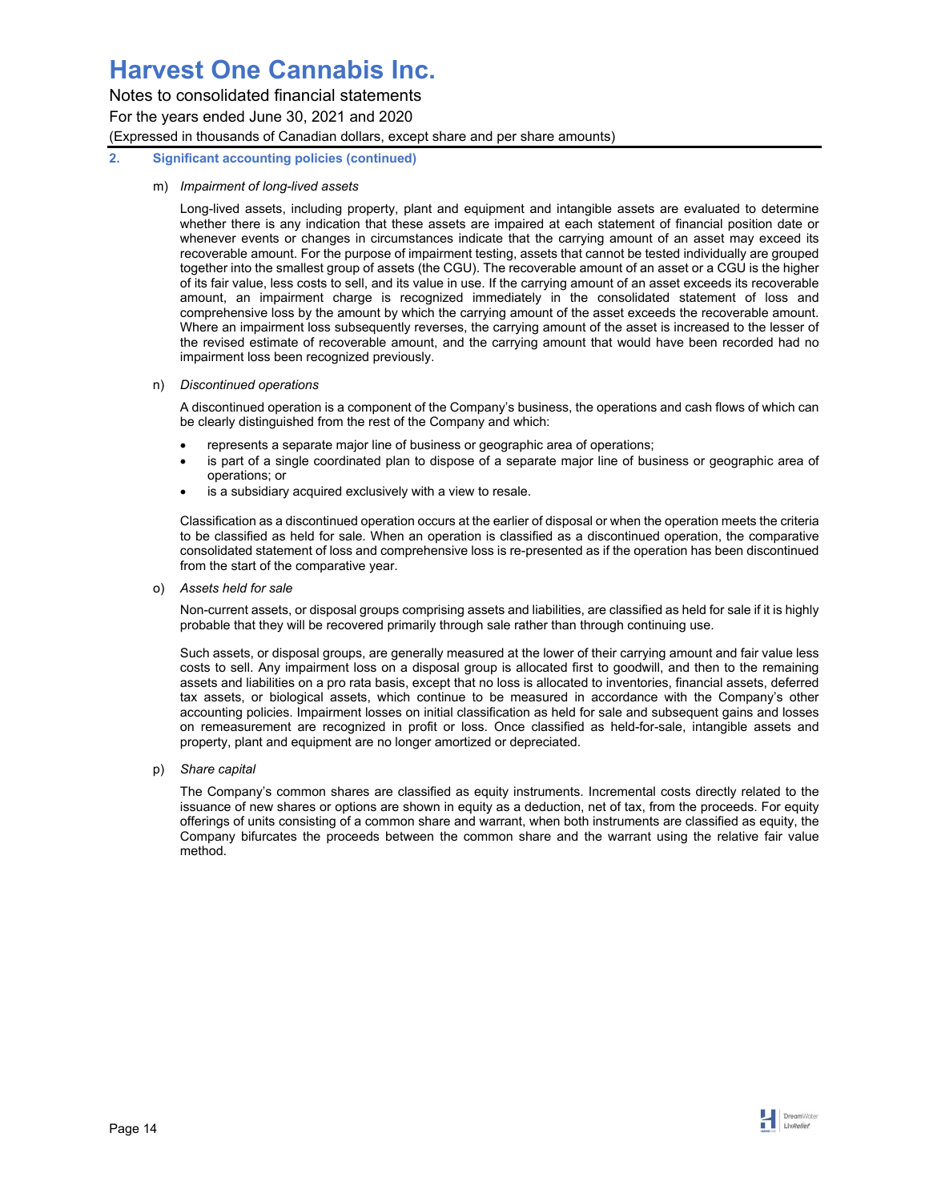## 2. Significant accounting policies (continued)

m) *Impairment of long-lived assets*

Long-lived assets, including property, plant and equipment and intangible assets are evaluated to determine whether there is any indication that these assets are impaired at each statement of financial position date or whenever events or changes in circumstances indicate that the carrying amount of an asset may exceed its recoverable amount. For the purpose of impairment testing, assets that cannot be tested individually are grouped together into the smallest group of assets (the CGU). The recoverable amount of an asset or a CGU is the higher of its fair value, less costs to sell, and its value in use. If the carrying amount of an asset exceeds its recoverable amount, an impairment charge is recognized immediately in the consolidated statement of loss and comprehensive loss by the amount by which the carrying amount of the asset exceeds the recoverable amount. Where an impairment loss subsequently reverses, the carrying amount of the asset is increased to the lesser of the revised estimate of recoverable amount, and the carrying amount that would have been recorded had no impairment loss been recognized previously.

n) *Discontinued operations*

A discontinued operation is a component of the Company's business, the operations and cash flows of which can be clearly distinguished from the rest of the Company and which:

- represents a separate major line of business or geographic area of operations;
- is part of a single coordinated plan to dispose of a separate major line of business or geographic area of operations; or
- is a subsidiary acquired exclusively with a view to resale.

Classification as a discontinued operation occurs at the earlier of disposal or when the operation meets the criteria to be classified as held for sale. When an operation is classified as a discontinued operation, the comparative consolidated statement of loss and comprehensive loss is re-presented as if the operation has been discontinued from the start of the comparative year.

o) *Assets held for sale*

Non-current assets, or disposal groups comprising assets and liabilities, are classified as held for sale if it is highly probable that they will be recovered primarily through sale rather than through continuing use.

Such assets, or disposal groups, are generally measured at the lower of their carrying amount and fair value less costs to sell. Any impairment loss on a disposal group is allocated first to goodwill, and then to the remaining assets and liabilities on a pro rata basis, except that no loss is allocated to inventories, financial assets, deferred tax assets, or biological assets, which continue to be measured in accordance with the Company's other accounting policies. Impairment losses on initial classification as held for sale and subsequent gains and losses on remeasurement are recognized in profit or loss. Once classified as held-for-sale, intangible assets and property, plant and equipment are no longer amortized or depreciated.

p) *Share capital*

The Company's common shares are classified as equity instruments. Incremental costs directly related to the issuance of new shares or options are shown in equity as a deduction, net of tax, from the proceeds. For equity offerings of units consisting of a common share and warrant, when both instruments are classified as equity, the Company bifurcates the proceeds between the common share and the warrant using the relative fair value method.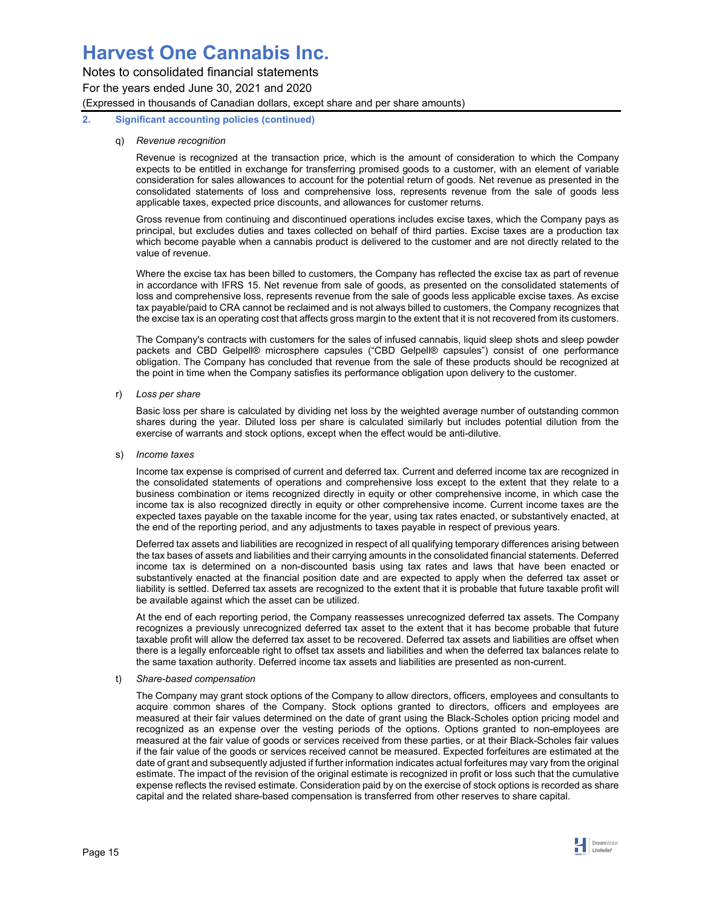## 2. Significant accounting policies (continued)

q) *Revenue recognition*

Revenue is recognized at the transaction price, which is the amount of consideration to which the Company expects to be entitled in exchange for transferring promised goods to a customer, with an element of variable consideration for sales allowances to account for the potential return of goods. Net revenue as presented in the consolidated statements of loss and comprehensive loss, represents revenue from the sale of goods less applicable taxes, expected price discounts, and allowances for customer returns.

Gross revenue from continuing and discontinued operations includes excise taxes, which the Company pays as principal, but excludes duties and taxes collected on behalf of third parties. Excise taxes are a production tax which become payable when a cannabis product is delivered to the customer and are not directly related to the value of revenue.

Where the excise tax has been billed to customers, the Company has reflected the excise tax as part of revenue in accordance with IFRS 15. Net revenue from sale of goods, as presented on the consolidated statements of loss and comprehensive loss, represents revenue from the sale of goods less applicable excise taxes. As excise tax payable/paid to CRA cannot be reclaimed and is not always billed to customers, the Company recognizes that the excise tax is an operating cost that affects gross margin to the extent that it is not recovered from its customers.

The Company's contracts with customers for the sales of infused cannabis, liquid sleep shots and sleep powder packets and CBD Gelpell® microsphere capsules ("CBD Gelpell® capsules") consist of one performance obligation. The Company has concluded that revenue from the sale of these products should be recognized at the point in time when the Company satisfies its performance obligation upon delivery to the customer.

r) *Loss per share*

Basic loss per share is calculated by dividing net loss by the weighted average number of outstanding common shares during the year. Diluted loss per share is calculated similarly but includes potential dilution from the exercise of warrants and stock options, except when the effect would be anti-dilutive.

s) *Income taxes*

Income tax expense is comprised of current and deferred tax. Current and deferred income tax are recognized in the consolidated statements of operations and comprehensive loss except to the extent that they relate to a business combination or items recognized directly in equity or other comprehensive income, in which case the income tax is also recognized directly in equity or other comprehensive income. Current income taxes are the expected taxes payable on the taxable income for the year, using tax rates enacted, or substantively enacted, at the end of the reporting period, and any adjustments to taxes payable in respect of previous years.

Deferred tax assets and liabilities are recognized in respect of all qualifying temporary differences arising between the tax bases of assets and liabilities and their carrying amounts in the consolidated financial statements. Deferred income tax is determined on a non-discounted basis using tax rates and laws that have been enacted or substantively enacted at the financial position date and are expected to apply when the deferred tax asset or liability is settled. Deferred tax assets are recognized to the extent that it is probable that future taxable profit will be available against which the asset can be utilized.

At the end of each reporting period, the Company reassesses unrecognized deferred tax assets. The Company recognizes a previously unrecognized deferred tax asset to the extent that it has become probable that future taxable profit will allow the deferred tax asset to be recovered. Deferred tax assets and liabilities are offset when there is a legally enforceable right to offset tax assets and liabilities and when the deferred tax balances relate to the same taxation authority. Deferred income tax assets and liabilities are presented as non-current.

t) *Share-based compensation*

The Company may grant stock options of the Company to allow directors, officers, employees and consultants to acquire common shares of the Company. Stock options granted to directors, officers and employees are measured at their fair values determined on the date of grant using the Black-Scholes option pricing model and recognized as an expense over the vesting periods of the options. Options granted to non-employees are measured at the fair value of goods or services received from these parties, or at their Black-Scholes fair values if the fair value of the goods or services received cannot be measured. Expected forfeitures are estimated at the date of grant and subsequently adjusted if further information indicates actual forfeitures may vary from the original estimate. The impact of the revision of the original estimate is recognized in profit or loss such that the cumulative expense reflects the revised estimate. Consideration paid by on the exercise of stock options is recorded as share capital and the related share-based compensation is transferred from other reserves to share capital.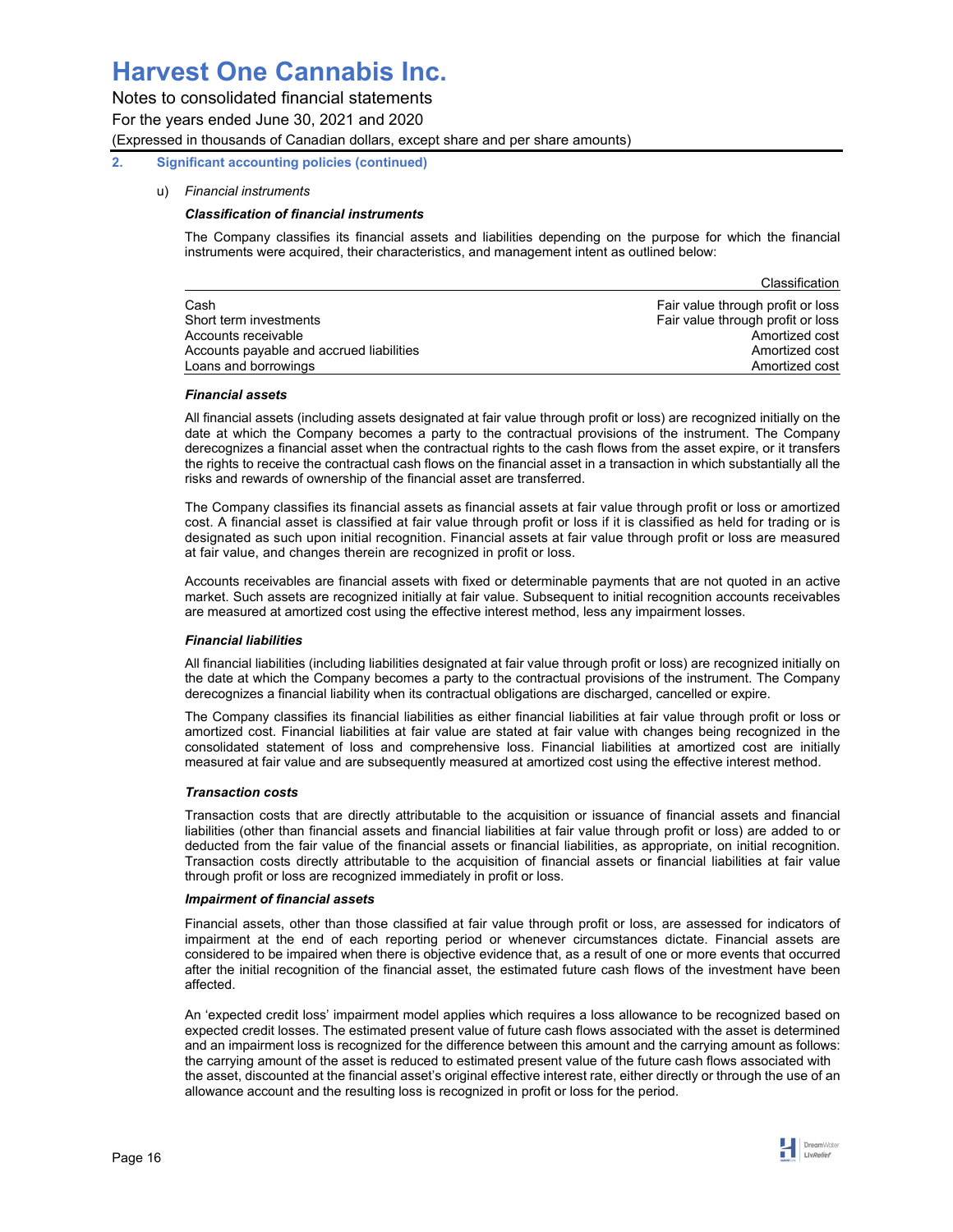## 2. Significant accounting policies (continued)

u) *Financial instruments*

***Classification of financial instruments***

The Company classifies its financial assets and liabilities depending on the purpose for which the financial instruments were acquired, their characteristics, and management intent as outlined below:

| | Classification |
|---|---|
| Cash | Fair value through profit or loss |
| Short term investments | Fair value through profit or loss |
| Accounts receivable | Amortized cost |
| Accounts payable and accrued liabilities | Amortized cost |
| Loans and borrowings | Amortized cost |

***Financial assets***

All financial assets (including assets designated at fair value through profit or loss) are recognized initially on the date at which the Company becomes a party to the contractual provisions of the instrument. The Company derecognizes a financial asset when the contractual rights to the cash flows from the asset expire, or it transfers the rights to receive the contractual cash flows on the financial asset in a transaction in which substantially all the risks and rewards of ownership of the financial asset are transferred.

The Company classifies its financial assets as financial assets at fair value through profit or loss or amortized cost. A financial asset is classified at fair value through profit or loss if it is classified as held for trading or is designated as such upon initial recognition. Financial assets at fair value through profit or loss are measured at fair value, and changes therein are recognized in profit or loss.

Accounts receivables are financial assets with fixed or determinable payments that are not quoted in an active market. Such assets are recognized initially at fair value. Subsequent to initial recognition accounts receivables are measured at amortized cost using the effective interest method, less any impairment losses.

***Financial liabilities***

All financial liabilities (including liabilities designated at fair value through profit or loss) are recognized initially on the date at which the Company becomes a party to the contractual provisions of the instrument. The Company derecognizes a financial liability when its contractual obligations are discharged, cancelled or expire.

The Company classifies its financial liabilities as either financial liabilities at fair value through profit or loss or amortized cost. Financial liabilities at fair value are stated at fair value with changes being recognized in the consolidated statement of loss and comprehensive loss. Financial liabilities at amortized cost are initially measured at fair value and are subsequently measured at amortized cost using the effective interest method.

***Transaction costs***

Transaction costs that are directly attributable to the acquisition or issuance of financial assets and financial liabilities (other than financial assets and financial liabilities at fair value through profit or loss) are added to or deducted from the fair value of the financial assets or financial liabilities, as appropriate, on initial recognition. Transaction costs directly attributable to the acquisition of financial assets or financial liabilities at fair value through profit or loss are recognized immediately in profit or loss.

***Impairment of financial assets***

Financial assets, other than those classified at fair value through profit or loss, are assessed for indicators of impairment at the end of each reporting period or whenever circumstances dictate. Financial assets are considered to be impaired when there is objective evidence that, as a result of one or more events that occurred after the initial recognition of the financial asset, the estimated future cash flows of the investment have been affected.

An 'expected credit loss' impairment model applies which requires a loss allowance to be recognized based on expected credit losses. The estimated present value of future cash flows associated with the asset is determined and an impairment loss is recognized for the difference between this amount and the carrying amount as follows: the carrying amount of the asset is reduced to estimated present value of the future cash flows associated with the asset, discounted at the financial asset's original effective interest rate, either directly or through the use of an allowance account and the resulting loss is recognized in profit or loss for the period.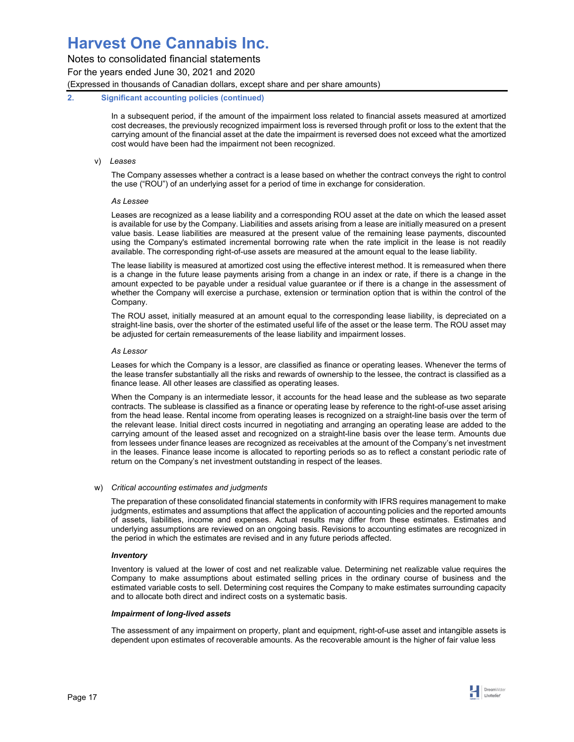**2. Significant accounting policies (continued)**

In a subsequent period, if the amount of the impairment loss related to financial assets measured at amortized cost decreases, the previously recognized impairment loss is reversed through profit or loss to the extent that the carrying amount of the financial asset at the date the impairment is reversed does not exceed what the amortized cost would have been had the impairment not been recognized.

v) *Leases*

The Company assesses whether a contract is a lease based on whether the contract conveys the right to control the use ("ROU") of an underlying asset for a period of time in exchange for consideration.

*As Lessee*

Leases are recognized as a lease liability and a corresponding ROU asset at the date on which the leased asset is available for use by the Company. Liabilities and assets arising from a lease are initially measured on a present value basis. Lease liabilities are measured at the present value of the remaining lease payments, discounted using the Company's estimated incremental borrowing rate when the rate implicit in the lease is not readily available. The corresponding right-of-use assets are measured at the amount equal to the lease liability.

The lease liability is measured at amortized cost using the effective interest method. It is remeasured when there is a change in the future lease payments arising from a change in an index or rate, if there is a change in the amount expected to be payable under a residual value guarantee or if there is a change in the assessment of whether the Company will exercise a purchase, extension or termination option that is within the control of the Company.

The ROU asset, initially measured at an amount equal to the corresponding lease liability, is depreciated on a straight-line basis, over the shorter of the estimated useful life of the asset or the lease term. The ROU asset may be adjusted for certain remeasurements of the lease liability and impairment losses.

*As Lessor*

Leases for which the Company is a lessor, are classified as finance or operating leases. Whenever the terms of the lease transfer substantially all the risks and rewards of ownership to the lessee, the contract is classified as a finance lease. All other leases are classified as operating leases.

When the Company is an intermediate lessor, it accounts for the head lease and the sublease as two separate contracts. The sublease is classified as a finance or operating lease by reference to the right-of-use asset arising from the head lease. Rental income from operating leases is recognized on a straight-line basis over the term of the relevant lease. Initial direct costs incurred in negotiating and arranging an operating lease are added to the carrying amount of the leased asset and recognized on a straight-line basis over the lease term. Amounts due from lessees under finance leases are recognized as receivables at the amount of the Company's net investment in the leases. Finance lease income is allocated to reporting periods so as to reflect a constant periodic rate of return on the Company's net investment outstanding in respect of the leases.

w) *Critical accounting estimates and judgments*

The preparation of these consolidated financial statements in conformity with IFRS requires management to make judgments, estimates and assumptions that affect the application of accounting policies and the reported amounts of assets, liabilities, income and expenses. Actual results may differ from these estimates. Estimates and underlying assumptions are reviewed on an ongoing basis. Revisions to accounting estimates are recognized in the period in which the estimates are revised and in any future periods affected.

***Inventory***

Inventory is valued at the lower of cost and net realizable value. Determining net realizable value requires the Company to make assumptions about estimated selling prices in the ordinary course of business and the estimated variable costs to sell. Determining cost requires the Company to make estimates surrounding capacity and to allocate both direct and indirect costs on a systematic basis.

***Impairment of long-lived assets***

The assessment of any impairment on property, plant and equipment, right-of-use asset and intangible assets is dependent upon estimates of recoverable amounts. As the recoverable amount is the higher of fair value less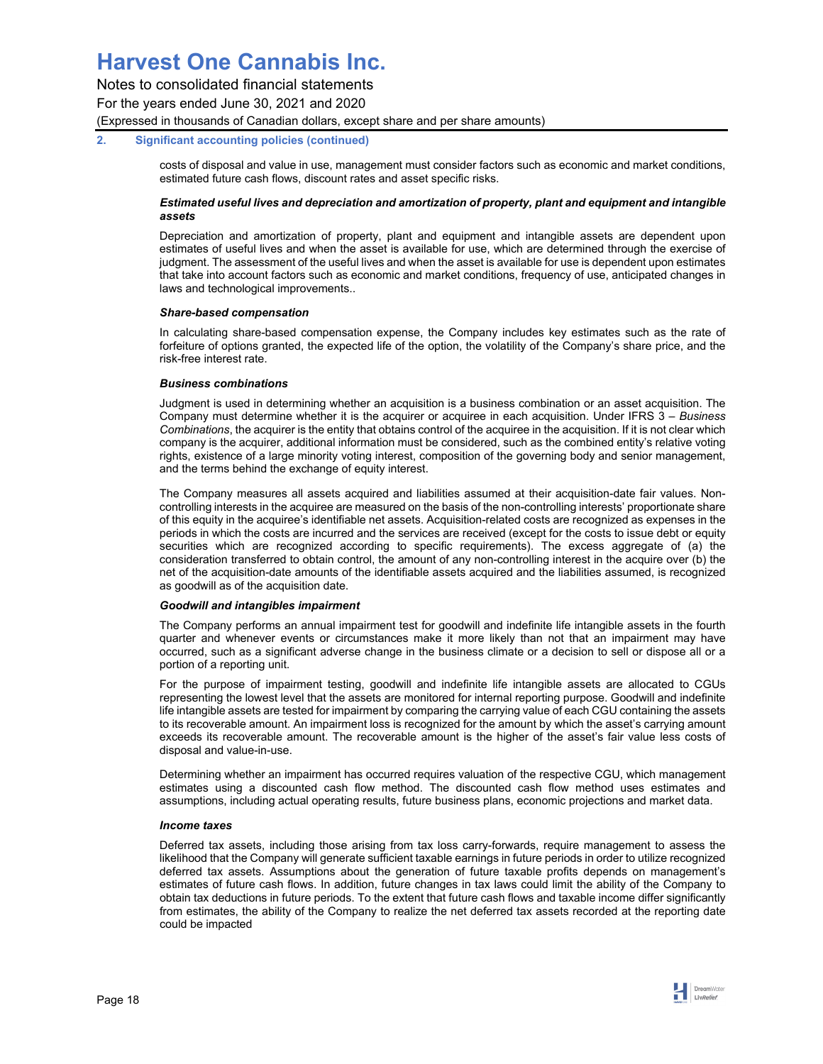## 2. Significant accounting policies (continued)

costs of disposal and value in use, management must consider factors such as economic and market conditions, estimated future cash flows, discount rates and asset specific risks.

***Estimated useful lives and depreciation and amortization of property, plant and equipment and intangible assets***

Depreciation and amortization of property, plant and equipment and intangible assets are dependent upon estimates of useful lives and when the asset is available for use, which are determined through the exercise of judgment. The assessment of the useful lives and when the asset is available for use is dependent upon estimates that take into account factors such as economic and market conditions, frequency of use, anticipated changes in laws and technological improvements..

***Share-based compensation***

In calculating share-based compensation expense, the Company includes key estimates such as the rate of forfeiture of options granted, the expected life of the option, the volatility of the Company's share price, and the risk-free interest rate.

***Business combinations***

Judgment is used in determining whether an acquisition is a business combination or an asset acquisition. The Company must determine whether it is the acquirer or acquiree in each acquisition. Under IFRS 3 – *Business Combinations*, the acquirer is the entity that obtains control of the acquiree in the acquisition. If it is not clear which company is the acquirer, additional information must be considered, such as the combined entity's relative voting rights, existence of a large minority voting interest, composition of the governing body and senior management, and the terms behind the exchange of equity interest.

The Company measures all assets acquired and liabilities assumed at their acquisition-date fair values. Non-controlling interests in the acquiree are measured on the basis of the non-controlling interests' proportionate share of this equity in the acquiree's identifiable net assets. Acquisition-related costs are recognized as expenses in the periods in which the costs are incurred and the services are received (except for the costs to issue debt or equity securities which are recognized according to specific requirements). The excess aggregate of (a) the consideration transferred to obtain control, the amount of any non-controlling interest in the acquire over (b) the net of the acquisition-date amounts of the identifiable assets acquired and the liabilities assumed, is recognized as goodwill as of the acquisition date.

***Goodwill and intangibles impairment***

The Company performs an annual impairment test for goodwill and indefinite life intangible assets in the fourth quarter and whenever events or circumstances make it more likely than not that an impairment may have occurred, such as a significant adverse change in the business climate or a decision to sell or dispose all or a portion of a reporting unit.

For the purpose of impairment testing, goodwill and indefinite life intangible assets are allocated to CGUs representing the lowest level that the assets are monitored for internal reporting purpose. Goodwill and indefinite life intangible assets are tested for impairment by comparing the carrying value of each CGU containing the assets to its recoverable amount. An impairment loss is recognized for the amount by which the asset's carrying amount exceeds its recoverable amount. The recoverable amount is the higher of the asset's fair value less costs of disposal and value-in-use.

Determining whether an impairment has occurred requires valuation of the respective CGU, which management estimates using a discounted cash flow method. The discounted cash flow method uses estimates and assumptions, including actual operating results, future business plans, economic projections and market data.

***Income taxes***

Deferred tax assets, including those arising from tax loss carry-forwards, require management to assess the likelihood that the Company will generate sufficient taxable earnings in future periods in order to utilize recognized deferred tax assets. Assumptions about the generation of future taxable profits depends on management's estimates of future cash flows. In addition, future changes in tax laws could limit the ability of the Company to obtain tax deductions in future periods. To the extent that future cash flows and taxable income differ significantly from estimates, the ability of the Company to realize the net deferred tax assets recorded at the reporting date could be impacted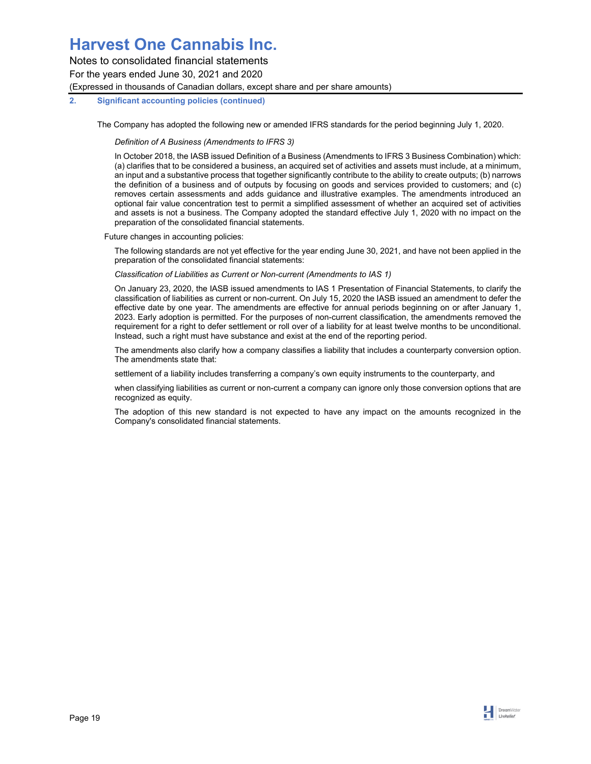# Harvest One Cannabis Inc.

Notes to consolidated financial statements

For the years ended June 30, 2021 and 2020

(Expressed in thousands of Canadian dollars, except share and per share amounts)

**2. Significant accounting policies (continued)**

The Company has adopted the following new or amended IFRS standards for the period beginning July 1, 2020.

*Definition of A Business (Amendments to IFRS 3)*

In October 2018, the IASB issued Definition of a Business (Amendments to IFRS 3 Business Combination) which: (a) clarifies that to be considered a business, an acquired set of activities and assets must include, at a minimum, an input and a substantive process that together significantly contribute to the ability to create outputs; (b) narrows the definition of a business and of outputs by focusing on goods and services provided to customers; and (c) removes certain assessments and adds guidance and illustrative examples. The amendments introduced an optional fair value concentration test to permit a simplified assessment of whether an acquired set of activities and assets is not a business. The Company adopted the standard effective July 1, 2020 with no impact on the preparation of the consolidated financial statements.

Future changes in accounting policies:

The following standards are not yet effective for the year ending June 30, 2021, and have not been applied in the preparation of the consolidated financial statements:

*Classification of Liabilities as Current or Non-current (Amendments to IAS 1)*

On January 23, 2020, the IASB issued amendments to IAS 1 Presentation of Financial Statements, to clarify the classification of liabilities as current or non-current. On July 15, 2020 the IASB issued an amendment to defer the effective date by one year. The amendments are effective for annual periods beginning on or after January 1, 2023. Early adoption is permitted. For the purposes of non-current classification, the amendments removed the requirement for a right to defer settlement or roll over of a liability for at least twelve months to be unconditional. Instead, such a right must have substance and exist at the end of the reporting period.

The amendments also clarify how a company classifies a liability that includes a counterparty conversion option. The amendments state that:

settlement of a liability includes transferring a company's own equity instruments to the counterparty, and

when classifying liabilities as current or non-current a company can ignore only those conversion options that are recognized as equity.

The adoption of this new standard is not expected to have any impact on the amounts recognized in the Company's consolidated financial statements.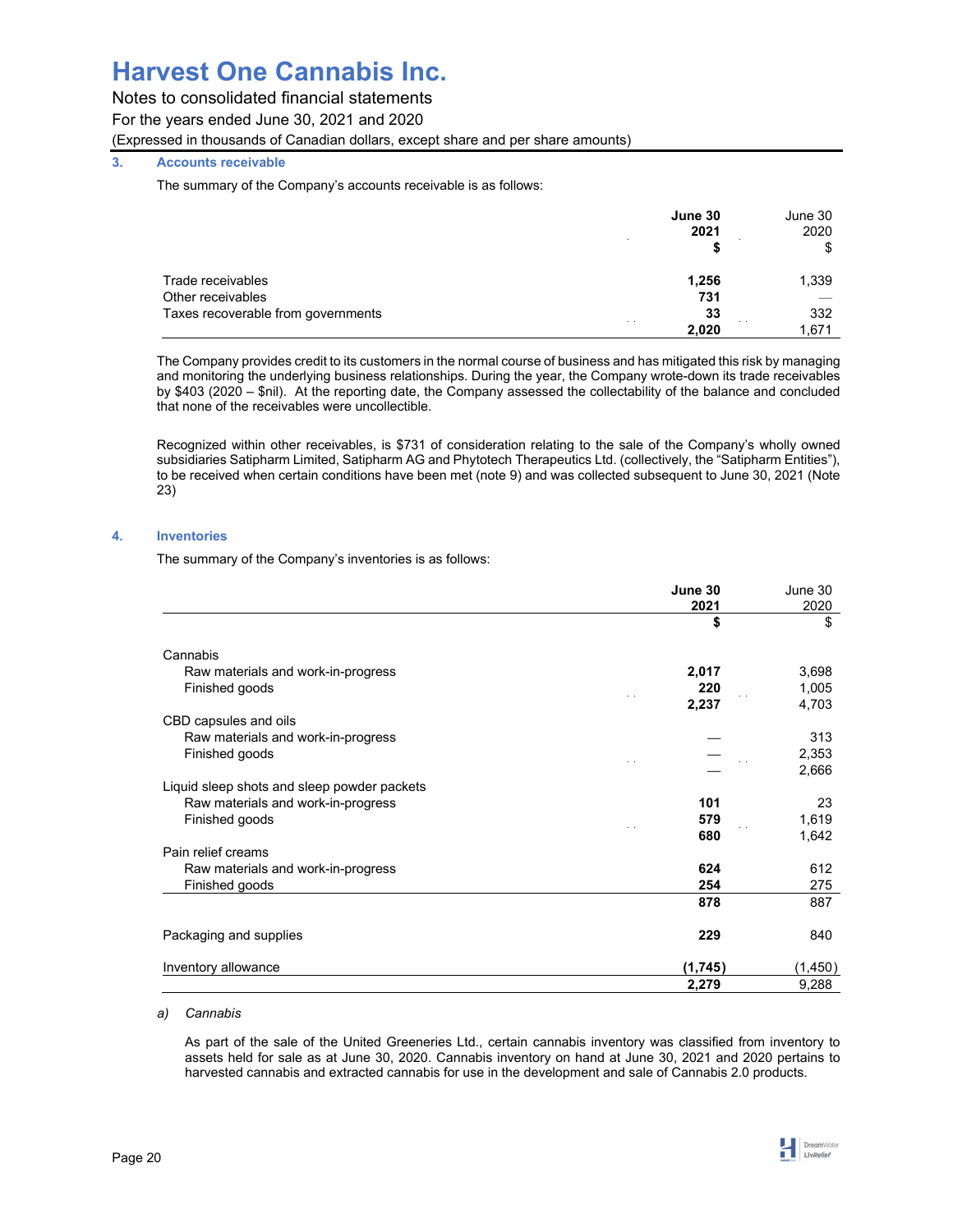## 3. Accounts receivable

The summary of the Company's accounts receivable is as follows:

| | June 30 2021 $ | June 30 2020 $ |
|---|---|---|
| Trade receivables | **1,256** | 1,339 |
| Other receivables | **731** | — |
| Taxes recoverable from governments | **33** | 332 |
| | **2,020** | 1,671 |

The Company provides credit to its customers in the normal course of business and has mitigated this risk by managing and monitoring the underlying business relationships. During the year, the Company wrote-down its trade receivables by $403 (2020 – $nil). At the reporting date, the Company assessed the collectability of the balance and concluded that none of the receivables were uncollectible.

Recognized within other receivables, is $731 of consideration relating to the sale of the Company's wholly owned subsidiaries Satipharm Limited, Satipharm AG and Phytotech Therapeutics Ltd. (collectively, the "Satipharm Entities"), to be received when certain conditions have been met (note 9) and was collected subsequent to June 30, 2021 (Note 23)

## 4. Inventories

The summary of the Company's inventories is as follows:

| | June 30 2021 $ | June 30 2020 $ |
|---|---|---|
| Cannabis | | |
| Raw materials and work-in-progress | **2,017** | 3,698 |
| Finished goods | **220** | 1,005 |
| | **2,237** | 4,703 |
| CBD capsules and oils | | |
| Raw materials and work-in-progress | — | 313 |
| Finished goods | — | 2,353 |
| | — | 2,666 |
| Liquid sleep shots and sleep powder packets | | |
| Raw materials and work-in-progress | **101** | 23 |
| Finished goods | **579** | 1,619 |
| | **680** | 1,642 |
| Pain relief creams | | |
| Raw materials and work-in-progress | **624** | 612 |
| Finished goods | **254** | 275 |
| | **878** | 887 |
| Packaging and supplies | **229** | 840 |
| Inventory allowance | **(1,745)** | (1,450) |
| | **2,279** | 9,288 |

a) *Cannabis*

As part of the sale of the United Greeneries Ltd., certain cannabis inventory was classified from inventory to assets held for sale as at June 30, 2020. Cannabis inventory on hand at June 30, 2021 and 2020 pertains to harvested cannabis and extracted cannabis for use in the development and sale of Cannabis 2.0 products.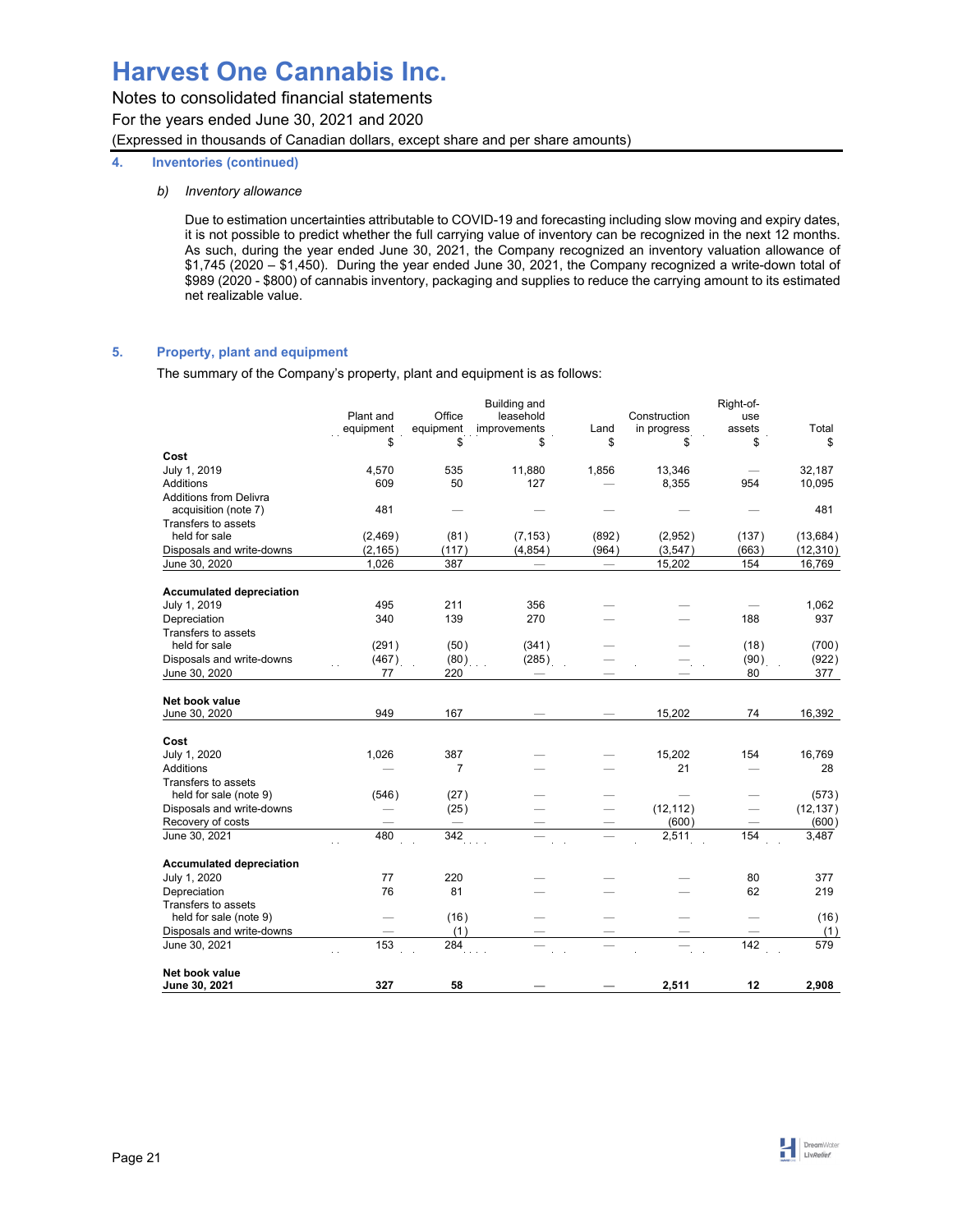# Harvest One Cannabis Inc.

Notes to consolidated financial statements

For the years ended June 30, 2021 and 2020

(Expressed in thousands of Canadian dollars, except share and per share amounts)

## 4. Inventories (continued)

*b) Inventory allowance*

Due to estimation uncertainties attributable to COVID-19 and forecasting including slow moving and expiry dates, it is not possible to predict whether the full carrying value of inventory can be recognized in the next 12 months. As such, during the year ended June 30, 2021, the Company recognized an inventory valuation allowance of $1,745 (2020 – $1,450). During the year ended June 30, 2021, the Company recognized a write-down total of $989 (2020 - $800) of cannabis inventory, packaging and supplies to reduce the carrying amount to its estimated net realizable value.

## 5. Property, plant and equipment

The summary of the Company's property, plant and equipment is as follows:

| | Plant and equipment $ | Office equipment $ | Building and leasehold improvements $ | Land $ | Construction in progress $ | Right-of-use assets $ | Total $ |
|---|---|---|---|---|---|---|---|
| **Cost** | | | | | | | |
| July 1, 2019 | 4,570 | 535 | 11,880 | 1,856 | 13,346 | — | 32,187 |
| Additions | 609 | 50 | 127 | — | 8,355 | 954 | 10,095 |
| Additions from Delivra acquisition (note 7) | 481 | — | — | — | — | — | 481 |
| Transfers to assets held for sale | (2,469) | (81) | (7,153) | (892) | (2,952) | (137) | (13,684) |
| Disposals and write-downs | (2,165) | (117) | (4,854) | (964) | (3,547) | (663) | (12,310) |
| June 30, 2020 | 1,026 | 387 | — | — | 15,202 | 154 | 16,769 |
| **Accumulated depreciation** | | | | | | | |
| July 1, 2019 | 495 | 211 | 356 | — | — | — | 1,062 |
| Depreciation | 340 | 139 | 270 | — | — | 188 | 937 |
| Transfers to assets held for sale | (291) | (50) | (341) | — | — | (18) | (700) |
| Disposals and write-downs | (467) | (80) | (285) | — | — | (90) | (922) |
| June 30, 2020 | 77 | 220 | — | — | — | 80 | 377 |
| **Net book value** | | | | | | | |
| June 30, 2020 | 949 | 167 | — | — | 15,202 | 74 | 16,392 |
| **Cost** | | | | | | | |
| July 1, 2020 | 1,026 | 387 | — | — | 15,202 | 154 | 16,769 |
| Additions | — | 7 | — | — | 21 | — | 28 |
| Transfers to assets held for sale (note 9) | (546) | (27) | — | — | — | — | (573) |
| Disposals and write-downs | — | (25) | — | — | (12,112) | — | (12,137) |
| Recovery of costs | — | — | — | — | (600) | — | (600) |
| June 30, 2021 | 480 | 342 | — | — | 2,511 | 154 | 3,487 |
| **Accumulated depreciation** | | | | | | | |
| July 1, 2020 | 77 | 220 | — | — | — | 80 | 377 |
| Depreciation | 76 | 81 | — | — | — | 62 | 219 |
| Transfers to assets held for sale (note 9) | — | (16) | — | — | — | — | (16) |
| Disposals and write-downs | — | (1) | — | — | — | — | (1) |
| June 30, 2021 | 153 | 284 | — | — | — | 142 | 579 |
| **Net book value** | | | | | | | |
| **June 30, 2021** | **327** | **58** | **—** | **—** | **2,511** | **12** | **2,908** |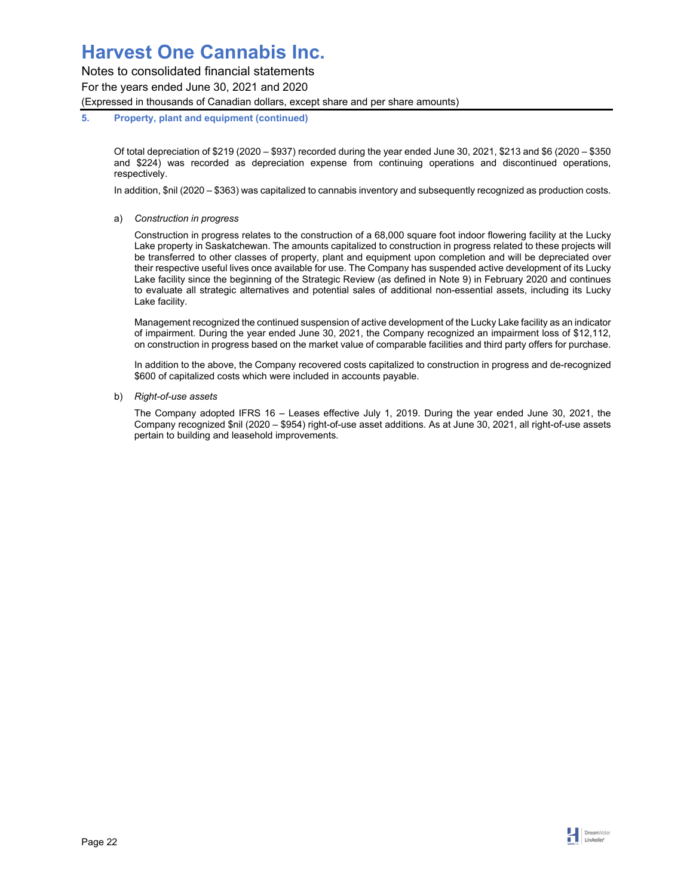### 5. Property, plant and equipment (continued)

Of total depreciation of $219 (2020 – $937) recorded during the year ended June 30, 2021, $213 and $6 (2020 – $350 and $224) was recorded as depreciation expense from continuing operations and discontinued operations, respectively.

In addition, $nil (2020 – $363) was capitalized to cannabis inventory and subsequently recognized as production costs.

a) *Construction in progress*

Construction in progress relates to the construction of a 68,000 square foot indoor flowering facility at the Lucky Lake property in Saskatchewan. The amounts capitalized to construction in progress related to these projects will be transferred to other classes of property, plant and equipment upon completion and will be depreciated over their respective useful lives once available for use. The Company has suspended active development of its Lucky Lake facility since the beginning of the Strategic Review (as defined in Note 9) in February 2020 and continues to evaluate all strategic alternatives and potential sales of additional non-essential assets, including its Lucky Lake facility.

Management recognized the continued suspension of active development of the Lucky Lake facility as an indicator of impairment. During the year ended June 30, 2021, the Company recognized an impairment loss of $12,112, on construction in progress based on the market value of comparable facilities and third party offers for purchase.

In addition to the above, the Company recovered costs capitalized to construction in progress and de-recognized $600 of capitalized costs which were included in accounts payable.

b) *Right-of-use assets*

The Company adopted IFRS 16 – Leases effective July 1, 2019. During the year ended June 30, 2021, the Company recognized $nil (2020 – $954) right-of-use asset additions. As at June 30, 2021, all right-of-use assets pertain to building and leasehold improvements.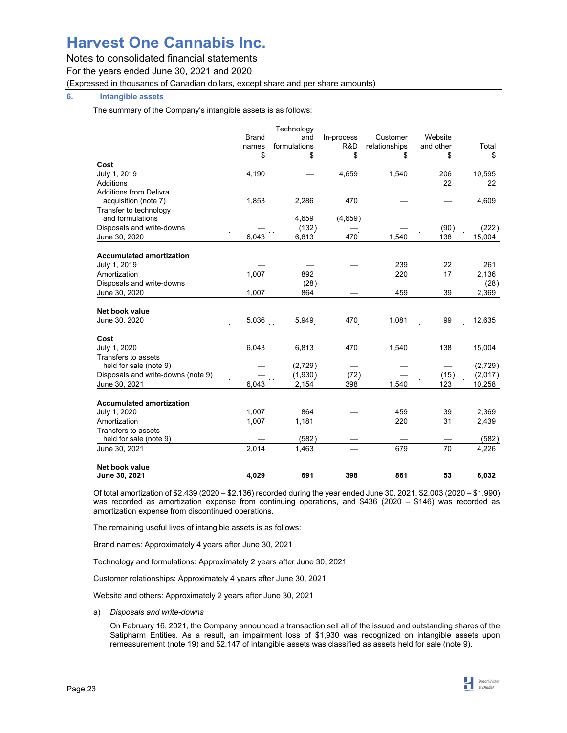# Harvest One Cannabis Inc.

Notes to consolidated financial statements

For the years ended June 30, 2021 and 2020

(Expressed in thousands of Canadian dollars, except share and per share amounts)

## 6. Intangible assets

The summary of the Company's intangible assets is as follows:

| | Brand names | Technology and formulations | In-process R&D | Customer relationships | Website and other | Total |
|---|---|---|---|---|---|---|
| | $ | $ | $ | $ | $ | $ |
| **Cost** | | | | | | |
| July 1, 2019 | 4,190 | — | 4,659 | 1,540 | 206 | 10,595 |
| Additions | — | — | — | — | 22 | 22 |
| Additions from Delivra acquisition (note 7) | 1,853 | 2,286 | 470 | — | — | 4,609 |
| Transfer to technology and formulations | — | 4,659 | (4,659) | — | — | — |
| Disposals and write-downs | — | (132) | — | — | (90) | (222) |
| June 30, 2020 | 6,043 | 6,813 | 470 | 1,540 | 138 | 15,004 |
| **Accumulated amortization** | | | | | | |
| July 1, 2019 | — | — | — | 239 | 22 | 261 |
| Amortization | 1,007 | 892 | — | 220 | 17 | 2,136 |
| Disposals and write-downs | — | (28) | — | — | — | (28) |
| June 30, 2020 | 1,007 | 864 | — | 459 | 39 | 2,369 |
| **Net book value** | | | | | | |
| June 30, 2020 | 5,036 | 5,949 | 470 | 1,081 | 99 | 12,635 |
| **Cost** | | | | | | |
| July 1, 2020 | 6,043 | 6,813 | 470 | 1,540 | 138 | 15,004 |
| Transfers to assets held for sale (note 9) | — | (2,729) | — | — | — | (2,729) |
| Disposals and write-downs (note 9) | — | (1,930) | (72) | — | (15) | (2,017) |
| June 30, 2021 | 6,043 | 2,154 | 398 | 1,540 | 123 | 10,258 |
| **Accumulated amortization** | | | | | | |
| July 1, 2020 | 1,007 | 864 | — | 459 | 39 | 2,369 |
| Amortization | 1,007 | 1,181 | — | 220 | 31 | 2,439 |
| Transfers to assets held for sale (note 9) | — | (582) | — | — | — | (582) |
| June 30, 2021 | 2,014 | 1,463 | — | 679 | 70 | 4,226 |
| **Net book value** | | | | | | |
| **June 30, 2021** | **4,029** | **691** | **398** | **861** | **53** | **6,032** |

Of total amortization of $2,439 (2020 – $2,136) recorded during the year ended June 30, 2021, $2,003 (2020 – $1,990) was recorded as amortization expense from continuing operations, and $436 (2020 – $146) was recorded as amortization expense from discontinued operations.

The remaining useful lives of intangible assets is as follows:

Brand names: Approximately 4 years after June 30, 2021

Technology and formulations: Approximately 2 years after June 30, 2021

Customer relationships: Approximately 4 years after June 30, 2021

Website and others: Approximately 2 years after June 30, 2021

a) *Disposals and write-downs*

On February 16, 2021, the Company announced a transaction sell all of the issued and outstanding shares of the Satipharm Entities. As a result, an impairment loss of $1,930 was recognized on intangible assets upon remeasurement (note 19) and $2,147 of intangible assets was classified as assets held for sale (note 9).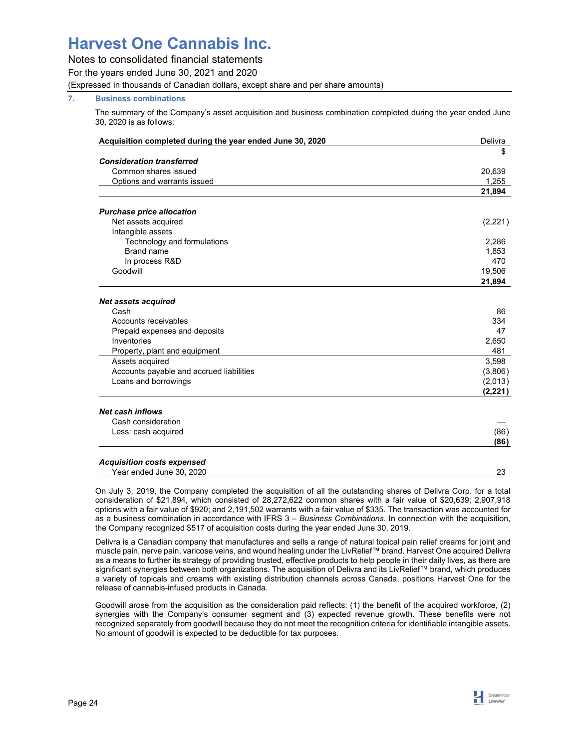## 7. Business combinations

The summary of the Company's asset acquisition and business combination completed during the year ended June 30, 2020 is as follows:

| Acquisition completed during the year ended June 30, 2020 | Delivra |
|---|---|
| | $ |
| ***Consideration transferred*** | |
| Common shares issued | 20,639 |
| Options and warrants issued | 1,255 |
| | **21,894** |
| ***Purchase price allocation*** | |
| Net assets acquired | (2,221) |
| Intangible assets | |
| Technology and formulations | 2,286 |
| Brand name | 1,853 |
| In process R&D | 470 |
| Goodwill | 19,506 |
| | **21,894** |
| ***Net assets acquired*** | |
| Cash | 86 |
| Accounts receivables | 334 |
| Prepaid expenses and deposits | 47 |
| Inventories | 2,650 |
| Property, plant and equipment | 481 |
| Assets acquired | 3,598 |
| Accounts payable and accrued liabilities | (3,806) |
| Loans and borrowings | (2,013) |
| | **(2,221)** |
| ***Net cash inflows*** | |
| Cash consideration | — |
| Less: cash acquired | (86) |
| | **(86)** |
| ***Acquisition costs expensed*** | |
| Year ended June 30, 2020 | 23 |

On July 3, 2019, the Company completed the acquisition of all the outstanding shares of Delivra Corp. for a total consideration of $21,894, which consisted of 28,272,622 common shares with a fair value of $20,639; 2,907,918 options with a fair value of $920; and 2,191,502 warrants with a fair value of $335. The transaction was accounted for as a business combination in accordance with IFRS 3 – *Business Combinations*. In connection with the acquisition, the Company recognized $517 of acquisition costs during the year ended June 30, 2019.

Delivra is a Canadian company that manufactures and sells a range of natural topical pain relief creams for joint and muscle pain, nerve pain, varicose veins, and wound healing under the LivRelief™ brand. Harvest One acquired Delivra as a means to further its strategy of providing trusted, effective products to help people in their daily lives, as there are significant synergies between both organizations. The acquisition of Delivra and its LivRelief™ brand, which produces a variety of topicals and creams with existing distribution channels across Canada, positions Harvest One for the release of cannabis-infused products in Canada.

Goodwill arose from the acquisition as the consideration paid reflects: (1) the benefit of the acquired workforce, (2) synergies with the Company's consumer segment and (3) expected revenue growth. These benefits were not recognized separately from goodwill because they do not meet the recognition criteria for identifiable intangible assets. No amount of goodwill is expected to be deductible for tax purposes.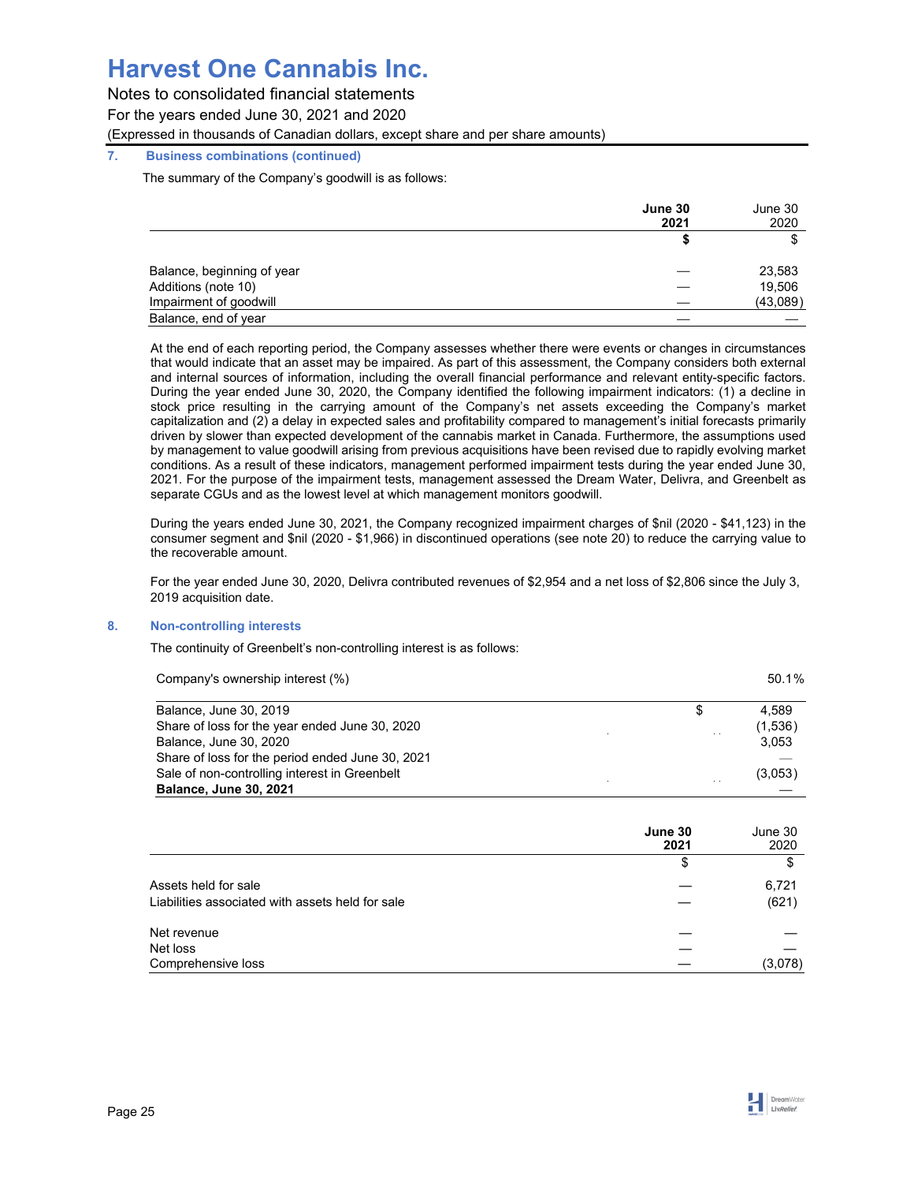# Harvest One Cannabis Inc.

Notes to consolidated financial statements

For the years ended June 30, 2021 and 2020

(Expressed in thousands of Canadian dollars, except share and per share amounts)

## 7. Business combinations (continued)

The summary of the Company's goodwill is as follows:

| | **June 30 2021** | June 30 2020 |
|---|---|---|
| | **$** | $ |
| Balance, beginning of year | — | 23,583 |
| Additions (note 10) | — | 19,506 |
| Impairment of goodwill | — | (43,089) |
| Balance, end of year | — | — |

At the end of each reporting period, the Company assesses whether there were events or changes in circumstances that would indicate that an asset may be impaired. As part of this assessment, the Company considers both external and internal sources of information, including the overall financial performance and relevant entity-specific factors. During the year ended June 30, 2020, the Company identified the following impairment indicators: (1) a decline in stock price resulting in the carrying amount of the Company's net assets exceeding the Company's market capitalization and (2) a delay in expected sales and profitability compared to management's initial forecasts primarily driven by slower than expected development of the cannabis market in Canada. Furthermore, the assumptions used by management to value goodwill arising from previous acquisitions have been revised due to rapidly evolving market conditions. As a result of these indicators, management performed impairment tests during the year ended June 30, 2021. For the purpose of the impairment tests, management assessed the Dream Water, Delivra, and Greenbelt as separate CGUs and as the lowest level at which management monitors goodwill.

During the years ended June 30, 2021, the Company recognized impairment charges of $nil (2020 - $41,123) in the consumer segment and $nil (2020 - $1,966) in discontinued operations (see note 20) to reduce the carrying value to the recoverable amount.

For the year ended June 30, 2020, Delivra contributed revenues of $2,954 and a net loss of $2,806 since the July 3, 2019 acquisition date.

## 8. Non-controlling interests

The continuity of Greenbelt's non-controlling interest is as follows:

| Company's ownership interest (%) | | 50.1% |
|---|---|---|
| Balance, June 30, 2019 | $ | 4,589 |
| Share of loss for the year ended June 30, 2020 | | (1,536) |
| Balance, June 30, 2020 | | 3,053 |
| Share of loss for the period ended June 30, 2021 | | — |
| Sale of non-controlling interest in Greenbelt | | (3,053) |
| **Balance, June 30, 2021** | | — |

| | **June 30 2021** | June 30 2020 |
|---|---|---|
| | $ | $ |
| Assets held for sale | — | 6,721 |
| Liabilities associated with assets held for sale | — | (621) |
| Net revenue | — | — |
| Net loss | — | — |
| Comprehensive loss | — | (3,078) |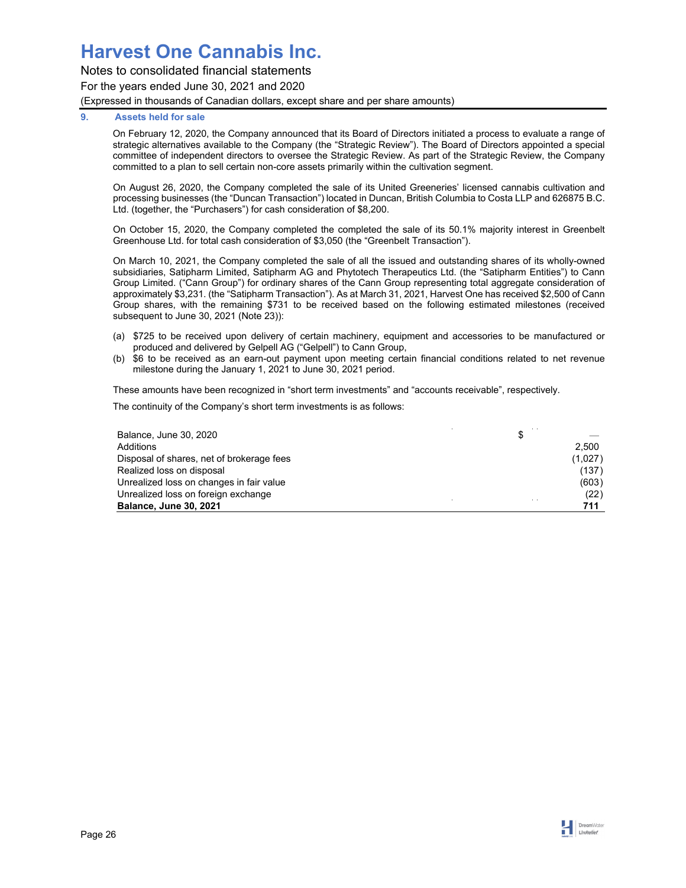# Harvest One Cannabis Inc.

Notes to consolidated financial statements

For the years ended June 30, 2021 and 2020

(Expressed in thousands of Canadian dollars, except share and per share amounts)

## 9. Assets held for sale

On February 12, 2020, the Company announced that its Board of Directors initiated a process to evaluate a range of strategic alternatives available to the Company (the "Strategic Review"). The Board of Directors appointed a special committee of independent directors to oversee the Strategic Review. As part of the Strategic Review, the Company committed to a plan to sell certain non-core assets primarily within the cultivation segment.

On August 26, 2020, the Company completed the sale of its United Greeneries' licensed cannabis cultivation and processing businesses (the "Duncan Transaction") located in Duncan, British Columbia to Costa LLP and 626875 B.C. Ltd. (together, the "Purchasers") for cash consideration of $8,200.

On October 15, 2020, the Company completed the completed the sale of its 50.1% majority interest in Greenbelt Greenhouse Ltd. for total cash consideration of $3,050 (the "Greenbelt Transaction").

On March 10, 2021, the Company completed the sale of all the issued and outstanding shares of its wholly-owned subsidiaries, Satipharm Limited, Satipharm AG and Phytotech Therapeutics Ltd. (the "Satipharm Entities") to Cann Group Limited. ("Cann Group") for ordinary shares of the Cann Group representing total aggregate consideration of approximately $3,231. (the "Satipharm Transaction"). As at March 31, 2021, Harvest One has received $2,500 of Cann Group shares, with the remaining $731 to be received based on the following estimated milestones (received subsequent to June 30, 2021 (Note 23)):

(a) $725 to be received upon delivery of certain machinery, equipment and accessories to be manufactured or produced and delivered by Gelpell AG ("Gelpell") to Cann Group,
(b) $6 to be received as an earn-out payment upon meeting certain financial conditions related to net revenue milestone during the January 1, 2021 to June 30, 2021 period.

These amounts have been recognized in "short term investments" and "accounts receivable", respectively.

The continuity of the Company's short term investments is as follows:

| | $ |
|---|---|
| Balance, June 30, 2020 | — |
| Additions | 2,500 |
| Disposal of shares, net of brokerage fees | (1,027) |
| Realized loss on disposal | (137) |
| Unrealized loss on changes in fair value | (603) |
| Unrealized loss on foreign exchange | (22) |
| **Balance, June 30, 2021** | **711** |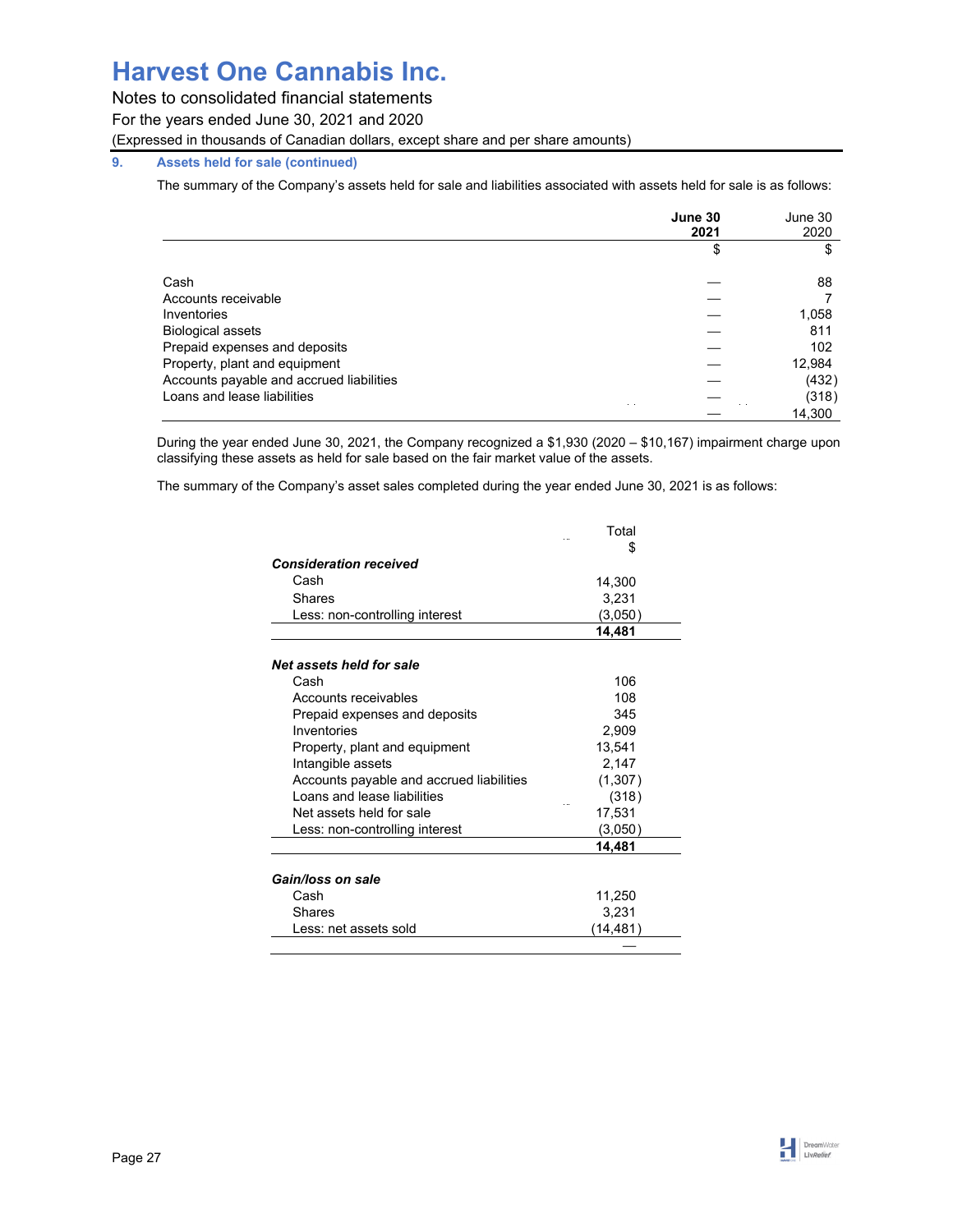## 9. Assets held for sale (continued)

The summary of the Company's assets held for sale and liabilities associated with assets held for sale is as follows:

| | **June 30 2021** | June 30 2020 |
|---|---|---|
| | $ | $ |
| Cash | — | 88 |
| Accounts receivable | — | 7 |
| Inventories | — | 1,058 |
| Biological assets | — | 811 |
| Prepaid expenses and deposits | — | 102 |
| Property, plant and equipment | — | 12,984 |
| Accounts payable and accrued liabilities | — | (432) |
| Loans and lease liabilities | — | (318) |
| | — | 14,300 |

During the year ended June 30, 2021, the Company recognized a $1,930 (2020 – $10,167) impairment charge upon classifying these assets as held for sale based on the fair market value of the assets.

The summary of the Company's asset sales completed during the year ended June 30, 2021 is as follows:

| | Total |
|---|---|
| | $ |
| ***Consideration received*** | |
| Cash | 14,300 |
| Shares | 3,231 |
| Less: non-controlling interest | (3,050) |
| | **14,481** |
| ***Net assets held for sale*** | |
| Cash | 106 |
| Accounts receivables | 108 |
| Prepaid expenses and deposits | 345 |
| Inventories | 2,909 |
| Property, plant and equipment | 13,541 |
| Intangible assets | 2,147 |
| Accounts payable and accrued liabilities | (1,307) |
| Loans and lease liabilities | (318) |
| Net assets held for sale | 17,531 |
| Less: non-controlling interest | (3,050) |
| | **14,481** |
| ***Gain/loss on sale*** | |
| Cash | 11,250 |
| Shares | 3,231 |
| Less: net assets sold | (14,481) |
| | — |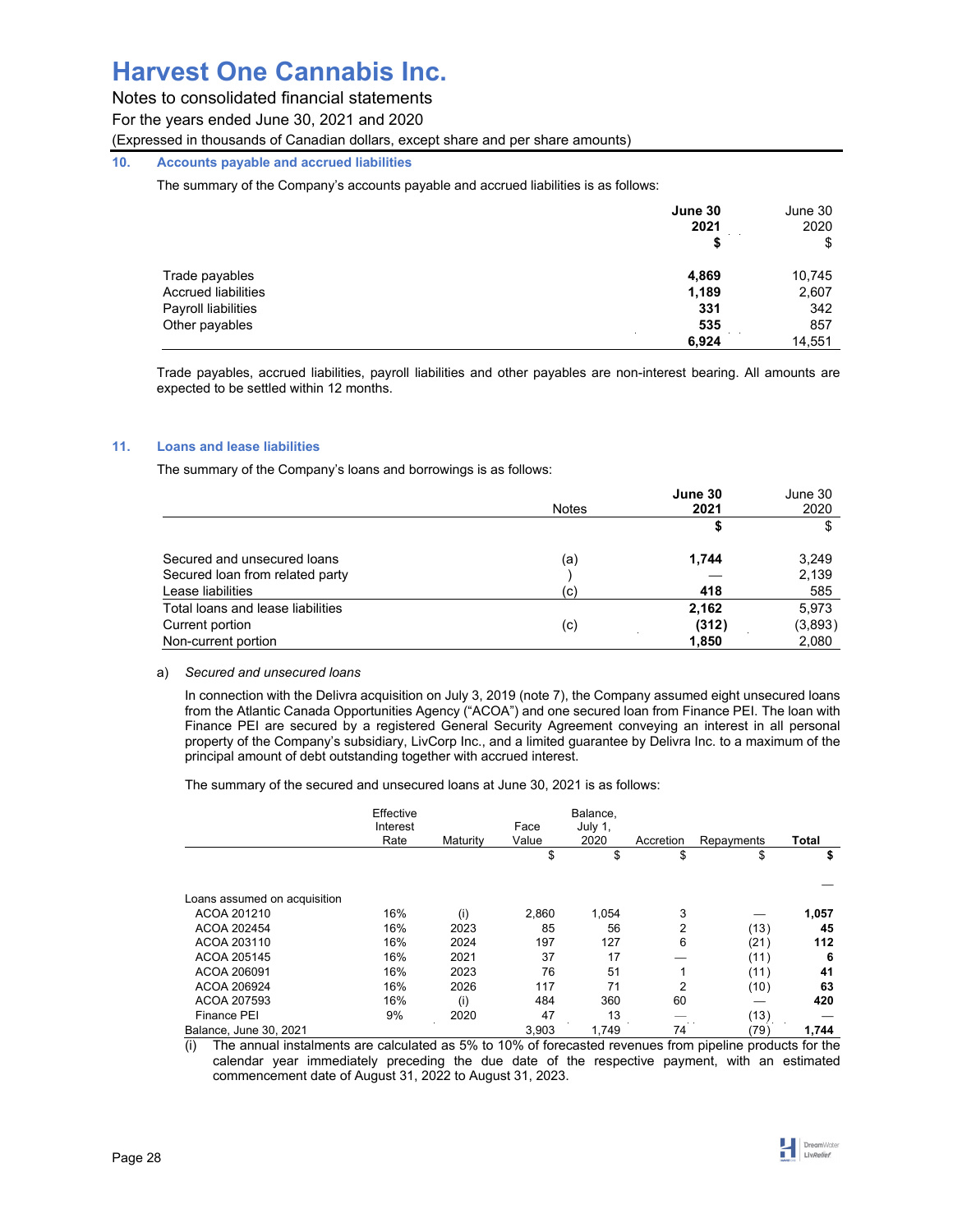# Harvest One Cannabis Inc.

Notes to consolidated financial statements

For the years ended June 30, 2021 and 2020

(Expressed in thousands of Canadian dollars, except share and per share amounts)

## 10. Accounts payable and accrued liabilities

The summary of the Company's accounts payable and accrued liabilities is as follows:

| | **June 30 2021 $** | June 30 2020 $ |
|---|---|---|
| Trade payables | **4,869** | 10,745 |
| Accrued liabilities | **1,189** | 2,607 |
| Payroll liabilities | **331** | 342 |
| Other payables | **535** | 857 |
| | **6,924** | 14,551 |

Trade payables, accrued liabilities, payroll liabilities and other payables are non-interest bearing. All amounts are expected to be settled within 12 months.

## 11. Loans and lease liabilities

The summary of the Company's loans and borrowings is as follows:

| | Notes | **June 30 2021 $** | June 30 2020 $ |
|---|---|---|---|
| Secured and unsecured loans | (a) | **1,744** | 3,249 |
| Secured loan from related party | ) | **—** | 2,139 |
| Lease liabilities | (c) | **418** | 585 |
| Total loans and lease liabilities | | **2,162** | 5,973 |
| Current portion | (c) | **(312)** | (3,893) |
| Non-current portion | | **1,850** | 2,080 |

a) *Secured and unsecured loans*

In connection with the Delivra acquisition on July 3, 2019 (note 7), the Company assumed eight unsecured loans from the Atlantic Canada Opportunities Agency ("ACOA") and one secured loan from Finance PEI. The loan with Finance PEI are secured by a registered General Security Agreement conveying an interest in all personal property of the Company's subsidiary, LivCorp Inc., and a limited guarantee by Delivra Inc. to a maximum of the principal amount of debt outstanding together with accrued interest.

The summary of the secured and unsecured loans at June 30, 2021 is as follows:

| | Effective Interest Rate | Maturity | Face Value $ | Balance, July 1, 2020 $ | Accretion $ | Repayments $ | **Total $** |
|---|---|---|---|---|---|---|---|
| | | | | | | | **—** |
| Loans assumed on acquisition | | | | | | | |
| ACOA 201210 | 16% | (i) | 2,860 | 1,054 | 3 | — | **1,057** |
| ACOA 202454 | 16% | 2023 | 85 | 56 | 2 | (13) | **45** |
| ACOA 203110 | 16% | 2024 | 197 | 127 | 6 | (21) | **112** |
| ACOA 205145 | 16% | 2021 | 37 | 17 | — | (11) | **6** |
| ACOA 206091 | 16% | 2023 | 76 | 51 | 1 | (11) | **41** |
| ACOA 206924 | 16% | 2026 | 117 | 71 | 2 | (10) | **63** |
| ACOA 207593 | 16% | (i) | 484 | 360 | 60 | — | **420** |
| Finance PEI | 9% | 2020 | 47 | 13 | — | (13) | — |
| Balance, June 30, 2021 | | | 3,903 | 1,749 | 74 | (79) | **1,744** |

(i) The annual instalments are calculated as 5% to 10% of forecasted revenues from pipeline products for the calendar year immediately preceding the due date of the respective payment, with an estimated commencement date of August 31, 2022 to August 31, 2023.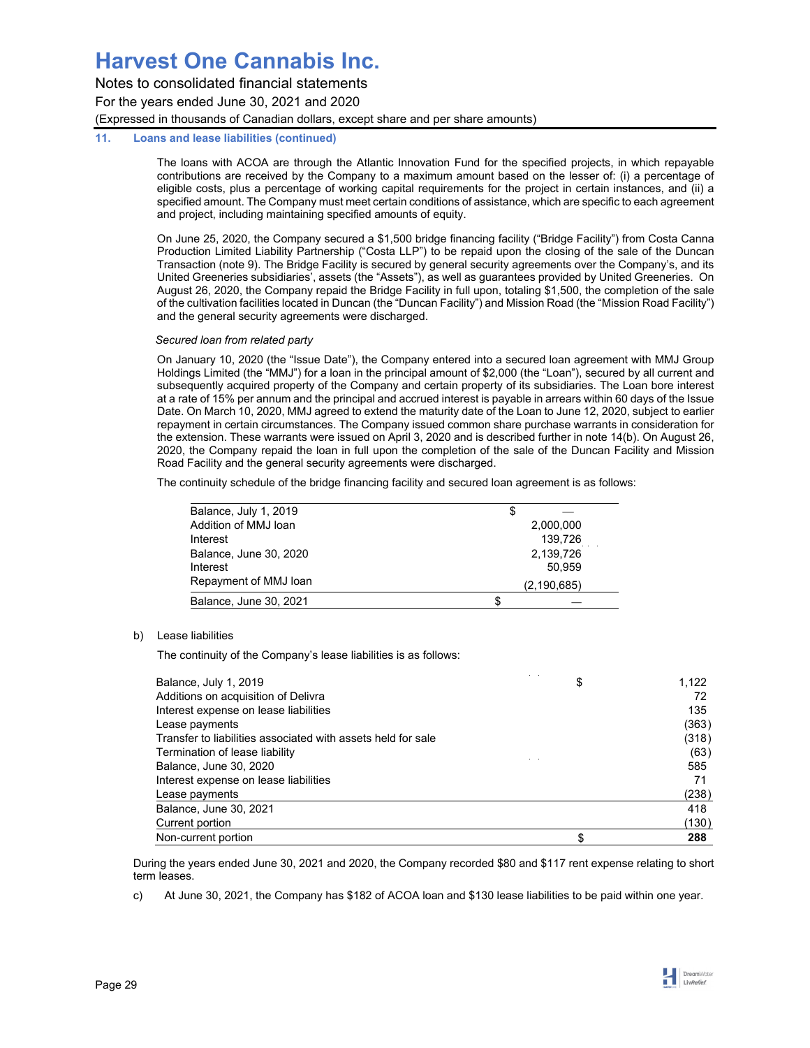## 11. Loans and lease liabilities (continued)

The loans with ACOA are through the Atlantic Innovation Fund for the specified projects, in which repayable contributions are received by the Company to a maximum amount based on the lesser of: (i) a percentage of eligible costs, plus a percentage of working capital requirements for the project in certain instances, and (ii) a specified amount. The Company must meet certain conditions of assistance, which are specific to each agreement and project, including maintaining specified amounts of equity.

On June 25, 2020, the Company secured a $1,500 bridge financing facility ("Bridge Facility") from Costa Canna Production Limited Liability Partnership ("Costa LLP") to be repaid upon the closing of the sale of the Duncan Transaction (note 9). The Bridge Facility is secured by general security agreements over the Company's, and its United Greeneries subsidiaries', assets (the "Assets"), as well as guarantees provided by United Greeneries. On August 26, 2020, the Company repaid the Bridge Facility in full upon, totaling $1,500, the completion of the sale of the cultivation facilities located in Duncan (the "Duncan Facility") and Mission Road (the "Mission Road Facility") and the general security agreements were discharged.

*Secured loan from related party*

On January 10, 2020 (the "Issue Date"), the Company entered into a secured loan agreement with MMJ Group Holdings Limited (the "MMJ") for a loan in the principal amount of $2,000 (the "Loan"), secured by all current and subsequently acquired property of the Company and certain property of its subsidiaries. The Loan bore interest at a rate of 15% per annum and the principal and accrued interest is payable in arrears within 60 days of the Issue Date. On March 10, 2020, MMJ agreed to extend the maturity date of the Loan to June 12, 2020, subject to earlier repayment in certain circumstances. The Company issued common share purchase warrants in consideration for the extension. These warrants were issued on April 3, 2020 and is described further in note 14(b). On August 26, 2020, the Company repaid the loan in full upon the completion of the sale of the Duncan Facility and Mission Road Facility and the general security agreements were discharged.

The continuity schedule of the bridge financing facility and secured loan agreement is as follows:

| | | |
|---|---|---|
| Balance, July 1, 2019 | $ | — |
| Addition of MMJ loan | | 2,000,000 |
| Interest | | 139,726 |
| Balance, June 30, 2020 | | 2,139,726 |
| Interest | | 50,959 |
| Repayment of MMJ loan | | (2,190,685) |
| Balance, June 30, 2021 | $ | — |

b) Lease liabilities

The continuity of the Company's lease liabilities is as follows:

| | | |
|---|---|---|
| Balance, July 1, 2019 | $ | 1,122 |
| Additions on acquisition of Delivra | | 72 |
| Interest expense on lease liabilities | | 135 |
| Lease payments | | (363) |
| Transfer to liabilities associated with assets held for sale | | (318) |
| Termination of lease liability | | (63) |
| Balance, June 30, 2020 | | 585 |
| Interest expense on lease liabilities | | 71 |
| Lease payments | | (238) |
| Balance, June 30, 2021 | | 418 |
| Current portion | | (130) |
| Non-current portion | $ | **288** |

During the years ended June 30, 2021 and 2020, the Company recorded $80 and $117 rent expense relating to short term leases.

c) At June 30, 2021, the Company has $182 of ACOA loan and $130 lease liabilities to be paid within one year.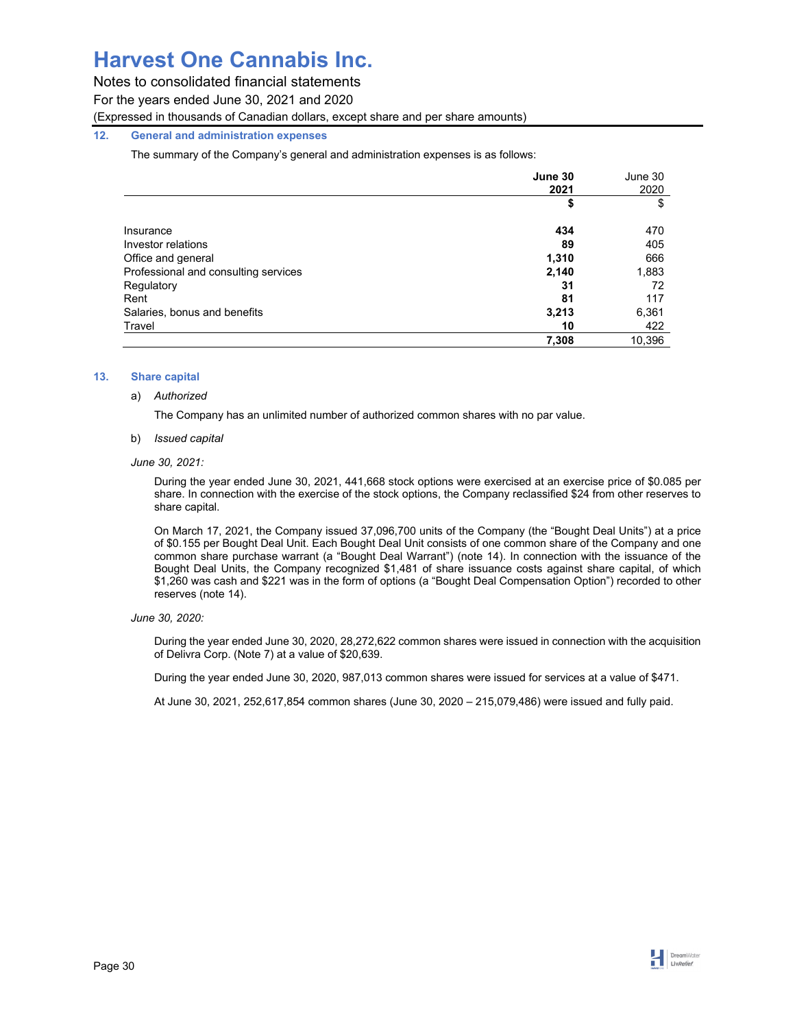# Harvest One Cannabis Inc.

Notes to consolidated financial statements

For the years ended June 30, 2021 and 2020

(Expressed in thousands of Canadian dollars, except share and per share amounts)

## 12. General and administration expenses

The summary of the Company's general and administration expenses is as follows:

| | **June 30 2021** | June 30 2020 |
|---|---|---|
| | **$** | $ |
| Insurance | **434** | 470 |
| Investor relations | **89** | 405 |
| Office and general | **1,310** | 666 |
| Professional and consulting services | **2,140** | 1,883 |
| Regulatory | **31** | 72 |
| Rent | **81** | 117 |
| Salaries, bonus and benefits | **3,213** | 6,361 |
| Travel | **10** | 422 |
| | **7,308** | 10,396 |

## 13. Share capital

a) *Authorized*

The Company has an unlimited number of authorized common shares with no par value.

b) *Issued capital*

*June 30, 2021:*

During the year ended June 30, 2021, 441,668 stock options were exercised at an exercise price of $0.085 per share. In connection with the exercise of the stock options, the Company reclassified $24 from other reserves to share capital.

On March 17, 2021, the Company issued 37,096,700 units of the Company (the "Bought Deal Units") at a price of $0.155 per Bought Deal Unit. Each Bought Deal Unit consists of one common share of the Company and one common share purchase warrant (a "Bought Deal Warrant") (note 14). In connection with the issuance of the Bought Deal Units, the Company recognized $1,481 of share issuance costs against share capital, of which $1,260 was cash and $221 was in the form of options (a "Bought Deal Compensation Option") recorded to other reserves (note 14).

*June 30, 2020:*

During the year ended June 30, 2020, 28,272,622 common shares were issued in connection with the acquisition of Delivra Corp. (Note 7) at a value of $20,639.

During the year ended June 30, 2020, 987,013 common shares were issued for services at a value of $471.

At June 30, 2021, 252,617,854 common shares (June 30, 2020 – 215,079,486) were issued and fully paid.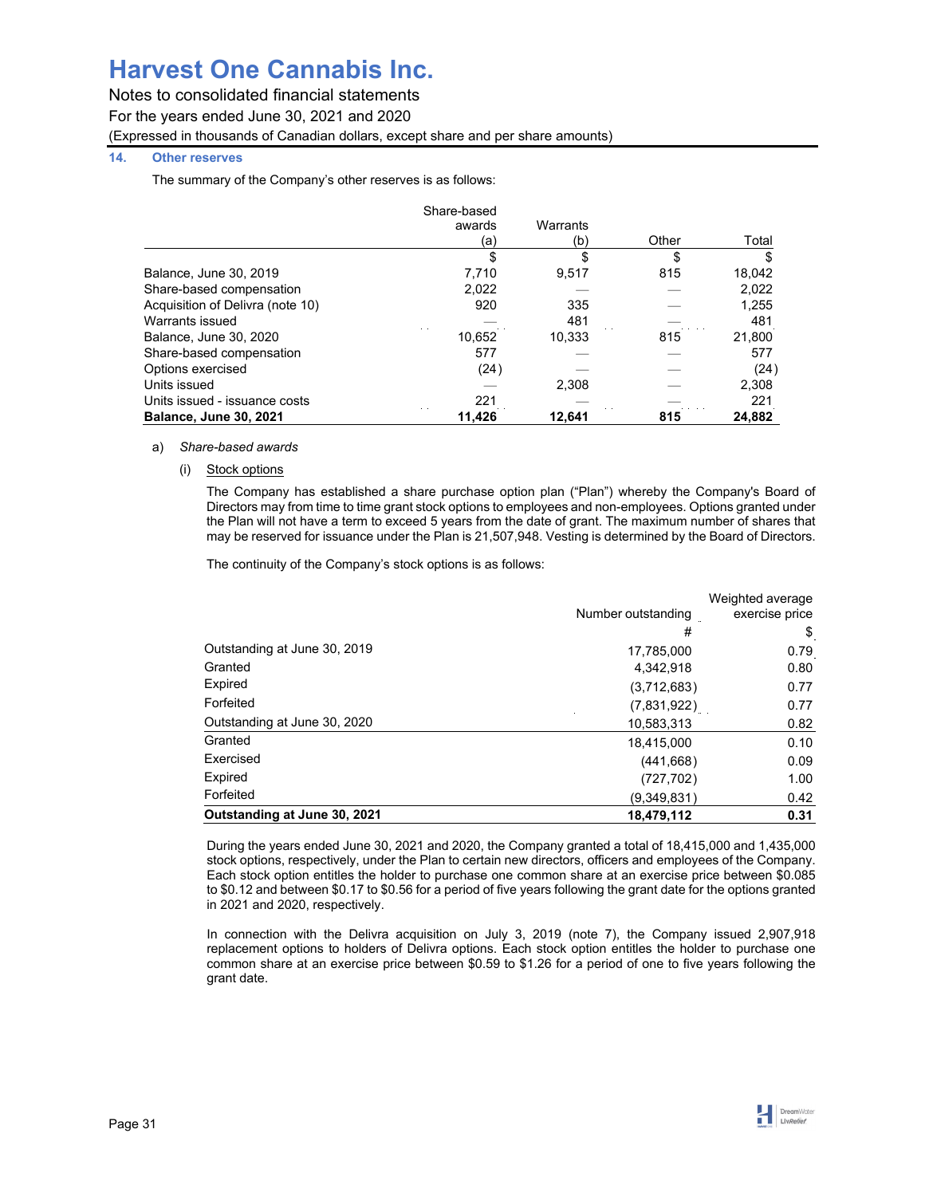## 14. Other reserves

The summary of the Company's other reserves is as follows:

| | Share-based awards (a) | Warrants (b) | Other | Total |
|---|---|---|---|---|
| | $ | $ | $ | $ |
| Balance, June 30, 2019 | 7,710 | 9,517 | 815 | 18,042 |
| Share-based compensation | 2,022 | — | — | 2,022 |
| Acquisition of Delivra (note 10) | 920 | 335 | — | 1,255 |
| Warrants issued | — | 481 | — | 481 |
| Balance, June 30, 2020 | 10,652 | 10,333 | 815 | 21,800 |
| Share-based compensation | 577 | — | — | 577 |
| Options exercised | (24) | — | — | (24) |
| Units issued | — | 2,308 | — | 2,308 |
| Units issued - issuance costs | 221 | — | — | 221 |
| **Balance, June 30, 2021** | **11,426** | **12,641** | **815** | **24,882** |

a) *Share-based awards*

(i) Stock options

The Company has established a share purchase option plan ("Plan") whereby the Company's Board of Directors may from time to time grant stock options to employees and non-employees. Options granted under the Plan will not have a term to exceed 5 years from the date of grant. The maximum number of shares that may be reserved for issuance under the Plan is 21,507,948. Vesting is determined by the Board of Directors.

The continuity of the Company's stock options is as follows:

| | Number outstanding | Weighted average exercise price |
|---|---|---|
| | # | $ |
| Outstanding at June 30, 2019 | 17,785,000 | 0.79 |
| Granted | 4,342,918 | 0.80 |
| Expired | (3,712,683) | 0.77 |
| Forfeited | (7,831,922) | 0.77 |
| Outstanding at June 30, 2020 | 10,583,313 | 0.82 |
| Granted | 18,415,000 | 0.10 |
| Exercised | (441,668) | 0.09 |
| Expired | (727,702) | 1.00 |
| Forfeited | (9,349,831) | 0.42 |
| **Outstanding at June 30, 2021** | **18,479,112** | **0.31** |

During the years ended June 30, 2021 and 2020, the Company granted a total of 18,415,000 and 1,435,000 stock options, respectively, under the Plan to certain new directors, officers and employees of the Company. Each stock option entitles the holder to purchase one common share at an exercise price between $0.085 to $0.12 and between $0.17 to $0.56 for a period of five years following the grant date for the options granted in 2021 and 2020, respectively.

In connection with the Delivra acquisition on July 3, 2019 (note 7), the Company issued 2,907,918 replacement options to holders of Delivra options. Each stock option entitles the holder to purchase one common share at an exercise price between $0.59 to $1.26 for a period of one to five years following the grant date.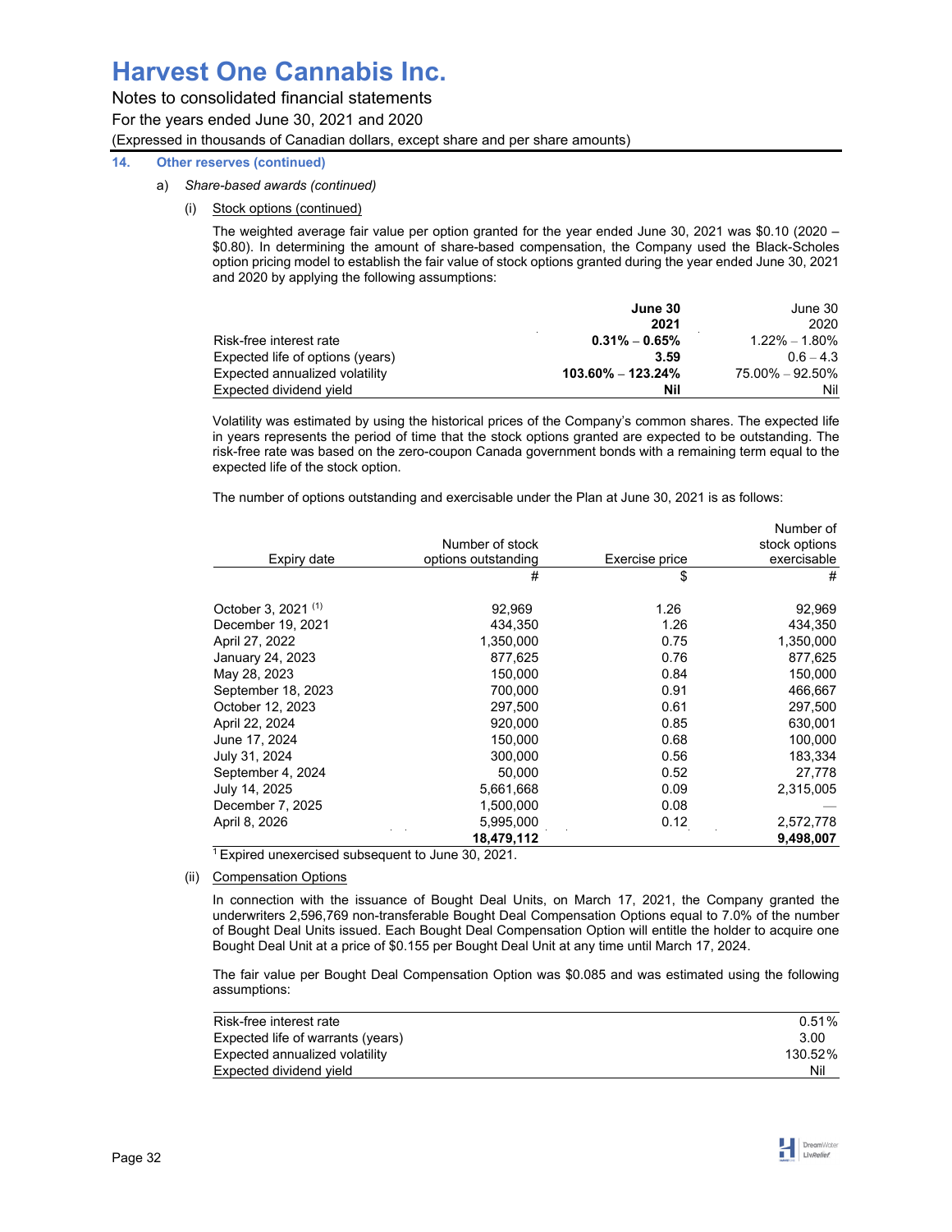# Harvest One Cannabis Inc.

Notes to consolidated financial statements

For the years ended June 30, 2021 and 2020

(Expressed in thousands of Canadian dollars, except share and per share amounts)

## 14. Other reserves (continued)

a) *Share-based awards (continued)*

(i) Stock options (continued)

The weighted average fair value per option granted for the year ended June 30, 2021 was $0.10 (2020 – $0.80). In determining the amount of share-based compensation, the Company used the Black-Scholes option pricing model to establish the fair value of stock options granted during the year ended June 30, 2021 and 2020 by applying the following assumptions:

| | **June 30 2021** | June 30 2020 |
|---|---|---|
| Risk-free interest rate | **0.31% – 0.65%** | 1.22% – 1.80% |
| Expected life of options (years) | **3.59** | 0.6 – 4.3 |
| Expected annualized volatility | **103.60% – 123.24%** | 75.00% – 92.50% |
| Expected dividend yield | **Nil** | Nil |

Volatility was estimated by using the historical prices of the Company's common shares. The expected life in years represents the period of time that the stock options granted are expected to be outstanding. The risk-free rate was based on the zero-coupon Canada government bonds with a remaining term equal to the expected life of the stock option.

The number of options outstanding and exercisable under the Plan at June 30, 2021 is as follows:

| Expiry date | Number of stock options outstanding | Exercise price | Number of stock options exercisable |
|---|---|---|---|
| | # | $ | # |
| October 3, 2021 [1] | 92,969 | 1.26 | 92,969 |
| December 19, 2021 | 434,350 | 1.26 | 434,350 |
| April 27, 2022 | 1,350,000 | 0.75 | 1,350,000 |
| January 24, 2023 | 877,625 | 0.76 | 877,625 |
| May 28, 2023 | 150,000 | 0.84 | 150,000 |
| September 18, 2023 | 700,000 | 0.91 | 466,667 |
| October 12, 2023 | 297,500 | 0.61 | 297,500 |
| April 22, 2024 | 920,000 | 0.85 | 630,001 |
| June 17, 2024 | 150,000 | 0.68 | 100,000 |
| July 31, 2024 | 300,000 | 0.56 | 183,334 |
| September 4, 2024 | 50,000 | 0.52 | 27,778 |
| July 14, 2025 | 5,661,668 | 0.09 | 2,315,005 |
| December 7, 2025 | 1,500,000 | 0.08 | — |
| April 8, 2026 | 5,995,000 | 0.12 | 2,572,778 |
| | **18,479,112** | | **9,498,007** |

[1] Expired unexercised subsequent to June 30, 2021.

(ii) Compensation Options

In connection with the issuance of Bought Deal Units, on March 17, 2021, the Company granted the underwriters 2,596,769 non-transferable Bought Deal Compensation Options equal to 7.0% of the number of Bought Deal Units issued. Each Bought Deal Compensation Option will entitle the holder to acquire one Bought Deal Unit at a price of $0.155 per Bought Deal Unit at any time until March 17, 2024.

The fair value per Bought Deal Compensation Option was $0.085 and was estimated using the following assumptions:

| | |
|---|---|
| Risk-free interest rate | 0.51% |
| Expected life of warrants (years) | 3.00 |
| Expected annualized volatility | 130.52% |
| Expected dividend yield | Nil |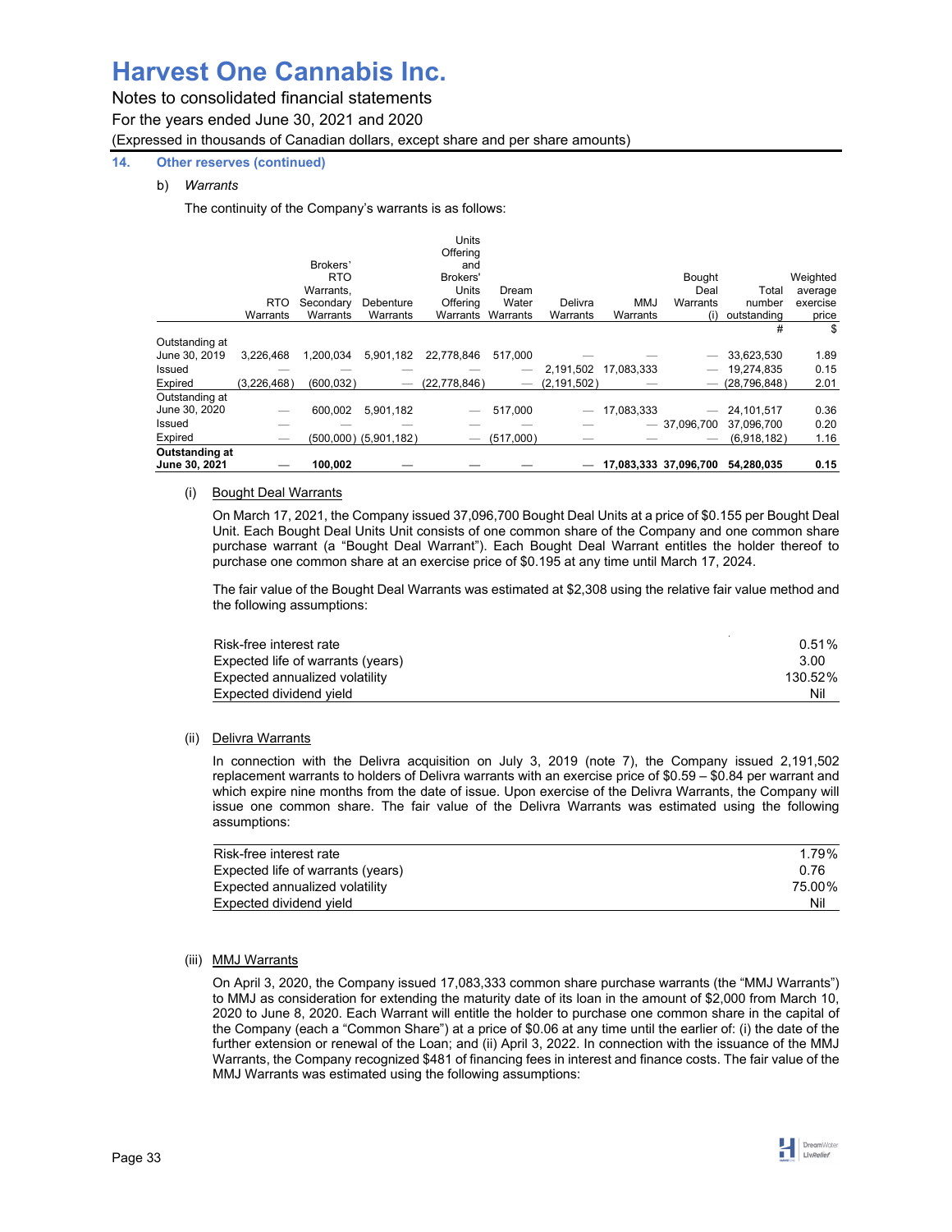# Harvest One Cannabis Inc.

Notes to consolidated financial statements

For the years ended June 30, 2021 and 2020

(Expressed in thousands of Canadian dollars, except share and per share amounts)

## 14. Other reserves (continued)

b) *Warrants*

The continuity of the Company's warrants is as follows:

| | RTO Warrants | Brokers' RTO Warrants, Secondary Warrants | Debenture Warrants | Units Offering and Brokers' Units Offering Warrants | Dream Water Warrants | Delivra Warrants | MMJ Warrants | Bought Deal Warrants (i) | Total number outstanding | Weighted average exercise price |
|---|---|---|---|---|---|---|---|---|---|---|
| | | | | | | | | | # | $ |
| Outstanding at June 30, 2019 | 3,226,468 | 1,200,034 | 5,901,182 | 22,778,846 | 517,000 | — | — | — | 33,623,530 | 1.89 |
| Issued | — | — | — | — | — | 2,191,502 | 17,083,333 | — | 19,274,835 | 0.15 |
| Expired | (3,226,468) | (600,032) | — | (22,778,846) | — | (2,191,502) | — | — | (28,796,848) | 2.01 |
| Outstanding at June 30, 2020 | — | 600,002 | 5,901,182 | — | 517,000 | — | 17,083,333 | — | 24,101,517 | 0.36 |
| Issued | — | — | — | — | — | — | — | 37,096,700 | 37,096,700 | 0.20 |
| Expired | — | (500,000) | (5,901,182) | — | (517,000) | — | — | — | (6,918,182) | 1.16 |
| **Outstanding at June 30, 2021** | — | **100,002** | — | — | — | — | **17,083,333** | **37,096,700** | **54,280,035** | **0.15** |

(i) Bought Deal Warrants

On March 17, 2021, the Company issued 37,096,700 Bought Deal Units at a price of $0.155 per Bought Deal Unit. Each Bought Deal Units Unit consists of one common share of the Company and one common share purchase warrant (a "Bought Deal Warrant"). Each Bought Deal Warrant entitles the holder thereof to purchase one common share at an exercise price of $0.195 at any time until March 17, 2024.

The fair value of the Bought Deal Warrants was estimated at $2,308 using the relative fair value method and the following assumptions:

| | |
|---|---|
| Risk-free interest rate | 0.51% |
| Expected life of warrants (years) | 3.00 |
| Expected annualized volatility | 130.52% |
| Expected dividend yield | Nil |

(ii) Delivra Warrants

In connection with the Delivra acquisition on July 3, 2019 (note 7), the Company issued 2,191,502 replacement warrants to holders of Delivra warrants with an exercise price of $0.59 – $0.84 per warrant and which expire nine months from the date of issue. Upon exercise of the Delivra Warrants, the Company will issue one common share. The fair value of the Delivra Warrants was estimated using the following assumptions:

| | |
|---|---|
| Risk-free interest rate | 1.79% |
| Expected life of warrants (years) | 0.76 |
| Expected annualized volatility | 75.00% |
| Expected dividend yield | Nil |

(iii) MMJ Warrants

On April 3, 2020, the Company issued 17,083,333 common share purchase warrants (the "MMJ Warrants") to MMJ as consideration for extending the maturity date of its loan in the amount of $2,000 from March 10, 2020 to June 8, 2020. Each Warrant will entitle the holder to purchase one common share in the capital of the Company (each a "Common Share") at a price of $0.06 at any time until the earlier of: (i) the date of the further extension or renewal of the Loan; and (ii) April 3, 2022. In connection with the issuance of the MMJ Warrants, the Company recognized $481 of financing fees in interest and finance costs. The fair value of the MMJ Warrants was estimated using the following assumptions: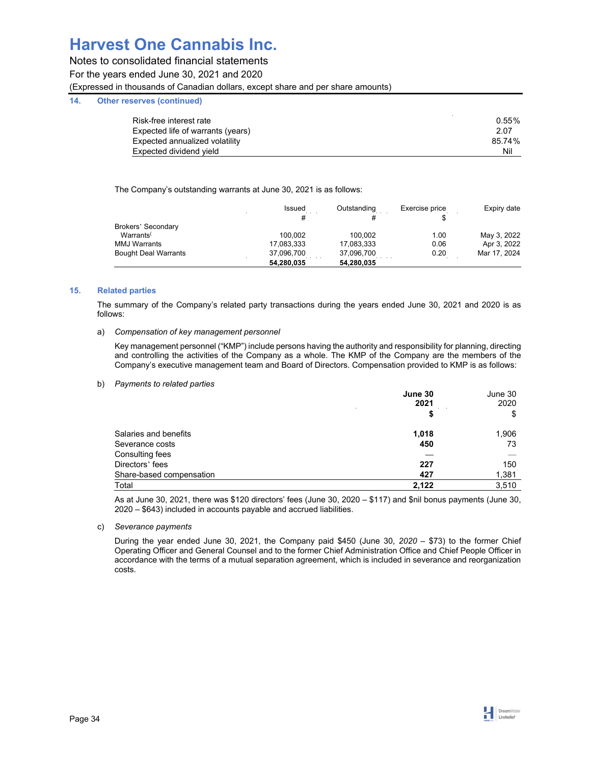## 14. Other reserves (continued)

| | |
|---|---|
| Risk-free interest rate | 0.55% |
| Expected life of warrants (years) | 2.07 |
| Expected annualized volatility | 85.74% |
| Expected dividend yield | Nil |

The Company's outstanding warrants at June 30, 2021 is as follows:

| | Issued # | Outstanding # | Exercise price $ | Expiry date |
|---|---|---|---|---|
| Brokers' Secondary Warrants( | 100,002 | 100,002 | 1.00 | May 3, 2022 |
| MMJ Warrants | 17,083,333 | 17,083,333 | 0.06 | Apr 3, 2022 |
| Bought Deal Warrants | 37,096,700 | 37,096,700 | 0.20 | Mar 17, 2024 |
| | **54,280,035** | **54,280,035** | | |

## 15. Related parties

The summary of the Company's related party transactions during the years ended June 30, 2021 and 2020 is as follows:

a) *Compensation of key management personnel*

Key management personnel ("KMP") include persons having the authority and responsibility for planning, directing and controlling the activities of the Company as a whole. The KMP of the Company are the members of the Company's executive management team and Board of Directors. Compensation provided to KMP is as follows:

b) *Payments to related parties*

| | **June 30 2021 $** | June 30 2020 $ |
|---|---|---|
| Salaries and benefits | **1,018** | 1,906 |
| Severance costs | **450** | 73 |
| Consulting fees | **—** | — |
| Directors' fees | **227** | 150 |
| Share-based compensation | **427** | 1,381 |
| Total | **2,122** | 3,510 |

As at June 30, 2021, there was $120 directors' fees (June 30, 2020 – $117) and $nil bonus payments (June 30, 2020 – $643) included in accounts payable and accrued liabilities.

c) *Severance payments*

During the year ended June 30, 2021, the Company paid $450 (June 30, *2020* – $73) to the former Chief Operating Officer and General Counsel and to the former Chief Administration Office and Chief People Officer in accordance with the terms of a mutual separation agreement, which is included in severance and reorganization costs.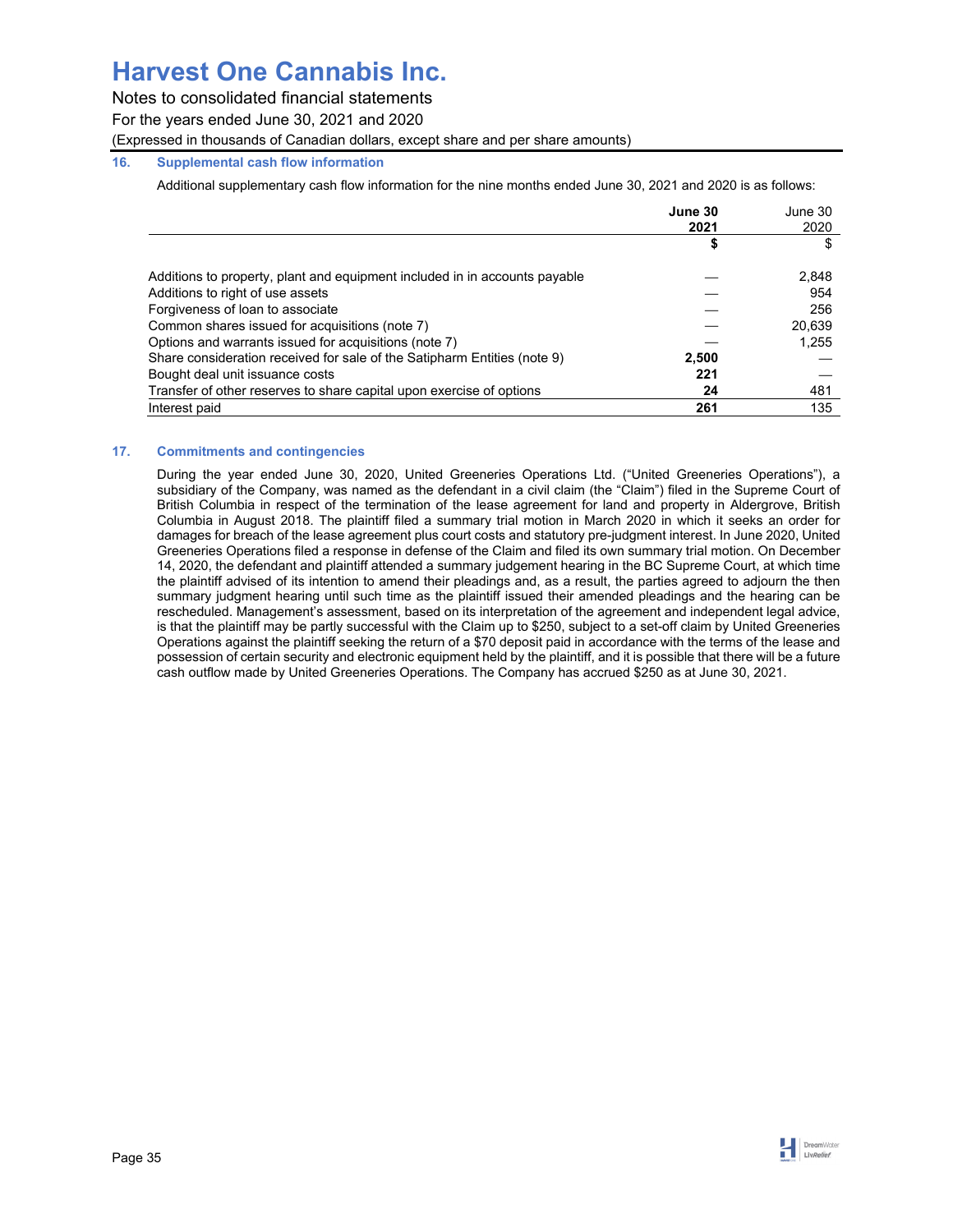# Harvest One Cannabis Inc.

Notes to consolidated financial statements

For the years ended June 30, 2021 and 2020

(Expressed in thousands of Canadian dollars, except share and per share amounts)

## 16. Supplemental cash flow information

Additional supplementary cash flow information for the nine months ended June 30, 2021 and 2020 is as follows:

| | June 30 2021 | June 30 2020 |
|---|---|---|
| | **$** | $ |
| Additions to property, plant and equipment included in in accounts payable | — | 2,848 |
| Additions to right of use assets | — | 954 |
| Forgiveness of loan to associate | — | 256 |
| Common shares issued for acquisitions (note 7) | — | 20,639 |
| Options and warrants issued for acquisitions (note 7) | — | 1,255 |
| Share consideration received for sale of the Satipharm Entities (note 9) | **2,500** | — |
| Bought deal unit issuance costs | **221** | — |
| Transfer of other reserves to share capital upon exercise of options | **24** | 481 |
| Interest paid | **261** | 135 |

## 17. Commitments and contingencies

During the year ended June 30, 2020, United Greeneries Operations Ltd. ("United Greeneries Operations"), a subsidiary of the Company, was named as the defendant in a civil claim (the "Claim") filed in the Supreme Court of British Columbia in respect of the termination of the lease agreement for land and property in Aldergrove, British Columbia in August 2018. The plaintiff filed a summary trial motion in March 2020 in which it seeks an order for damages for breach of the lease agreement plus court costs and statutory pre-judgment interest. In June 2020, United Greeneries Operations filed a response in defense of the Claim and filed its own summary trial motion. On December 14, 2020, the defendant and plaintiff attended a summary judgement hearing in the BC Supreme Court, at which time the plaintiff advised of its intention to amend their pleadings and, as a result, the parties agreed to adjourn the then summary judgment hearing until such time as the plaintiff issued their amended pleadings and the hearing can be rescheduled. Management's assessment, based on its interpretation of the agreement and independent legal advice, is that the plaintiff may be partly successful with the Claim up to $250, subject to a set-off claim by United Greeneries Operations against the plaintiff seeking the return of a $70 deposit paid in accordance with the terms of the lease and possession of certain security and electronic equipment held by the plaintiff, and it is possible that there will be a future cash outflow made by United Greeneries Operations. The Company has accrued $250 as at June 30, 2021.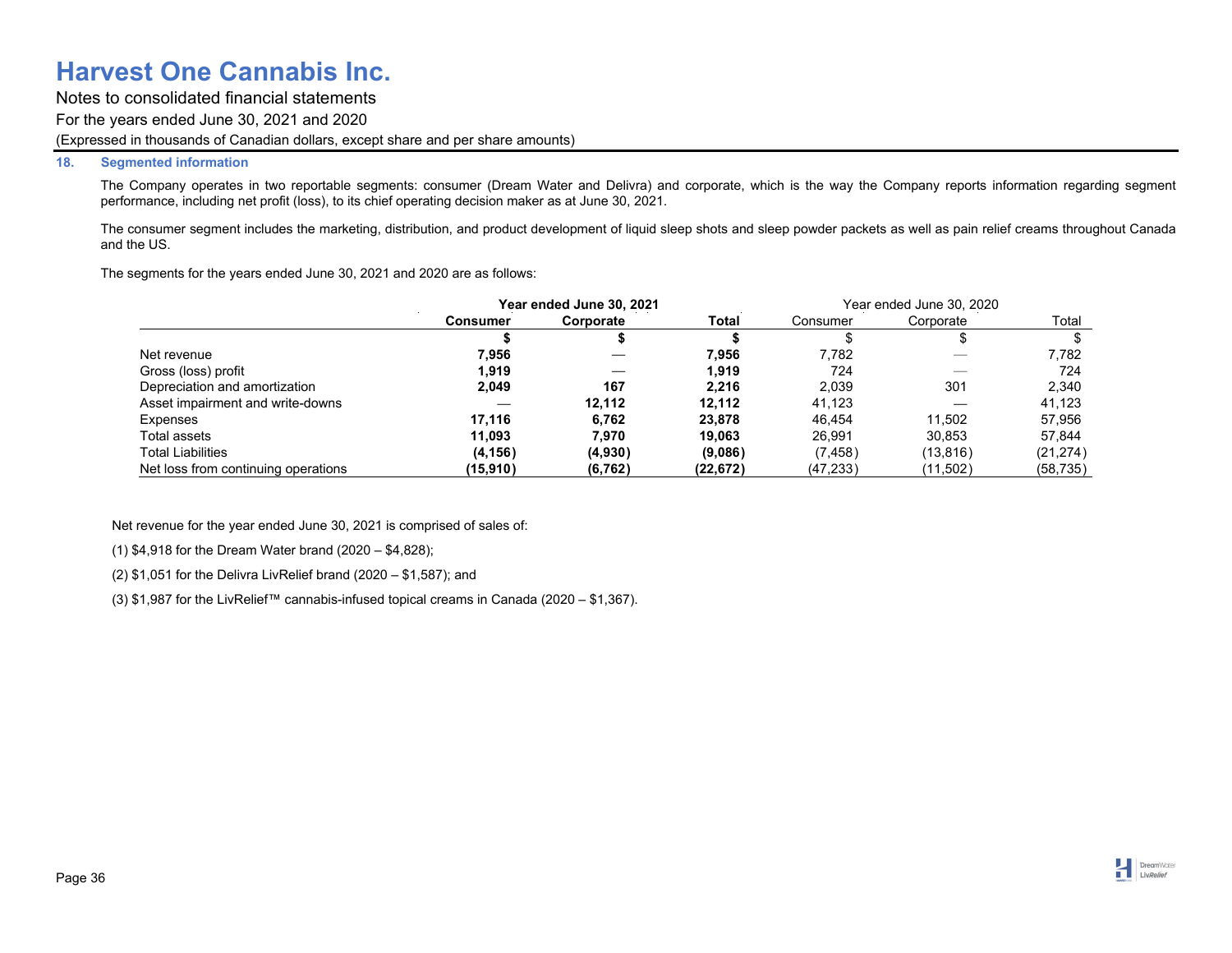# Harvest One Cannabis Inc.

Notes to consolidated financial statements

For the years ended June 30, 2021 and 2020

(Expressed in thousands of Canadian dollars, except share and per share amounts)

## 18. Segmented information

The Company operates in two reportable segments: consumer (Dream Water and Delivra) and corporate, which is the way the Company reports information regarding segment performance, including net profit (loss), to its chief operating decision maker as at June 30, 2021.

The consumer segment includes the marketing, distribution, and product development of liquid sleep shots and sleep powder packets as well as pain relief creams throughout Canada and the US.

The segments for the years ended June 30, 2021 and 2020 are as follows:

| | **Year ended June 30, 2021** | | | Year ended June 30, 2020 | | |
|---|---|---|---|---|---|---|
| | **Consumer** | **Corporate** | **Total** | Consumer | Corporate | Total |
| | **$** | **$** | **$** | $ | $ | $ |
| Net revenue | **7,956** | — | **7,956** | 7,782 | — | 7,782 |
| Gross (loss) profit | **1,919** | — | **1,919** | 724 | — | 724 |
| Depreciation and amortization | **2,049** | **167** | **2,216** | 2,039 | 301 | 2,340 |
| Asset impairment and write-downs | — | **12,112** | **12,112** | 41,123 | — | 41,123 |
| Expenses | **17,116** | **6,762** | **23,878** | 46,454 | 11,502 | 57,956 |
| Total assets | **11,093** | **7,970** | **19,063** | 26,991 | 30,853 | 57,844 |
| Total Liabilities | **(4,156)** | **(4,930)** | **(9,086)** | (7,458) | (13,816) | (21,274) |
| Net loss from continuing operations | **(15,910)** | **(6,762)** | **(22,672)** | (47,233) | (11,502) | (58,735) |

Net revenue for the year ended June 30, 2021 is comprised of sales of:

(1) $4,918 for the Dream Water brand (2020 – $4,828);

(2) $1,051 for the Delivra LivRelief brand (2020 – $1,587); and

(3) $1,987 for the LivRelief™ cannabis-infused topical creams in Canada (2020 – $1,367).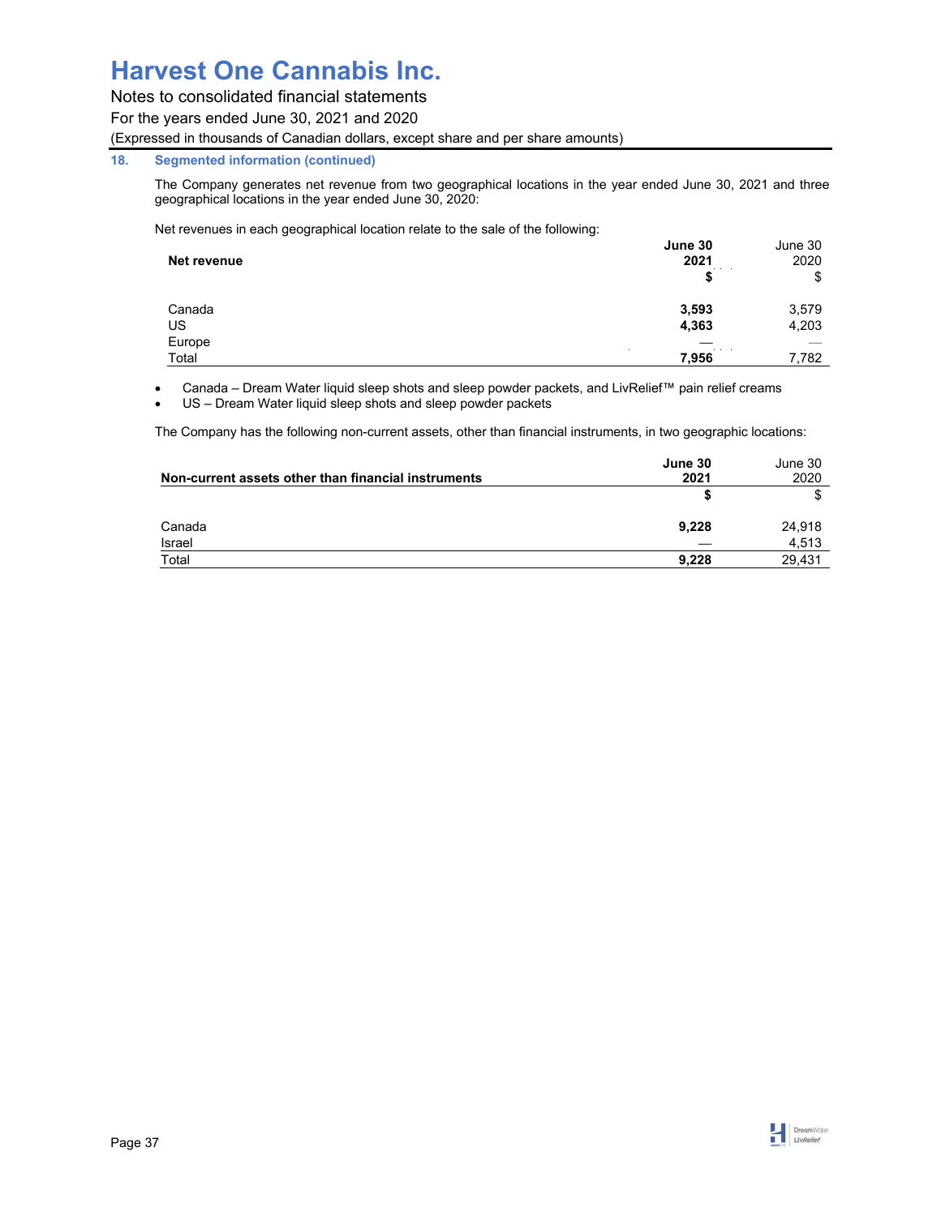## 18. Segmented information (continued)

The Company generates net revenue from two geographical locations in the year ended June 30, 2021 and three geographical locations in the year ended June 30, 2020:

Net revenues in each geographical location relate to the sale of the following:

| Net revenue | **June 30 2021** | June 30 2020 |
|---|---|---|
| | **$** | $ |
| Canada | **3,593** | 3,579 |
| US | **4,363** | 4,203 |
| Europe | **—** | — |
| Total | **7,956** | 7,782 |

- Canada – Dream Water liquid sleep shots and sleep powder packets, and LivRelief™ pain relief creams
- US – Dream Water liquid sleep shots and sleep powder packets

The Company has the following non-current assets, other than financial instruments, in two geographic locations:

| Non-current assets other than financial instruments | **June 30 2021** | June 30 2020 |
|---|---|---|
| | **$** | $ |
| Canada | **9,228** | 24,918 |
| Israel | **—** | 4,513 |
| Total | **9,228** | 29,431 |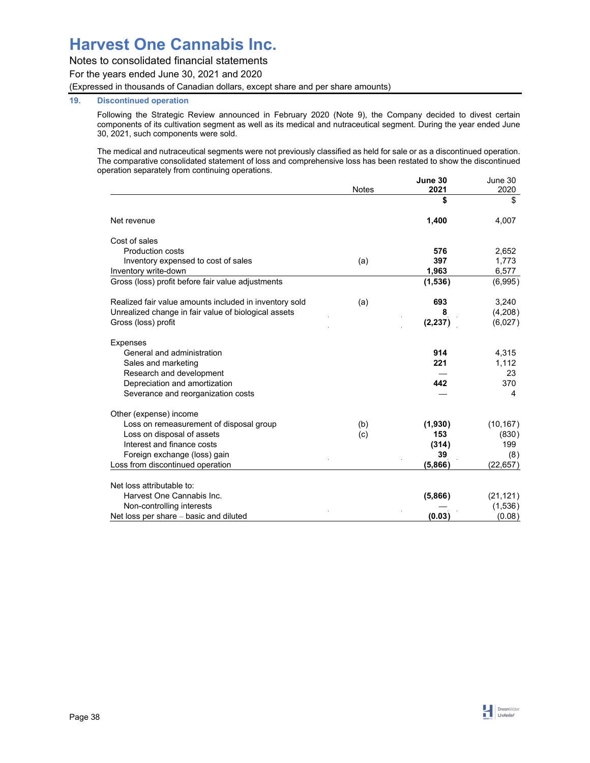# Harvest One Cannabis Inc.

Notes to consolidated financial statements

For the years ended June 30, 2021 and 2020

(Expressed in thousands of Canadian dollars, except share and per share amounts)

## 19. Discontinued operation

Following the Strategic Review announced in February 2020 (Note 9), the Company decided to divest certain components of its cultivation segment as well as its medical and nutraceutical segment. During the year ended June 30, 2021, such components were sold.

The medical and nutraceutical segments were not previously classified as held for sale or as a discontinued operation. The comparative consolidated statement of loss and comprehensive loss has been restated to show the discontinued operation separately from continuing operations.

| | Notes | **June 30 2021** | June 30 2020 |
|---|---|---|---|
| | | **$** | $ |
| Net revenue | | **1,400** | 4,007 |
| Cost of sales | | | |
| Production costs | | **576** | 2,652 |
| Inventory expensed to cost of sales | (a) | **397** | 1,773 |
| Inventory write-down | | **1,963** | 6,577 |
| Gross (loss) profit before fair value adjustments | | **(1,536)** | (6,995) |
| Realized fair value amounts included in inventory sold | (a) | **693** | 3,240 |
| Unrealized change in fair value of biological assets | | **8** | (4,208) |
| Gross (loss) profit | | **(2,237)** | (6,027) |
| Expenses | | | |
| General and administration | | **914** | 4,315 |
| Sales and marketing | | **221** | 1,112 |
| Research and development | | **—** | 23 |
| Depreciation and amortization | | **442** | 370 |
| Severance and reorganization costs | | **—** | 4 |
| Other (expense) income | | | |
| Loss on remeasurement of disposal group | (b) | **(1,930)** | (10,167) |
| Loss on disposal of assets | (c) | **153** | (830) |
| Interest and finance costs | | **(314)** | 199 |
| Foreign exchange (loss) gain | | **39** | (8) |
| Loss from discontinued operation | | **(5,866)** | (22,657) |
| Net loss attributable to: | | | |
| Harvest One Cannabis Inc. | | **(5,866)** | (21,121) |
| Non-controlling interests | | **—** | (1,536) |
| Net loss per share – basic and diluted | | **(0.03)** | (0.08) |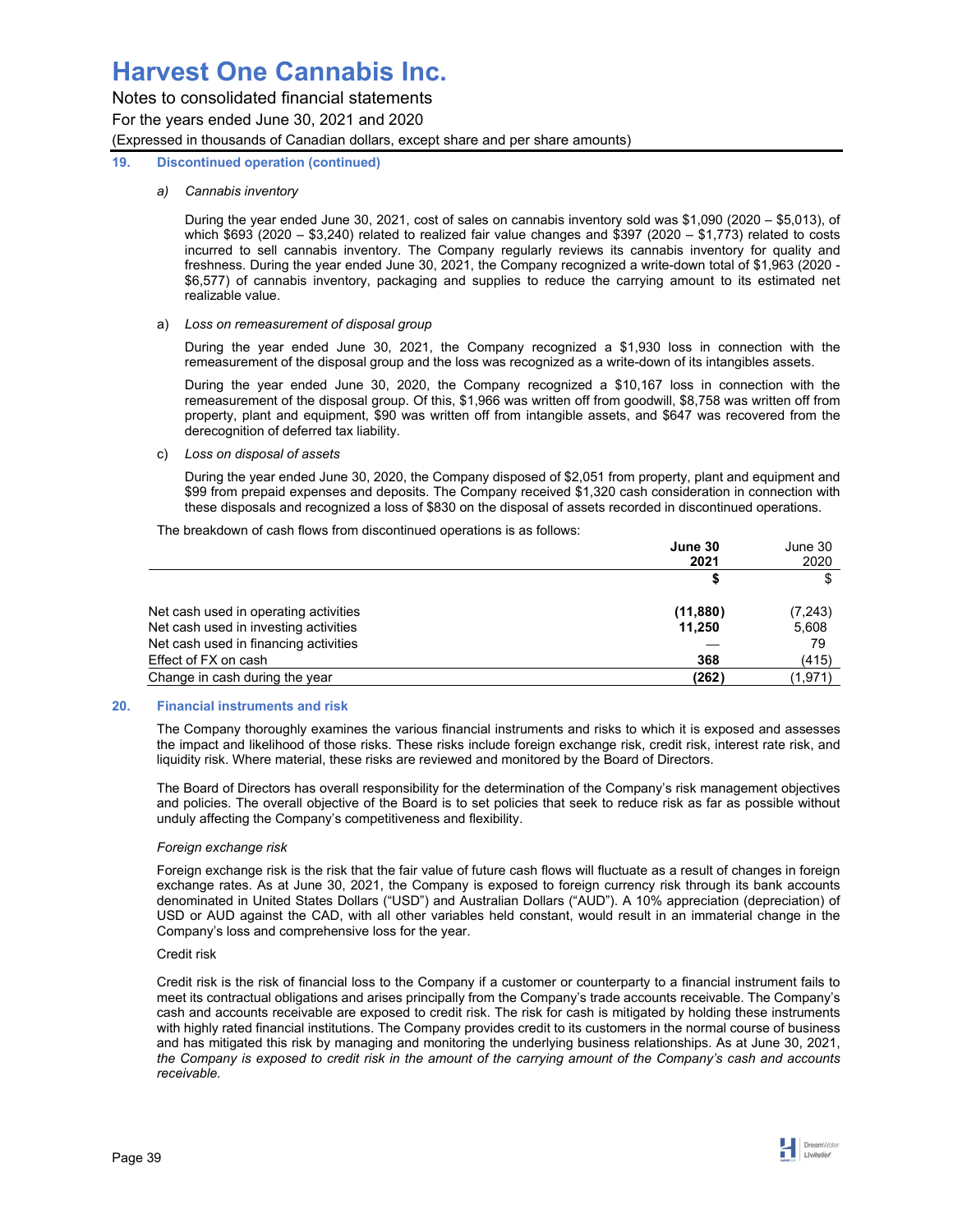# Harvest One Cannabis Inc.

Notes to consolidated financial statements

For the years ended June 30, 2021 and 2020

(Expressed in thousands of Canadian dollars, except share and per share amounts)

## 19. Discontinued operation (continued)

*a) Cannabis inventory*

During the year ended June 30, 2021, cost of sales on cannabis inventory sold was $1,090 (2020 – $5,013), of which $693 (2020 – $3,240) related to realized fair value changes and $397 (2020 – $1,773) related to costs incurred to sell cannabis inventory. The Company regularly reviews its cannabis inventory for quality and freshness. During the year ended June 30, 2021, the Company recognized a write-down total of $1,963 (2020 - $6,577) of cannabis inventory, packaging and supplies to reduce the carrying amount to its estimated net realizable value.

a) *Loss on remeasurement of disposal group*

During the year ended June 30, 2021, the Company recognized a $1,930 loss in connection with the remeasurement of the disposal group and the loss was recognized as a write-down of its intangibles assets.

During the year ended June 30, 2020, the Company recognized a $10,167 loss in connection with the remeasurement of the disposal group. Of this, $1,966 was written off from goodwill, $8,758 was written off from property, plant and equipment, $90 was written off from intangible assets, and $647 was recovered from the derecognition of deferred tax liability.

c) *Loss on disposal of assets*

During the year ended June 30, 2020, the Company disposed of $2,051 from property, plant and equipment and $99 from prepaid expenses and deposits. The Company received $1,320 cash consideration in connection with these disposals and recognized a loss of $830 on the disposal of assets recorded in discontinued operations.

The breakdown of cash flows from discontinued operations is as follows:

| | **June 30 2021** | June 30 2020 |
|---|---|---|
| | **$** | $ |
| Net cash used in operating activities | **(11,880)** | (7,243) |
| Net cash used in investing activities | **11,250** | 5,608 |
| Net cash used in financing activities | **—** | 79 |
| Effect of FX on cash | **368** | (415) |
| Change in cash during the year | **(262)** | (1,971) |

## 20. Financial instruments and risk

The Company thoroughly examines the various financial instruments and risks to which it is exposed and assesses the impact and likelihood of those risks. These risks include foreign exchange risk, credit risk, interest rate risk, and liquidity risk. Where material, these risks are reviewed and monitored by the Board of Directors.

The Board of Directors has overall responsibility for the determination of the Company's risk management objectives and policies. The overall objective of the Board is to set policies that seek to reduce risk as far as possible without unduly affecting the Company's competitiveness and flexibility.

*Foreign exchange risk*

Foreign exchange risk is the risk that the fair value of future cash flows will fluctuate as a result of changes in foreign exchange rates. As at June 30, 2021, the Company is exposed to foreign currency risk through its bank accounts denominated in United States Dollars ("USD") and Australian Dollars ("AUD"). A 10% appreciation (depreciation) of USD or AUD against the CAD, with all other variables held constant, would result in an immaterial change in the Company's loss and comprehensive loss for the year.

Credit risk

Credit risk is the risk of financial loss to the Company if a customer or counterparty to a financial instrument fails to meet its contractual obligations and arises principally from the Company's trade accounts receivable. The Company's cash and accounts receivable are exposed to credit risk. The risk for cash is mitigated by holding these instruments with highly rated financial institutions. The Company provides credit to its customers in the normal course of business and has mitigated this risk by managing and monitoring the underlying business relationships. As at June 30, 2021, *the Company is exposed to credit risk in the amount of the carrying amount of the Company's cash and accounts receivable.*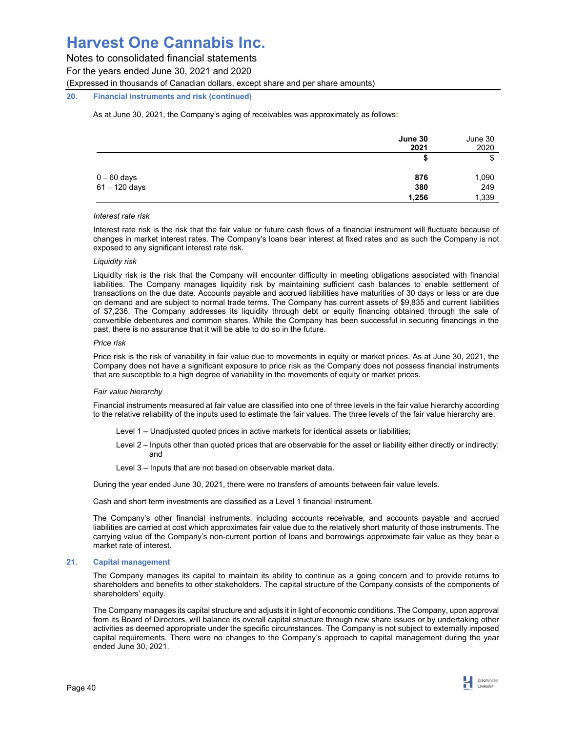# Harvest One Cannabis Inc.

Notes to consolidated financial statements

For the years ended June 30, 2021 and 2020

(Expressed in thousands of Canadian dollars, except share and per share amounts)

## 20. Financial instruments and risk (continued)

As at June 30, 2021, the Company's aging of receivables was approximately as follows:

| | **June 30 2021** | June 30 2020 |
|---|---|---|
| | **$** | $ |
| 0 – 60 days | **876** | 1,090 |
| 61 – 120 days | **380** | 249 |
| | **1,256** | 1,339 |

*Interest rate risk*

Interest rate risk is the risk that the fair value or future cash flows of a financial instrument will fluctuate because of changes in market interest rates. The Company's loans bear interest at fixed rates and as such the Company is not exposed to any significant interest rate risk.

*Liquidity risk*

Liquidity risk is the risk that the Company will encounter difficulty in meeting obligations associated with financial liabilities. The Company manages liquidity risk by maintaining sufficient cash balances to enable settlement of transactions on the due date. Accounts payable and accrued liabilities have maturities of 30 days or less or are due on demand and are subject to normal trade terms. The Company has current assets of $9,835 and current liabilities of $7,236. The Company addresses its liquidity through debt or equity financing obtained through the sale of convertible debentures and common shares. While the Company has been successful in securing financings in the past, there is no assurance that it will be able to do so in the future.

*Price risk*

Price risk is the risk of variability in fair value due to movements in equity or market prices. As at June 30, 2021, the Company does not have a significant exposure to price risk as the Company does not possess financial instruments that are susceptible to a high degree of variability in the movements of equity or market prices.

*Fair value hierarchy*

Financial instruments measured at fair value are classified into one of three levels in the fair value hierarchy according to the relative reliability of the inputs used to estimate the fair values. The three levels of the fair value hierarchy are:

Level 1 – Unadjusted quoted prices in active markets for identical assets or liabilities;

Level 2 – Inputs other than quoted prices that are observable for the asset or liability either directly or indirectly; and

Level 3 – Inputs that are not based on observable market data.

During the year ended June 30, 2021, there were no transfers of amounts between fair value levels.

Cash and short term investments are classified as a Level 1 financial instrument.

The Company's other financial instruments, including accounts receivable, and accounts payable and accrued liabilities are carried at cost which approximates fair value due to the relatively short maturity of those instruments. The carrying value of the Company's non-current portion of loans and borrowings approximate fair value as they bear a market rate of interest.

## 21. Capital management

The Company manages its capital to maintain its ability to continue as a going concern and to provide returns to shareholders and benefits to other stakeholders. The capital structure of the Company consists of the components of shareholders' equity.

The Company manages its capital structure and adjusts it in light of economic conditions. The Company, upon approval from its Board of Directors, will balance its overall capital structure through new share issues or by undertaking other activities as deemed appropriate under the specific circumstances. The Company is not subject to externally imposed capital requirements. There were no changes to the Company's approach to capital management during the year ended June 30, 2021.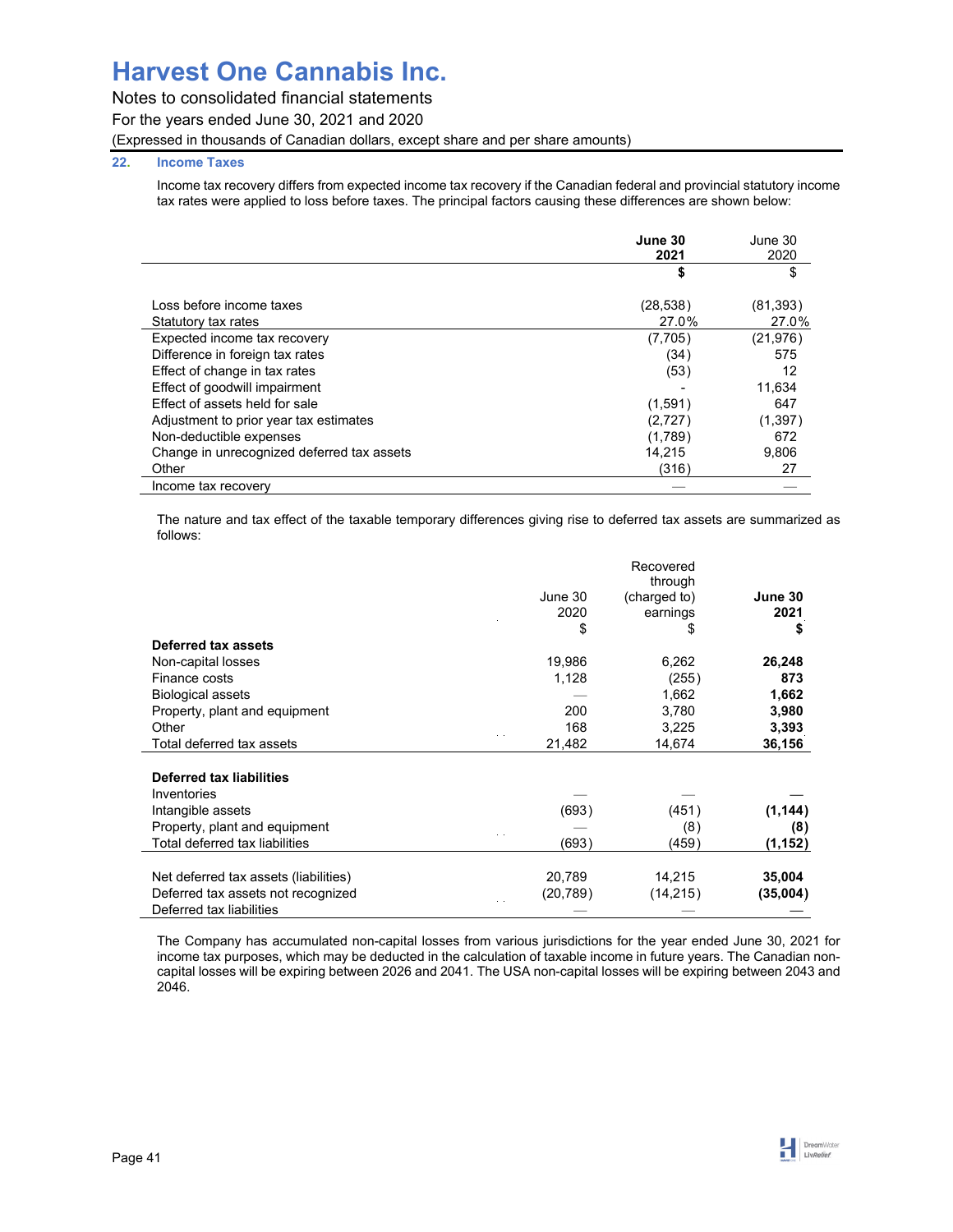## 22. Income Taxes

Income tax recovery differs from expected income tax recovery if the Canadian federal and provincial statutory income tax rates were applied to loss before taxes. The principal factors causing these differences are shown below:

| | **June 30 2021** | June 30 2020 |
|---|---|---|
| | **$** | $ |
| Loss before income taxes | (28,538) | (81,393) |
| Statutory tax rates | 27.0% | 27.0% |
| Expected income tax recovery | (7,705) | (21,976) |
| Difference in foreign tax rates | (34) | 575 |
| Effect of change in tax rates | (53) | 12 |
| Effect of goodwill impairment | - | 11,634 |
| Effect of assets held for sale | (1,591) | 647 |
| Adjustment to prior year tax estimates | (2,727) | (1,397) |
| Non-deductible expenses | (1,789) | 672 |
| Change in unrecognized deferred tax assets | 14,215 | 9,806 |
| Other | (316) | 27 |
| Income tax recovery | — | — |

The nature and tax effect of the taxable temporary differences giving rise to deferred tax assets are summarized as follows:

| | June 30 2020 | Recovered through (charged to) earnings | **June 30 2021** |
|---|---|---|---|
| | $ | $ | **$** |
| **Deferred tax assets** | | | |
| Non-capital losses | 19,986 | 6,262 | **26,248** |
| Finance costs | 1,128 | (255) | **873** |
| Biological assets | — | 1,662 | **1,662** |
| Property, plant and equipment | 200 | 3,780 | **3,980** |
| Other | 168 | 3,225 | **3,393** |
| Total deferred tax assets | 21,482 | 14,674 | **36,156** |
| | | | |
| **Deferred tax liabilities** | | | |
| Inventories | — | — | **—** |
| Intangible assets | (693) | (451) | **(1,144)** |
| Property, plant and equipment | — | (8) | **(8)** |
| Total deferred tax liabilities | (693) | (459) | **(1,152)** |
| | | | |
| Net deferred tax assets (liabilities) | 20,789 | 14,215 | **35,004** |
| Deferred tax assets not recognized | (20,789) | (14,215) | **(35,004)** |
| Deferred tax liabilities | — | — | **—** |

The Company has accumulated non-capital losses from various jurisdictions for the year ended June 30, 2021 for income tax purposes, which may be deducted in the calculation of taxable income in future years. The Canadian non-capital losses will be expiring between 2026 and 2041. The USA non-capital losses will be expiring between 2043 and 2046.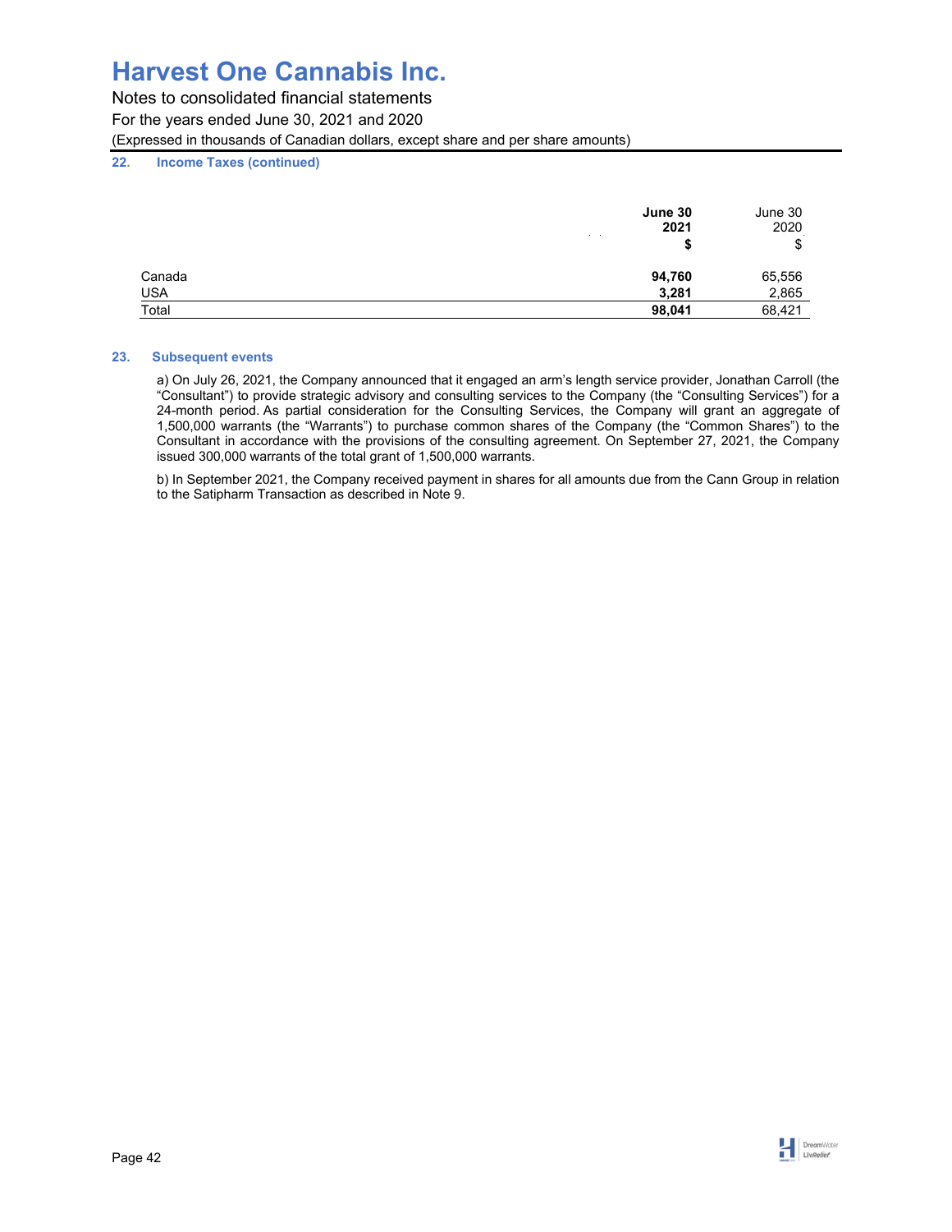# Harvest One Cannabis Inc.

Notes to consolidated financial statements

For the years ended June 30, 2021 and 2020

(Expressed in thousands of Canadian dollars, except share and per share amounts)

### 22. Income Taxes (continued)

| | **June 30 2021 $** | June 30 2020 $ |
|---|---|---|
| Canada | **94,760** | 65,556 |
| USA | **3,281** | 2,865 |
| Total | **98,041** | 68,421 |

### 23. Subsequent events

a) On July 26, 2021, the Company announced that it engaged an arm's length service provider, Jonathan Carroll (the "Consultant") to provide strategic advisory and consulting services to the Company (the "Consulting Services") for a 24-month period. As partial consideration for the Consulting Services, the Company will grant an aggregate of 1,500,000 warrants (the "Warrants") to purchase common shares of the Company (the "Common Shares") to the Consultant in accordance with the provisions of the consulting agreement. On September 27, 2021, the Company issued 300,000 warrants of the total grant of 1,500,000 warrants.

b) In September 2021, the Company received payment in shares for all amounts due from the Cann Group in relation to the Satipharm Transaction as described in Note 9.